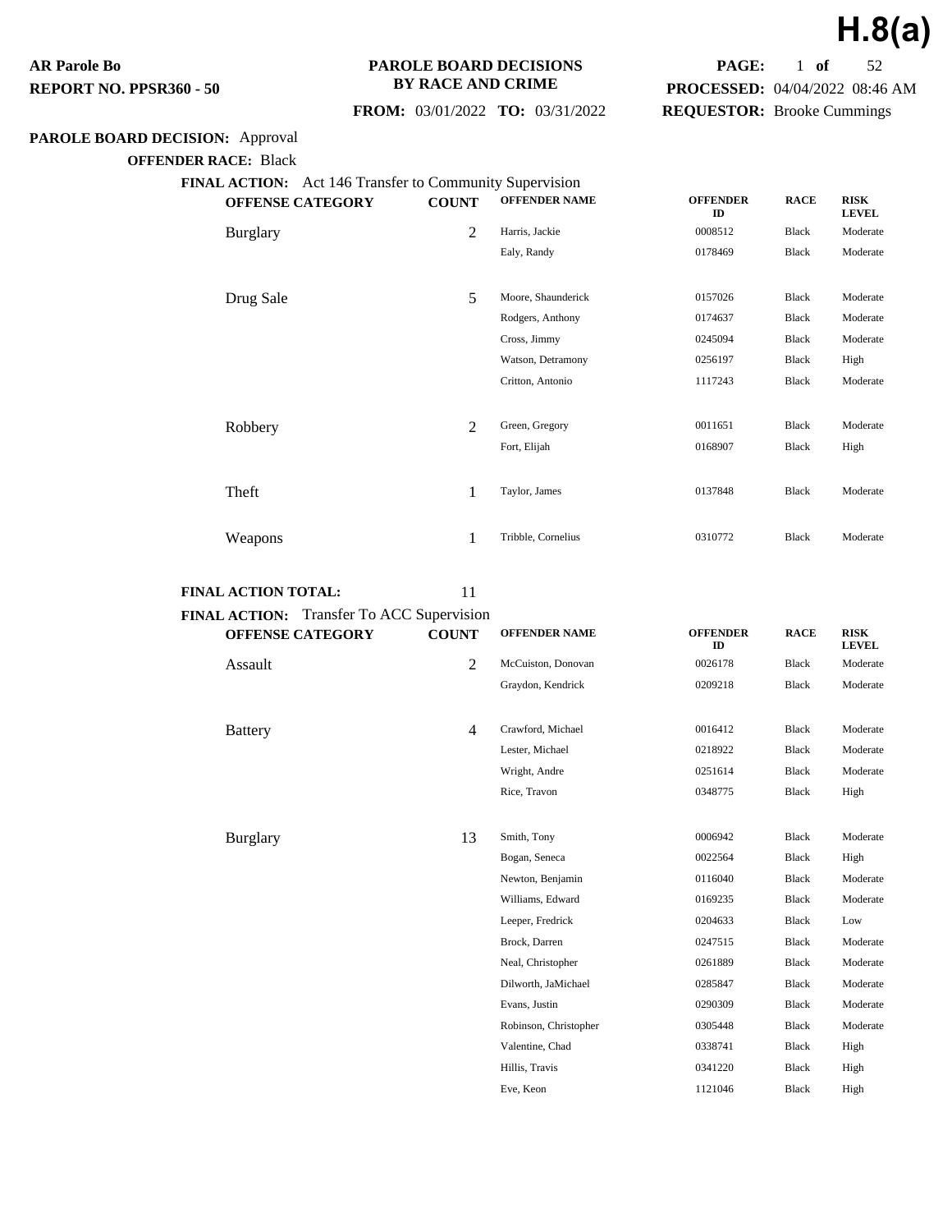**H.8(a)**

**AR Parole Bo**
**REPORT NO. PPSR360 - 50**

**PAROLE BOARD DECISIONS BY RACE AND CRIME**

**FROM:** 03/01/2022 **TO:** 03/31/2022

**PROCESSED:** 04/04/2022 08:46 AM
**REQUESTOR:** Brooke Cummings

**PAROLE BOARD DECISION:** Approval

**OFFENDER RACE:** Black

**FINAL ACTION:** Act 146 Transfer to Community Supervision

| OFFENSE CATEGORY | COUNT | OFFENDER NAME | OFFENDER ID | RACE | RISK LEVEL |
|---|---|---|---|---|---|
| Burglary | 2 | Harris, Jackie | 0008512 | Black | Moderate |
| | | Ealy, Randy | 0178469 | Black | Moderate |
| Drug Sale | 5 | Moore, Shaunderick | 0157026 | Black | Moderate |
| | | Rodgers, Anthony | 0174637 | Black | Moderate |
| | | Cross, Jimmy | 0245094 | Black | Moderate |
| | | Watson, Detramony | 0256197 | Black | High |
| | | Critton, Antonio | 1117243 | Black | Moderate |
| Robbery | 2 | Green, Gregory | 0011651 | Black | Moderate |
| | | Fort, Elijah | 0168907 | Black | High |
| Theft | 1 | Taylor, James | 0137848 | Black | Moderate |
| Weapons | 1 | Tribble, Cornelius | 0310772 | Black | Moderate |

**FINAL ACTION TOTAL:** 11

**FINAL ACTION:** Transfer To ACC Supervision

| OFFENSE CATEGORY | COUNT | OFFENDER NAME | OFFENDER ID | RACE | RISK LEVEL |
|---|---|---|---|---|---|
| Assault | 2 | McCuiston, Donovan | 0026178 | Black | Moderate |
| | | Graydon, Kendrick | 0209218 | Black | Moderate |
| Battery | 4 | Crawford, Michael | 0016412 | Black | Moderate |
| | | Lester, Michael | 0218922 | Black | Moderate |
| | | Wright, Andre | 0251614 | Black | Moderate |
| | | Rice, Travon | 0348775 | Black | High |
| Burglary | 13 | Smith, Tony | 0006942 | Black | Moderate |
| | | Bogan, Seneca | 0022564 | Black | High |
| | | Newton, Benjamin | 0116040 | Black | Moderate |
| | | Williams, Edward | 0169235 | Black | Moderate |
| | | Leeper, Fredrick | 0204633 | Black | Low |
| | | Brock, Darren | 0247515 | Black | Moderate |
| | | Neal, Christopher | 0261889 | Black | Moderate |
| | | Dilworth, JaMichael | 0285847 | Black | Moderate |
| | | Evans, Justin | 0290309 | Black | Moderate |
| | | Robinson, Christopher | 0305448 | Black | Moderate |
| | | Valentine, Chad | 0338741 | Black | High |
| | | Hillis, Travis | 0341220 | Black | High |
| | | Eve, Keon | 1121046 | Black | High |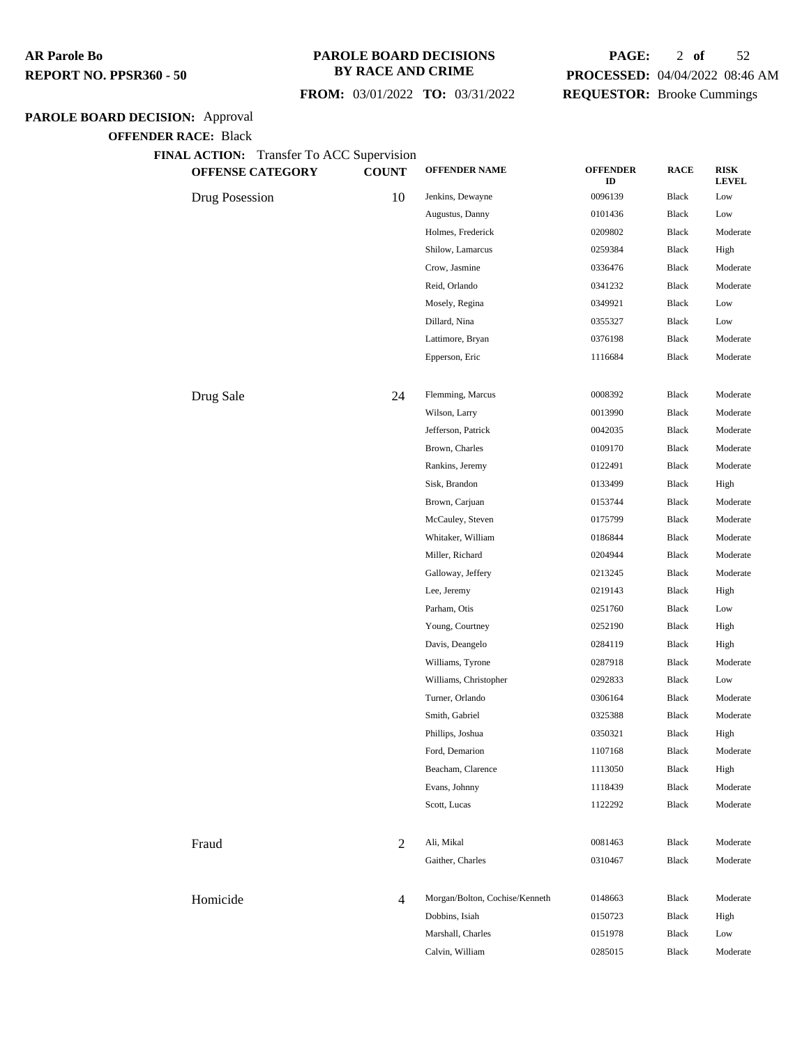**PAROLE BOARD DECISION:** Approval

**OFFENDER RACE:** Black

**FINAL ACTION:** Transfer To ACC Supervision

| OFFENSE CATEGORY | COUNT | OFFENDER NAME | OFFENDER ID | RACE | RISK LEVEL |
|---|---|---|---|---|---|
| Drug Posession | 10 | Jenkins, Dewayne | 0096139 | Black | Low |
| | | Augustus, Danny | 0101436 | Black | Low |
| | | Holmes, Frederick | 0209802 | Black | Moderate |
| | | Shilow, Lamarcus | 0259384 | Black | High |
| | | Crow, Jasmine | 0336476 | Black | Moderate |
| | | Reid, Orlando | 0341232 | Black | Moderate |
| | | Mosely, Regina | 0349921 | Black | Low |
| | | Dillard, Nina | 0355327 | Black | Low |
| | | Lattimore, Bryan | 0376198 | Black | Moderate |
| | | Epperson, Eric | 1116684 | Black | Moderate |
| Drug Sale | 24 | Flemming, Marcus | 0008392 | Black | Moderate |
| | | Wilson, Larry | 0013990 | Black | Moderate |
| | | Jefferson, Patrick | 0042035 | Black | Moderate |
| | | Brown, Charles | 0109170 | Black | Moderate |
| | | Rankins, Jeremy | 0122491 | Black | Moderate |
| | | Sisk, Brandon | 0133499 | Black | High |
| | | Brown, Carjuan | 0153744 | Black | Moderate |
| | | McCauley, Steven | 0175799 | Black | Moderate |
| | | Whitaker, William | 0186844 | Black | Moderate |
| | | Miller, Richard | 0204944 | Black | Moderate |
| | | Galloway, Jeffery | 0213245 | Black | Moderate |
| | | Lee, Jeremy | 0219143 | Black | High |
| | | Parham, Otis | 0251760 | Black | Low |
| | | Young, Courtney | 0252190 | Black | High |
| | | Davis, Deangelo | 0284119 | Black | High |
| | | Williams, Tyrone | 0287918 | Black | Moderate |
| | | Williams, Christopher | 0292833 | Black | Low |
| | | Turner, Orlando | 0306164 | Black | Moderate |
| | | Smith, Gabriel | 0325388 | Black | Moderate |
| | | Phillips, Joshua | 0350321 | Black | High |
| | | Ford, Demarion | 1107168 | Black | Moderate |
| | | Beacham, Clarence | 1113050 | Black | High |
| | | Evans, Johnny | 1118439 | Black | Moderate |
| | | Scott, Lucas | 1122292 | Black | Moderate |
| Fraud | 2 | Ali, Mikal | 0081463 | Black | Moderate |
| | | Gaither, Charles | 0310467 | Black | Moderate |
| Homicide | 4 | Morgan/Bolton, Cochise/Kenneth | 0148663 | Black | Moderate |
| | | Dobbins, Isiah | 0150723 | Black | High |
| | | Marshall, Charles | 0151978 | Black | Low |
| | | Calvin, William | 0285015 | Black | Moderate |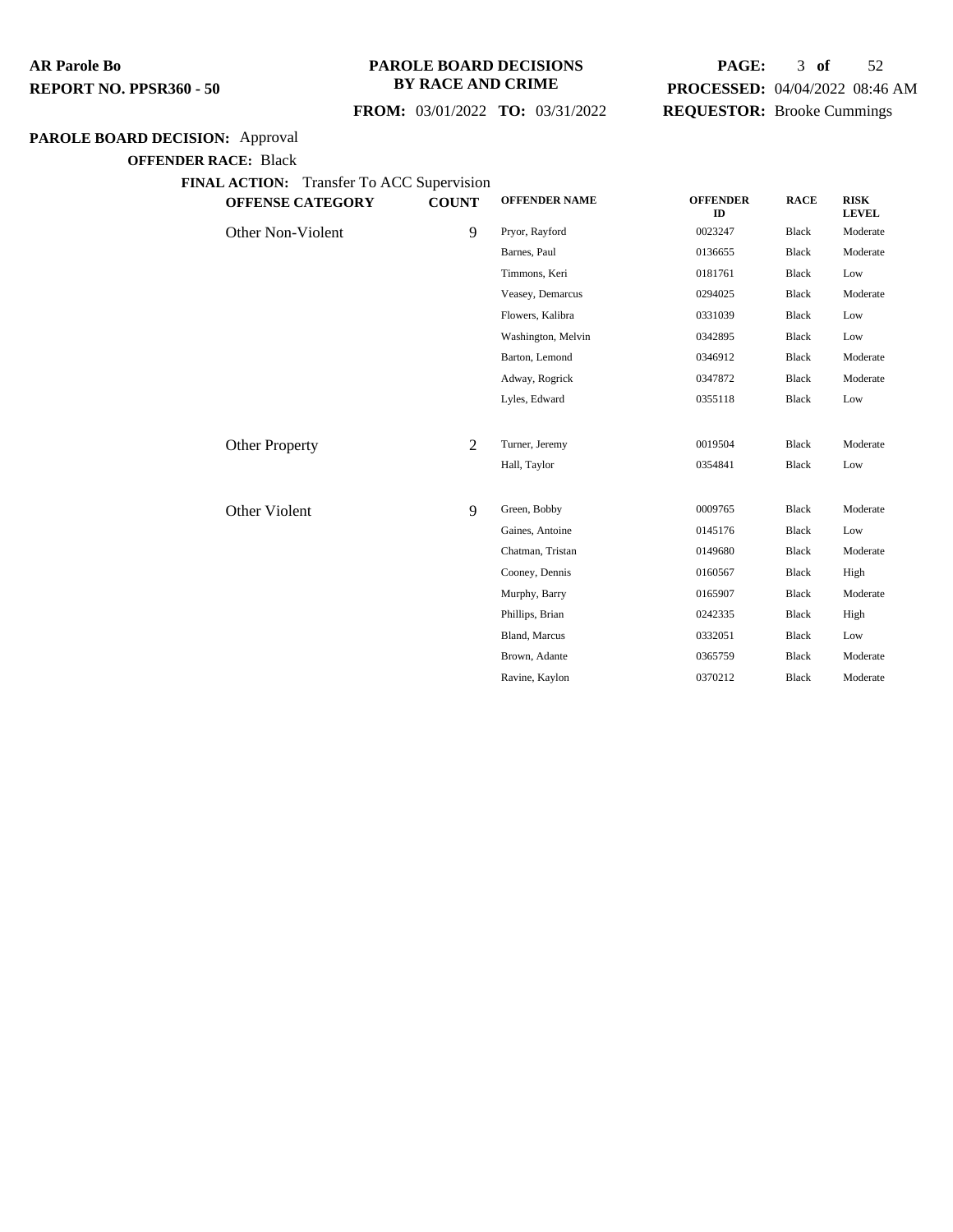**AR Parole Bo**
**REPORT NO. PPSR360 - 50**

**PAROLE BOARD DECISIONS BY RACE AND CRIME**

**FROM:** 03/01/2022 **TO:** 03/31/2022

**PROCESSED:** 04/04/2022 08:46 AM
**REQUESTOR:** Brooke Cummings

**PAROLE BOARD DECISION:** Approval

**OFFENDER RACE:** Black

**FINAL ACTION:** Transfer To ACC Supervision

| OFFENSE CATEGORY | COUNT | OFFENDER NAME | OFFENDER ID | RACE | RISK LEVEL |
|---|---|---|---|---|---|
| Other Non-Violent | 9 | Pryor, Rayford | 0023247 | Black | Moderate |
| | | Barnes, Paul | 0136655 | Black | Moderate |
| | | Timmons, Keri | 0181761 | Black | Low |
| | | Veasey, Demarcus | 0294025 | Black | Moderate |
| | | Flowers, Kalibra | 0331039 | Black | Low |
| | | Washington, Melvin | 0342895 | Black | Low |
| | | Barton, Lemond | 0346912 | Black | Moderate |
| | | Adway, Rogrick | 0347872 | Black | Moderate |
| | | Lyles, Edward | 0355118 | Black | Low |
| Other Property | 2 | Turner, Jeremy | 0019504 | Black | Moderate |
| | | Hall, Taylor | 0354841 | Black | Low |
| Other Violent | 9 | Green, Bobby | 0009765 | Black | Moderate |
| | | Gaines, Antoine | 0145176 | Black | Low |
| | | Chatman, Tristan | 0149680 | Black | Moderate |
| | | Cooney, Dennis | 0160567 | Black | High |
| | | Murphy, Barry | 0165907 | Black | Moderate |
| | | Phillips, Brian | 0242335 | Black | High |
| | | Bland, Marcus | 0332051 | Black | Low |
| | | Brown, Adante | 0365759 | Black | Moderate |
| | | Ravine, Kaylon | 0370212 | Black | Moderate |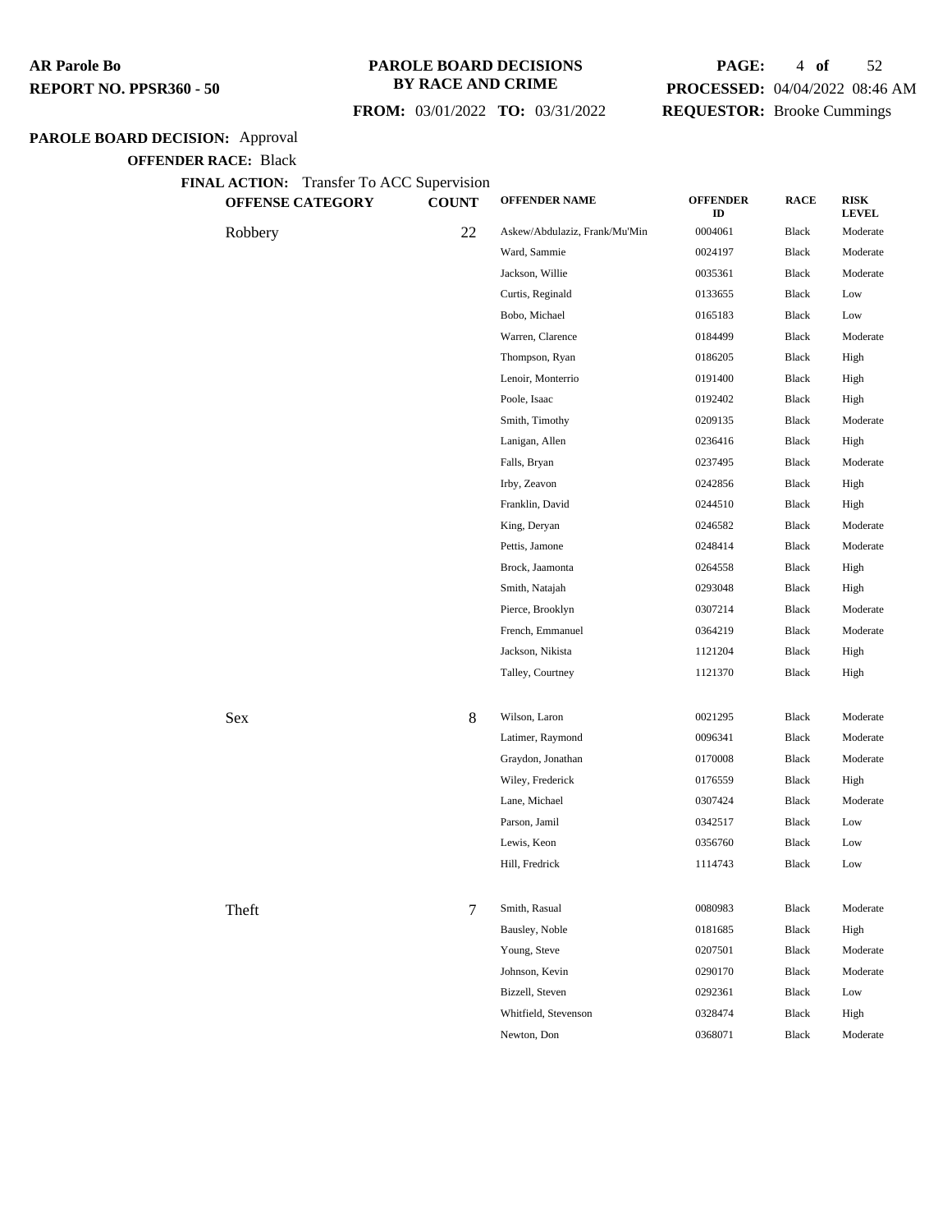**PAROLE BOARD DECISION:** Approval

**OFFENDER RACE:** Black

**FINAL ACTION:** Transfer To ACC Supervision

| OFFENSE CATEGORY | COUNT | OFFENDER NAME | OFFENDER ID | RACE | RISK LEVEL |
|---|---|---|---|---|---|
| Robbery | 22 | Askew/Abdulaziz, Frank/Mu'Min | 0004061 | Black | Moderate |
| | | Ward, Sammie | 0024197 | Black | Moderate |
| | | Jackson, Willie | 0035361 | Black | Moderate |
| | | Curtis, Reginald | 0133655 | Black | Low |
| | | Bobo, Michael | 0165183 | Black | Low |
| | | Warren, Clarence | 0184499 | Black | Moderate |
| | | Thompson, Ryan | 0186205 | Black | High |
| | | Lenoir, Monterrio | 0191400 | Black | High |
| | | Poole, Isaac | 0192402 | Black | High |
| | | Smith, Timothy | 0209135 | Black | Moderate |
| | | Lanigan, Allen | 0236416 | Black | High |
| | | Falls, Bryan | 0237495 | Black | Moderate |
| | | Irby, Zeavon | 0242856 | Black | High |
| | | Franklin, David | 0244510 | Black | High |
| | | King, Deryan | 0246582 | Black | Moderate |
| | | Pettis, Jamone | 0248414 | Black | Moderate |
| | | Brock, Jaamonta | 0264558 | Black | High |
| | | Smith, Natajah | 0293048 | Black | High |
| | | Pierce, Brooklyn | 0307214 | Black | Moderate |
| | | French, Emmanuel | 0364219 | Black | Moderate |
| | | Jackson, Nikista | 1121204 | Black | High |
| | | Talley, Courtney | 1121370 | Black | High |
| Sex | 8 | Wilson, Laron | 0021295 | Black | Moderate |
| | | Latimer, Raymond | 0096341 | Black | Moderate |
| | | Graydon, Jonathan | 0170008 | Black | Moderate |
| | | Wiley, Frederick | 0176559 | Black | High |
| | | Lane, Michael | 0307424 | Black | Moderate |
| | | Parson, Jamil | 0342517 | Black | Low |
| | | Lewis, Keon | 0356760 | Black | Low |
| | | Hill, Fredrick | 1114743 | Black | Low |
| Theft | 7 | Smith, Rasual | 0080983 | Black | Moderate |
| | | Bausley, Noble | 0181685 | Black | High |
| | | Young, Steve | 0207501 | Black | Moderate |
| | | Johnson, Kevin | 0290170 | Black | Moderate |
| | | Bizzell, Steven | 0292361 | Black | Low |
| | | Whitfield, Stevenson | 0328474 | Black | High |
| | | Newton, Don | 0368071 | Black | Moderate |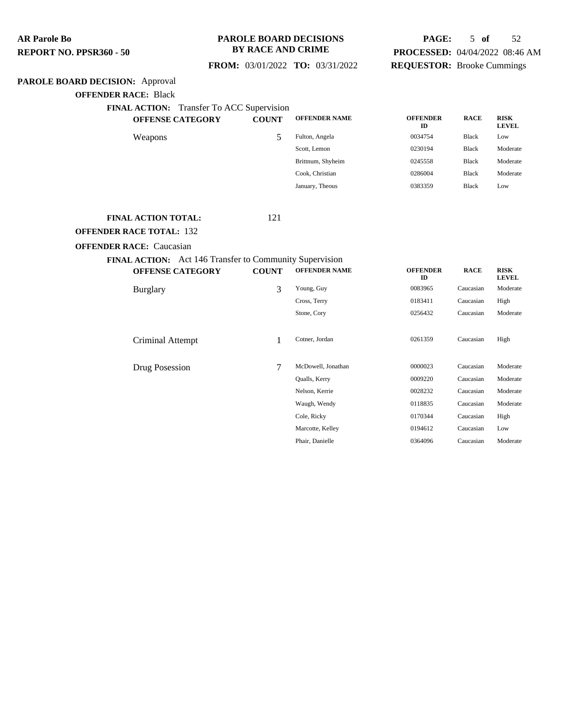**AR Parole Bo**
**REPORT NO. PPSR360 - 50**

**PAROLE BOARD DECISIONS BY RACE AND CRIME**

**FROM:** 03/01/2022 **TO:** 03/31/2022

**PROCESSED:** 04/04/2022 08:46 AM
**REQUESTOR:** Brooke Cummings

**PAROLE BOARD DECISION:** Approval

**OFFENDER RACE:** Black

**FINAL ACTION:** Transfer To ACC Supervision

| OFFENSE CATEGORY | COUNT | OFFENDER NAME | OFFENDER ID | RACE | RISK LEVEL |
|---|---|---|---|---|---|
| Weapons | 5 | Fulton, Angela | 0034754 | Black | Low |
| | | Scott, Lemon | 0230194 | Black | Moderate |
| | | Brittnum, Shyheim | 0245558 | Black | Moderate |
| | | Cook, Christian | 0286004 | Black | Moderate |
| | | January, Theous | 0383359 | Black | Low |

**FINAL ACTION TOTAL:** 121

**OFFENDER RACE TOTAL:** 132

**OFFENDER RACE:** Caucasian

**FINAL ACTION:** Act 146 Transfer to Community Supervision

| OFFENSE CATEGORY | COUNT | OFFENDER NAME | OFFENDER ID | RACE | RISK LEVEL |
|---|---|---|---|---|---|
| Burglary | 3 | Young, Guy | 0083965 | Caucasian | Moderate |
| | | Cross, Terry | 0183411 | Caucasian | High |
| | | Stone, Cory | 0256432 | Caucasian | Moderate |
| Criminal Attempt | 1 | Cotner, Jordan | 0261359 | Caucasian | High |
| Drug Posession | 7 | McDowell, Jonathan | 0000023 | Caucasian | Moderate |
| | | Qualls, Kerry | 0009220 | Caucasian | Moderate |
| | | Nelson, Kerrie | 0028232 | Caucasian | Moderate |
| | | Waugh, Wendy | 0118835 | Caucasian | Moderate |
| | | Cole, Ricky | 0170344 | Caucasian | High |
| | | Marcotte, Kelley | 0194612 | Caucasian | Low |
| | | Phair, Danielle | 0364096 | Caucasian | Moderate |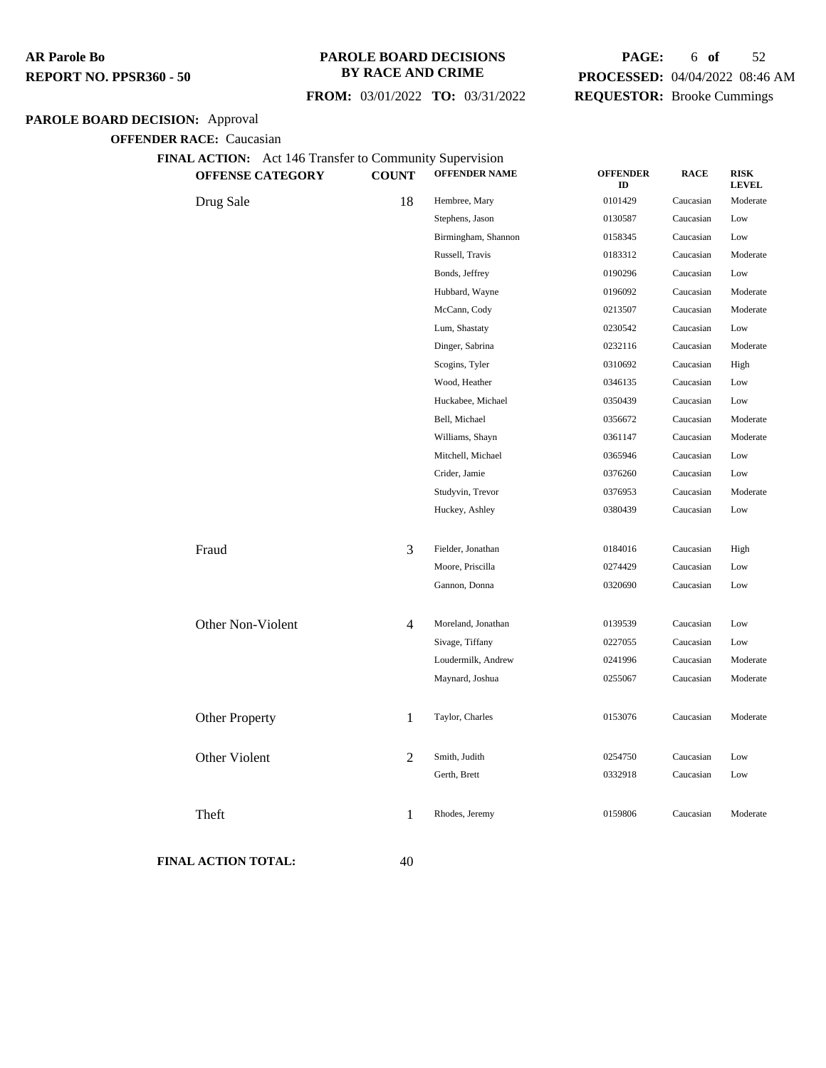**AR Parole Bo**
**REPORT NO. PPSR360 - 50**

**PAROLE BOARD DECISIONS BY RACE AND CRIME**

**FROM:** 03/01/2022 **TO:** 03/31/2022

**PROCESSED:** 04/04/2022 08:46 AM
**REQUESTOR:** Brooke Cummings

**PAROLE BOARD DECISION:** Approval

**OFFENDER RACE:** Caucasian

**FINAL ACTION:** Act 146 Transfer to Community Supervision

| OFFENSE CATEGORY | COUNT | OFFENDER NAME | OFFENDER ID | RACE | RISK LEVEL |
|---|---|---|---|---|---|
| Drug Sale | 18 | Hembree, Mary | 0101429 | Caucasian | Moderate |
| | | Stephens, Jason | 0130587 | Caucasian | Low |
| | | Birmingham, Shannon | 0158345 | Caucasian | Low |
| | | Russell, Travis | 0183312 | Caucasian | Moderate |
| | | Bonds, Jeffrey | 0190296 | Caucasian | Low |
| | | Hubbard, Wayne | 0196092 | Caucasian | Moderate |
| | | McCann, Cody | 0213507 | Caucasian | Moderate |
| | | Lum, Shastaty | 0230542 | Caucasian | Low |
| | | Dinger, Sabrina | 0232116 | Caucasian | Moderate |
| | | Scogins, Tyler | 0310692 | Caucasian | High |
| | | Wood, Heather | 0346135 | Caucasian | Low |
| | | Huckabee, Michael | 0350439 | Caucasian | Low |
| | | Bell, Michael | 0356672 | Caucasian | Moderate |
| | | Williams, Shayn | 0361147 | Caucasian | Moderate |
| | | Mitchell, Michael | 0365946 | Caucasian | Low |
| | | Crider, Jamie | 0376260 | Caucasian | Low |
| | | Studyvin, Trevor | 0376953 | Caucasian | Moderate |
| | | Huckey, Ashley | 0380439 | Caucasian | Low |
| Fraud | 3 | Fielder, Jonathan | 0184016 | Caucasian | High |
| | | Moore, Priscilla | 0274429 | Caucasian | Low |
| | | Gannon, Donna | 0320690 | Caucasian | Low |
| Other Non-Violent | 4 | Moreland, Jonathan | 0139539 | Caucasian | Low |
| | | Sivage, Tiffany | 0227055 | Caucasian | Low |
| | | Loudermilk, Andrew | 0241996 | Caucasian | Moderate |
| | | Maynard, Joshua | 0255067 | Caucasian | Moderate |
| Other Property | 1 | Taylor, Charles | 0153076 | Caucasian | Moderate |
| Other Violent | 2 | Smith, Judith | 0254750 | Caucasian | Low |
| | | Gerth, Brett | 0332918 | Caucasian | Low |
| Theft | 1 | Rhodes, Jeremy | 0159806 | Caucasian | Moderate |

**FINAL ACTION TOTAL:** 40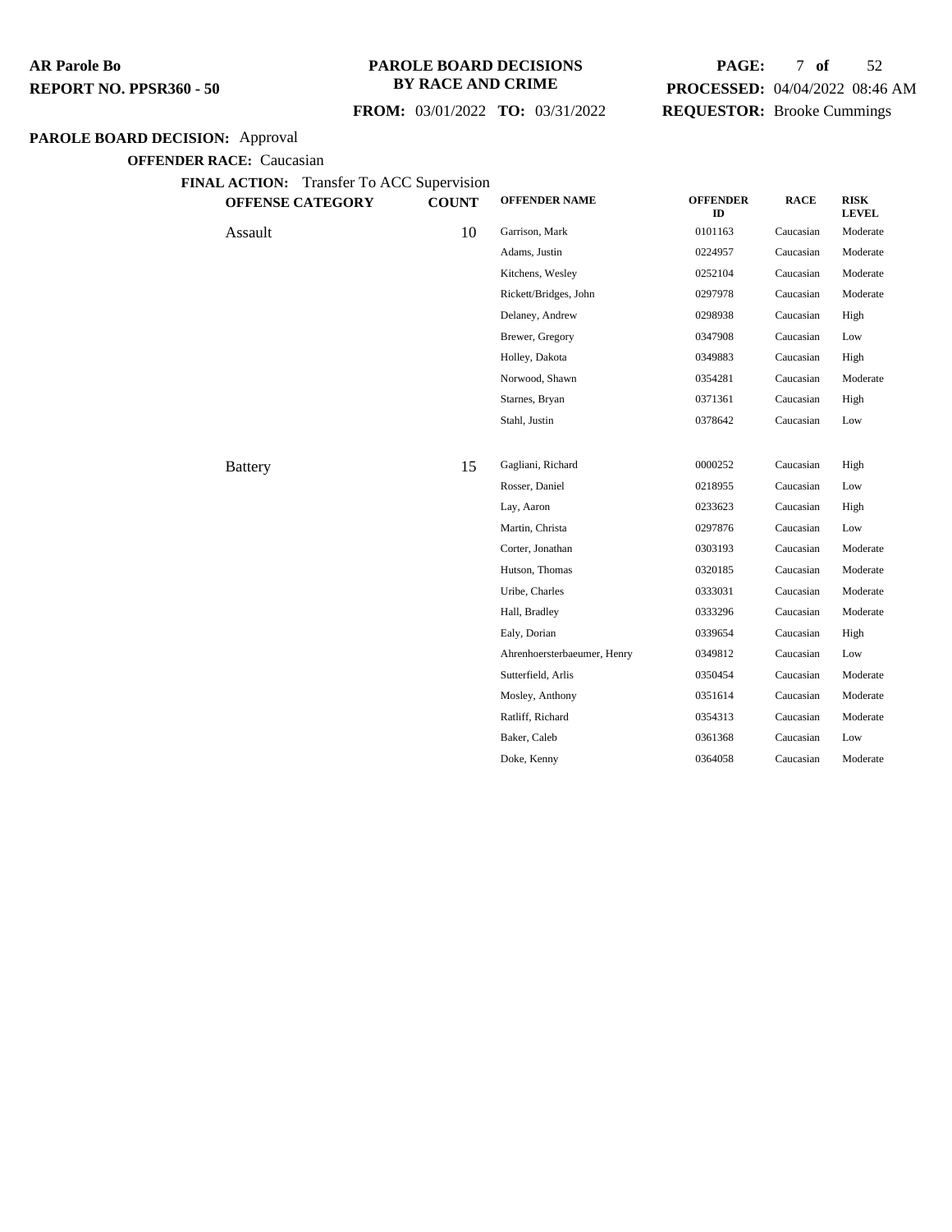**PAROLE BOARD DECISIONS BY RACE AND CRIME**

**FROM:** 03/01/2022 **TO:** 03/31/2022

**PROCESSED:** 04/04/2022 08:46 AM
**REQUESTOR:** Brooke Cummings

AR Parole Bo
**REPORT NO. PPSR360 - 50**

**PAROLE BOARD DECISION:** Approval

**OFFENDER RACE:** Caucasian

**FINAL ACTION:** Transfer To ACC Supervision

| OFFENSE CATEGORY | COUNT | OFFENDER NAME | OFFENDER ID | RACE | RISK LEVEL |
|---|---|---|---|---|---|
| Assault | 10 | Garrison, Mark | 0101163 | Caucasian | Moderate |
| | | Adams, Justin | 0224957 | Caucasian | Moderate |
| | | Kitchens, Wesley | 0252104 | Caucasian | Moderate |
| | | Rickett/Bridges, John | 0297978 | Caucasian | Moderate |
| | | Delaney, Andrew | 0298938 | Caucasian | High |
| | | Brewer, Gregory | 0347908 | Caucasian | Low |
| | | Holley, Dakota | 0349883 | Caucasian | High |
| | | Norwood, Shawn | 0354281 | Caucasian | Moderate |
| | | Starnes, Bryan | 0371361 | Caucasian | High |
| | | Stahl, Justin | 0378642 | Caucasian | Low |
| Battery | 15 | Gagliani, Richard | 0000252 | Caucasian | High |
| | | Rosser, Daniel | 0218955 | Caucasian | Low |
| | | Lay, Aaron | 0233623 | Caucasian | High |
| | | Martin, Christa | 0297876 | Caucasian | Low |
| | | Corter, Jonathan | 0303193 | Caucasian | Moderate |
| | | Hutson, Thomas | 0320185 | Caucasian | Moderate |
| | | Uribe, Charles | 0333031 | Caucasian | Moderate |
| | | Hall, Bradley | 0333296 | Caucasian | Moderate |
| | | Ealy, Dorian | 0339654 | Caucasian | High |
| | | Ahrenhoersterbaeumer, Henry | 0349812 | Caucasian | Low |
| | | Sutterfield, Arlis | 0350454 | Caucasian | Moderate |
| | | Mosley, Anthony | 0351614 | Caucasian | Moderate |
| | | Ratliff, Richard | 0354313 | Caucasian | Moderate |
| | | Baker, Caleb | 0361368 | Caucasian | Low |
| | | Doke, Kenny | 0364058 | Caucasian | Moderate |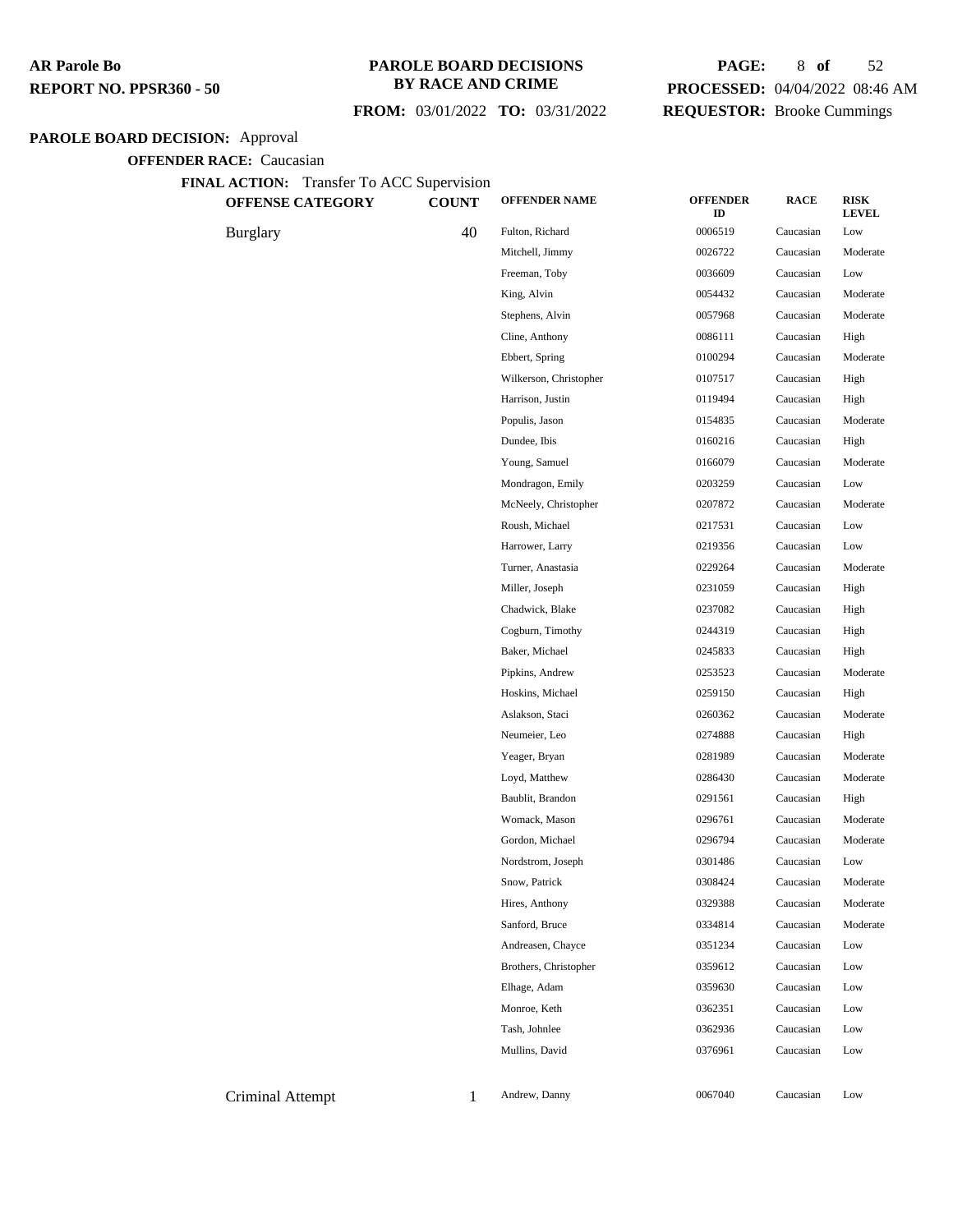**PAROLE BOARD DECISION:** Approval

**OFFENDER RACE:** Caucasian

**FINAL ACTION:** Transfer To ACC Supervision

| OFFENSE CATEGORY | COUNT | OFFENDER NAME | OFFENDER ID | RACE | RISK LEVEL |
|---|---|---|---|---|---|
| Burglary | 40 | Fulton, Richard | 0006519 | Caucasian | Low |
| | | Mitchell, Jimmy | 0026722 | Caucasian | Moderate |
| | | Freeman, Toby | 0036609 | Caucasian | Low |
| | | King, Alvin | 0054432 | Caucasian | Moderate |
| | | Stephens, Alvin | 0057968 | Caucasian | Moderate |
| | | Cline, Anthony | 0086111 | Caucasian | High |
| | | Ebbert, Spring | 0100294 | Caucasian | Moderate |
| | | Wilkerson, Christopher | 0107517 | Caucasian | High |
| | | Harrison, Justin | 0119494 | Caucasian | High |
| | | Populis, Jason | 0154835 | Caucasian | Moderate |
| | | Dundee, Ibis | 0160216 | Caucasian | High |
| | | Young, Samuel | 0166079 | Caucasian | Moderate |
| | | Mondragon, Emily | 0203259 | Caucasian | Low |
| | | McNeely, Christopher | 0207872 | Caucasian | Moderate |
| | | Roush, Michael | 0217531 | Caucasian | Low |
| | | Harrower, Larry | 0219356 | Caucasian | Low |
| | | Turner, Anastasia | 0229264 | Caucasian | Moderate |
| | | Miller, Joseph | 0231059 | Caucasian | High |
| | | Chadwick, Blake | 0237082 | Caucasian | High |
| | | Cogburn, Timothy | 0244319 | Caucasian | High |
| | | Baker, Michael | 0245833 | Caucasian | High |
| | | Pipkins, Andrew | 0253523 | Caucasian | Moderate |
| | | Hoskins, Michael | 0259150 | Caucasian | High |
| | | Aslakson, Staci | 0260362 | Caucasian | Moderate |
| | | Neumeier, Leo | 0274888 | Caucasian | High |
| | | Yeager, Bryan | 0281989 | Caucasian | Moderate |
| | | Loyd, Matthew | 0286430 | Caucasian | Moderate |
| | | Baublit, Brandon | 0291561 | Caucasian | High |
| | | Womack, Mason | 0296761 | Caucasian | Moderate |
| | | Gordon, Michael | 0296794 | Caucasian | Moderate |
| | | Nordstrom, Joseph | 0301486 | Caucasian | Low |
| | | Snow, Patrick | 0308424 | Caucasian | Moderate |
| | | Hires, Anthony | 0329388 | Caucasian | Moderate |
| | | Sanford, Bruce | 0334814 | Caucasian | Moderate |
| | | Andreasen, Chayce | 0351234 | Caucasian | Low |
| | | Brothers, Christopher | 0359612 | Caucasian | Low |
| | | Elhage, Adam | 0359630 | Caucasian | Low |
| | | Monroe, Keth | 0362351 | Caucasian | Low |
| | | Tash, Johnlee | 0362936 | Caucasian | Low |
| | | Mullins, David | 0376961 | Caucasian | Low |
| Criminal Attempt | 1 | Andrew, Danny | 0067040 | Caucasian | Low |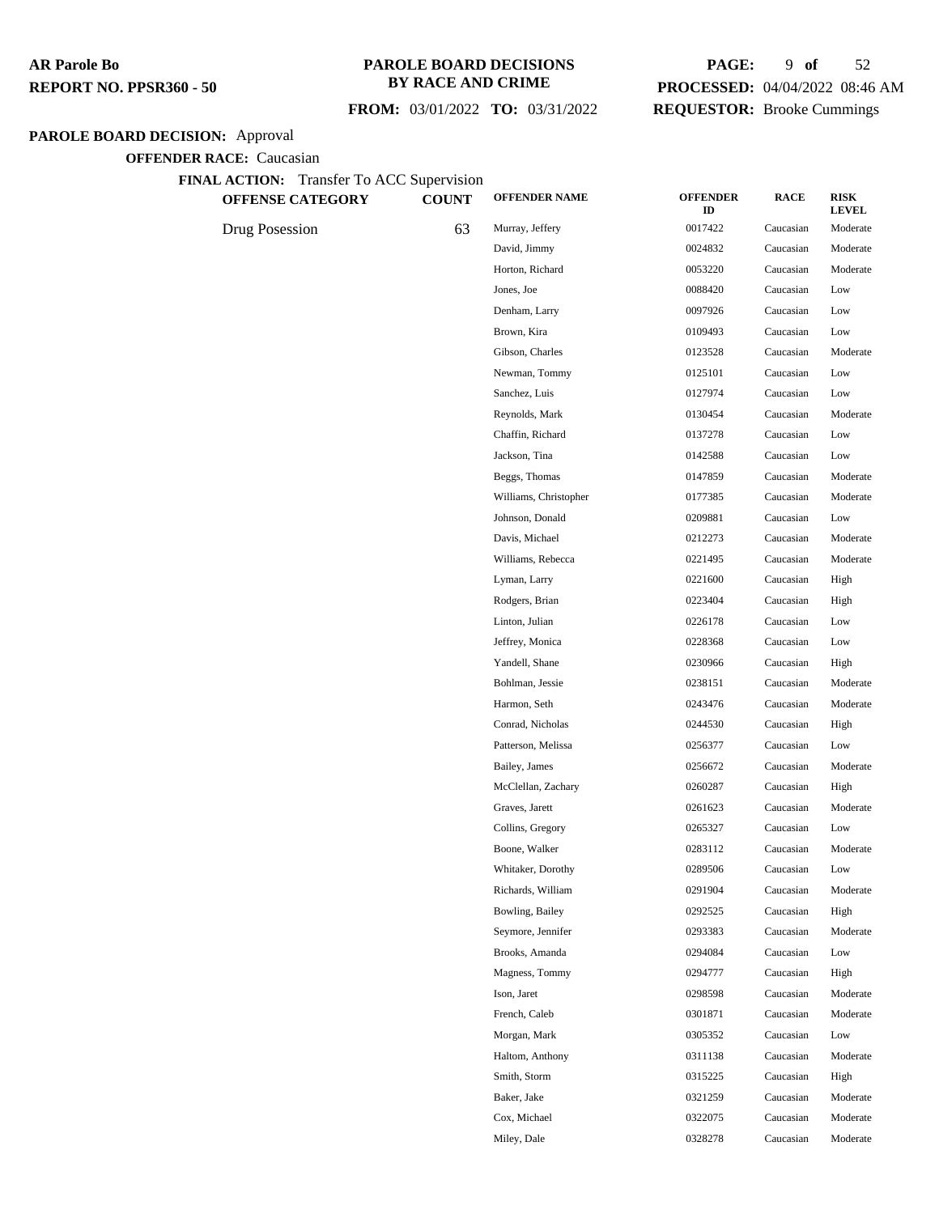**PAROLE BOARD DECISION:** Approval

**OFFENDER RACE:** Caucasian

**FINAL ACTION:** Transfer To ACC Supervision

| OFFENSE CATEGORY | COUNT | OFFENDER NAME | OFFENDER ID | RACE | RISK LEVEL |
|---|---|---|---|---|---|
| Drug Posession | 63 | Murray, Jeffery | 0017422 | Caucasian | Moderate |
| | | David, Jimmy | 0024832 | Caucasian | Moderate |
| | | Horton, Richard | 0053220 | Caucasian | Moderate |
| | | Jones, Joe | 0088420 | Caucasian | Low |
| | | Denham, Larry | 0097926 | Caucasian | Low |
| | | Brown, Kira | 0109493 | Caucasian | Low |
| | | Gibson, Charles | 0123528 | Caucasian | Moderate |
| | | Newman, Tommy | 0125101 | Caucasian | Low |
| | | Sanchez, Luis | 0127974 | Caucasian | Low |
| | | Reynolds, Mark | 0130454 | Caucasian | Moderate |
| | | Chaffin, Richard | 0137278 | Caucasian | Low |
| | | Jackson, Tina | 0142588 | Caucasian | Low |
| | | Beggs, Thomas | 0147859 | Caucasian | Moderate |
| | | Williams, Christopher | 0177385 | Caucasian | Moderate |
| | | Johnson, Donald | 0209881 | Caucasian | Low |
| | | Davis, Michael | 0212273 | Caucasian | Moderate |
| | | Williams, Rebecca | 0221495 | Caucasian | Moderate |
| | | Lyman, Larry | 0221600 | Caucasian | High |
| | | Rodgers, Brian | 0223404 | Caucasian | High |
| | | Linton, Julian | 0226178 | Caucasian | Low |
| | | Jeffrey, Monica | 0228368 | Caucasian | Low |
| | | Yandell, Shane | 0230966 | Caucasian | High |
| | | Bohlman, Jessie | 0238151 | Caucasian | Moderate |
| | | Harmon, Seth | 0243476 | Caucasian | Moderate |
| | | Conrad, Nicholas | 0244530 | Caucasian | High |
| | | Patterson, Melissa | 0256377 | Caucasian | Low |
| | | Bailey, James | 0256672 | Caucasian | Moderate |
| | | McClellan, Zachary | 0260287 | Caucasian | High |
| | | Graves, Jarett | 0261623 | Caucasian | Moderate |
| | | Collins, Gregory | 0265327 | Caucasian | Low |
| | | Boone, Walker | 0283112 | Caucasian | Moderate |
| | | Whitaker, Dorothy | 0289506 | Caucasian | Low |
| | | Richards, William | 0291904 | Caucasian | Moderate |
| | | Bowling, Bailey | 0292525 | Caucasian | High |
| | | Seymore, Jennifer | 0293383 | Caucasian | Moderate |
| | | Brooks, Amanda | 0294084 | Caucasian | Low |
| | | Magness, Tommy | 0294777 | Caucasian | High |
| | | Ison, Jaret | 0298598 | Caucasian | Moderate |
| | | French, Caleb | 0301871 | Caucasian | Moderate |
| | | Morgan, Mark | 0305352 | Caucasian | Low |
| | | Haltom, Anthony | 0311138 | Caucasian | Moderate |
| | | Smith, Storm | 0315225 | Caucasian | High |
| | | Baker, Jake | 0321259 | Caucasian | Moderate |
| | | Cox, Michael | 0322075 | Caucasian | Moderate |
| | | Miley, Dale | 0328278 | Caucasian | Moderate |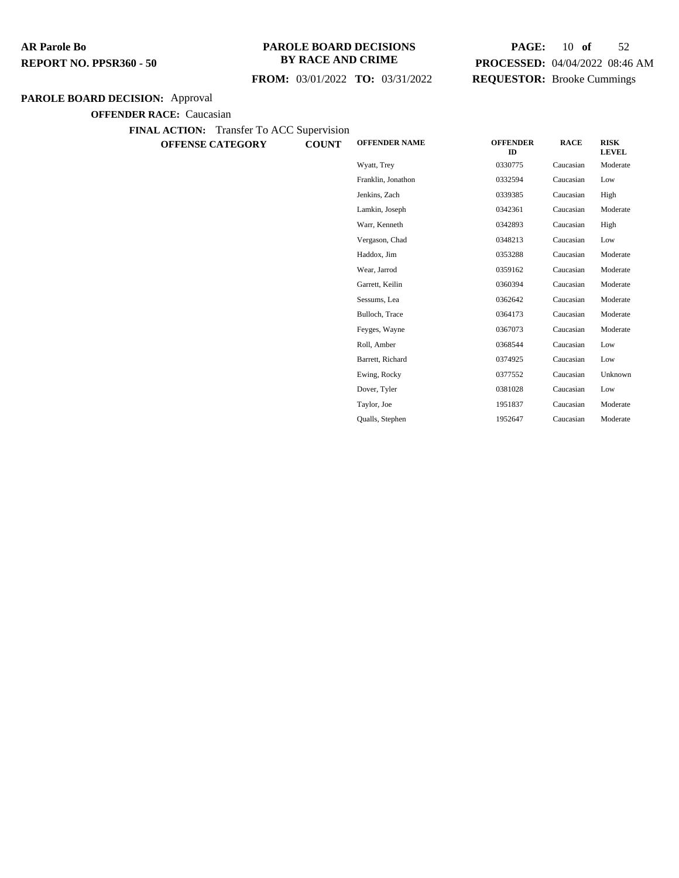**PAROLE BOARD DECISION:** Approval

**OFFENDER RACE:** Caucasian

**FINAL ACTION:** Transfer To ACC Supervision

| OFFENSE CATEGORY | COUNT | OFFENDER NAME | OFFENDER ID | RACE | RISK LEVEL |
|---|---|---|---|---|---|
| | | Wyatt, Trey | 0330775 | Caucasian | Moderate |
| | | Franklin, Jonathon | 0332594 | Caucasian | Low |
| | | Jenkins, Zach | 0339385 | Caucasian | High |
| | | Lamkin, Joseph | 0342361 | Caucasian | Moderate |
| | | Warr, Kenneth | 0342893 | Caucasian | High |
| | | Vergason, Chad | 0348213 | Caucasian | Low |
| | | Haddox, Jim | 0353288 | Caucasian | Moderate |
| | | Wear, Jarrod | 0359162 | Caucasian | Moderate |
| | | Garrett, Keilin | 0360394 | Caucasian | Moderate |
| | | Sessums, Lea | 0362642 | Caucasian | Moderate |
| | | Bulloch, Trace | 0364173 | Caucasian | Moderate |
| | | Feyges, Wayne | 0367073 | Caucasian | Moderate |
| | | Roll, Amber | 0368544 | Caucasian | Low |
| | | Barrett, Richard | 0374925 | Caucasian | Low |
| | | Ewing, Rocky | 0377552 | Caucasian | Unknown |
| | | Dover, Tyler | 0381028 | Caucasian | Low |
| | | Taylor, Joe | 1951837 | Caucasian | Moderate |
| | | Qualls, Stephen | 1952647 | Caucasian | Moderate |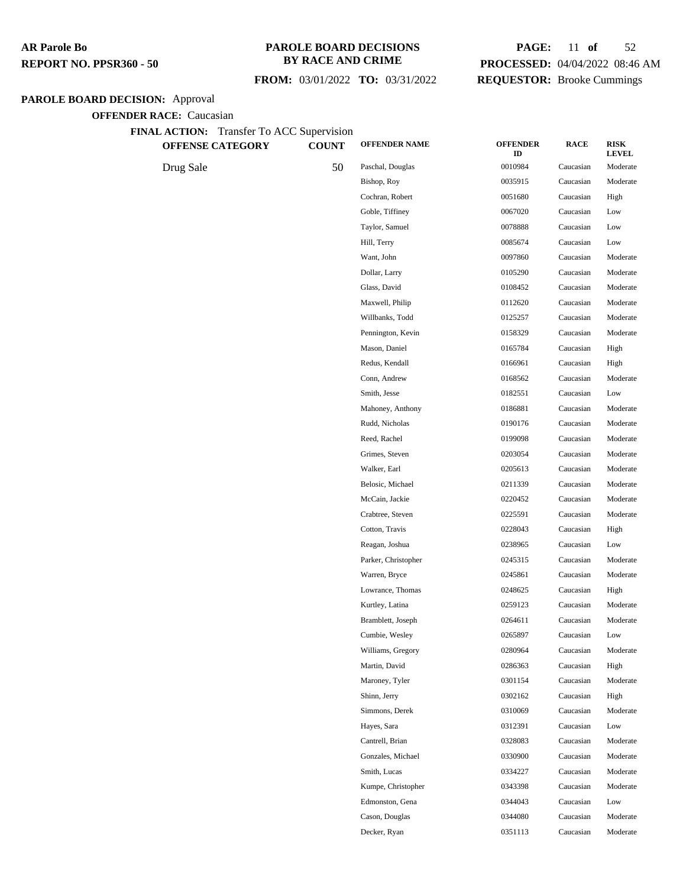**AR Parole Bo**
**REPORT NO. PPSR360 - 50**

**PAROLE BOARD DECISIONS BY RACE AND CRIME**

**FROM:** 03/01/2022 **TO:** 03/31/2022

**PROCESSED:** 04/04/2022 08:46 AM
**REQUESTOR:** Brooke Cummings

**PAROLE BOARD DECISION:** Approval

**OFFENDER RACE:** Caucasian

**FINAL ACTION:** Transfer To ACC Supervision

| OFFENSE CATEGORY | COUNT | OFFENDER NAME | OFFENDER ID | RACE | RISK LEVEL |
|---|---|---|---|---|---|
| Drug Sale | 50 | Paschal, Douglas | 0010984 | Caucasian | Moderate |
| | | Bishop, Roy | 0035915 | Caucasian | Moderate |
| | | Cochran, Robert | 0051680 | Caucasian | High |
| | | Goble, Tiffiney | 0067020 | Caucasian | Low |
| | | Taylor, Samuel | 0078888 | Caucasian | Low |
| | | Hill, Terry | 0085674 | Caucasian | Low |
| | | Want, John | 0097860 | Caucasian | Moderate |
| | | Dollar, Larry | 0105290 | Caucasian | Moderate |
| | | Glass, David | 0108452 | Caucasian | Moderate |
| | | Maxwell, Philip | 0112620 | Caucasian | Moderate |
| | | Willbanks, Todd | 0125257 | Caucasian | Moderate |
| | | Pennington, Kevin | 0158329 | Caucasian | Moderate |
| | | Mason, Daniel | 0165784 | Caucasian | High |
| | | Redus, Kendall | 0166961 | Caucasian | High |
| | | Conn, Andrew | 0168562 | Caucasian | Moderate |
| | | Smith, Jesse | 0182551 | Caucasian | Low |
| | | Mahoney, Anthony | 0186881 | Caucasian | Moderate |
| | | Rudd, Nicholas | 0190176 | Caucasian | Moderate |
| | | Reed, Rachel | 0199098 | Caucasian | Moderate |
| | | Grimes, Steven | 0203054 | Caucasian | Moderate |
| | | Walker, Earl | 0205613 | Caucasian | Moderate |
| | | Belosic, Michael | 0211339 | Caucasian | Moderate |
| | | McCain, Jackie | 0220452 | Caucasian | Moderate |
| | | Crabtree, Steven | 0225591 | Caucasian | Moderate |
| | | Cotton, Travis | 0228043 | Caucasian | High |
| | | Reagan, Joshua | 0238965 | Caucasian | Low |
| | | Parker, Christopher | 0245315 | Caucasian | Moderate |
| | | Warren, Bryce | 0245861 | Caucasian | Moderate |
| | | Lowrance, Thomas | 0248625 | Caucasian | High |
| | | Kurtley, Latina | 0259123 | Caucasian | Moderate |
| | | Bramblett, Joseph | 0264611 | Caucasian | Moderate |
| | | Cumbie, Wesley | 0265897 | Caucasian | Low |
| | | Williams, Gregory | 0280964 | Caucasian | Moderate |
| | | Martin, David | 0286363 | Caucasian | High |
| | | Maroney, Tyler | 0301154 | Caucasian | Moderate |
| | | Shinn, Jerry | 0302162 | Caucasian | High |
| | | Simmons, Derek | 0310069 | Caucasian | Moderate |
| | | Hayes, Sara | 0312391 | Caucasian | Low |
| | | Cantrell, Brian | 0328083 | Caucasian | Moderate |
| | | Gonzales, Michael | 0330900 | Caucasian | Moderate |
| | | Smith, Lucas | 0334227 | Caucasian | Moderate |
| | | Kumpe, Christopher | 0343398 | Caucasian | Moderate |
| | | Edmonston, Gena | 0344043 | Caucasian | Low |
| | | Cason, Douglas | 0344080 | Caucasian | Moderate |
| | | Decker, Ryan | 0351113 | Caucasian | Moderate |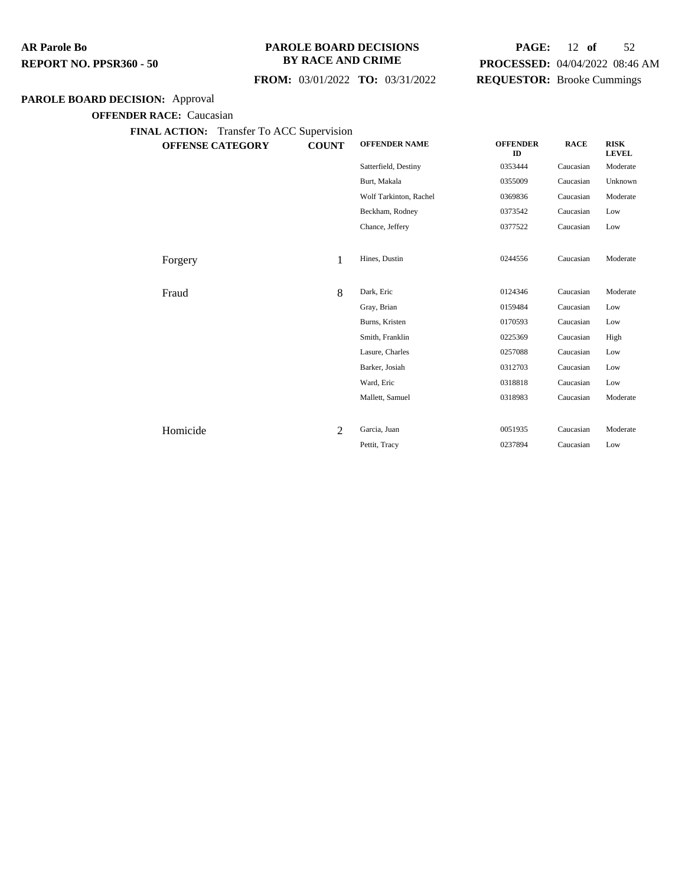**PAROLE BOARD DECISION:** Approval

**OFFENDER RACE:** Caucasian

**FINAL ACTION:** Transfer To ACC Supervision

| OFFENSE CATEGORY | COUNT | OFFENDER NAME | OFFENDER ID | RACE | RISK LEVEL |
|---|---|---|---|---|---|
| | | Satterfield, Destiny | 0353444 | Caucasian | Moderate |
| | | Burt, Makala | 0355009 | Caucasian | Unknown |
| | | Wolf Tarkinton, Rachel | 0369836 | Caucasian | Moderate |
| | | Beckham, Rodney | 0373542 | Caucasian | Low |
| | | Chance, Jeffery | 0377522 | Caucasian | Low |
| Forgery | 1 | Hines, Dustin | 0244556 | Caucasian | Moderate |
| Fraud | 8 | Dark, Eric | 0124346 | Caucasian | Moderate |
| | | Gray, Brian | 0159484 | Caucasian | Low |
| | | Burns, Kristen | 0170593 | Caucasian | Low |
| | | Smith, Franklin | 0225369 | Caucasian | High |
| | | Lasure, Charles | 0257088 | Caucasian | Low |
| | | Barker, Josiah | 0312703 | Caucasian | Low |
| | | Ward, Eric | 0318818 | Caucasian | Low |
| | | Mallett, Samuel | 0318983 | Caucasian | Moderate |
| Homicide | 2 | Garcia, Juan | 0051935 | Caucasian | Moderate |
| | | Pettit, Tracy | 0237894 | Caucasian | Low |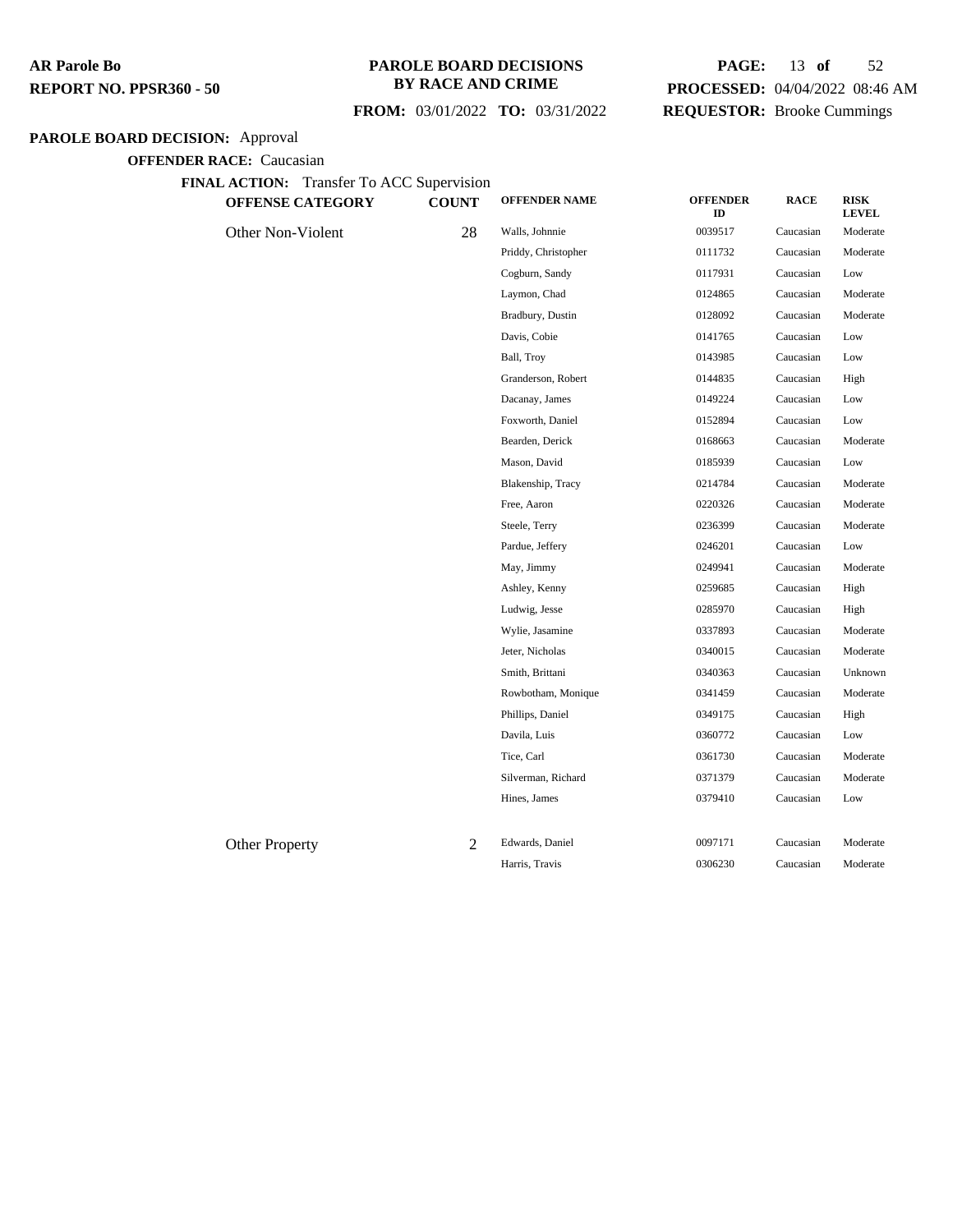**PAROLE BOARD DECISION:** Approval

**OFFENDER RACE:** Caucasian

**FINAL ACTION:** Transfer To ACC Supervision

| OFFENSE CATEGORY | COUNT | OFFENDER NAME | OFFENDER ID | RACE | RISK LEVEL |
|---|---|---|---|---|---|
| Other Non-Violent | 28 | Walls, Johnnie | 0039517 | Caucasian | Moderate |
| | | Priddy, Christopher | 0111732 | Caucasian | Moderate |
| | | Cogburn, Sandy | 0117931 | Caucasian | Low |
| | | Laymon, Chad | 0124865 | Caucasian | Moderate |
| | | Bradbury, Dustin | 0128092 | Caucasian | Moderate |
| | | Davis, Cobie | 0141765 | Caucasian | Low |
| | | Ball, Troy | 0143985 | Caucasian | Low |
| | | Granderson, Robert | 0144835 | Caucasian | High |
| | | Dacanay, James | 0149224 | Caucasian | Low |
| | | Foxworth, Daniel | 0152894 | Caucasian | Low |
| | | Bearden, Derick | 0168663 | Caucasian | Moderate |
| | | Mason, David | 0185939 | Caucasian | Low |
| | | Blakenship, Tracy | 0214784 | Caucasian | Moderate |
| | | Free, Aaron | 0220326 | Caucasian | Moderate |
| | | Steele, Terry | 0236399 | Caucasian | Moderate |
| | | Pardue, Jeffery | 0246201 | Caucasian | Low |
| | | May, Jimmy | 0249941 | Caucasian | Moderate |
| | | Ashley, Kenny | 0259685 | Caucasian | High |
| | | Ludwig, Jesse | 0285970 | Caucasian | High |
| | | Wylie, Jasamine | 0337893 | Caucasian | Moderate |
| | | Jeter, Nicholas | 0340015 | Caucasian | Moderate |
| | | Smith, Brittani | 0340363 | Caucasian | Unknown |
| | | Rowbotham, Monique | 0341459 | Caucasian | Moderate |
| | | Phillips, Daniel | 0349175 | Caucasian | High |
| | | Davila, Luis | 0360772 | Caucasian | Low |
| | | Tice, Carl | 0361730 | Caucasian | Moderate |
| | | Silverman, Richard | 0371379 | Caucasian | Moderate |
| | | Hines, James | 0379410 | Caucasian | Low |
| Other Property | 2 | Edwards, Daniel | 0097171 | Caucasian | Moderate |
| | | Harris, Travis | 0306230 | Caucasian | Moderate |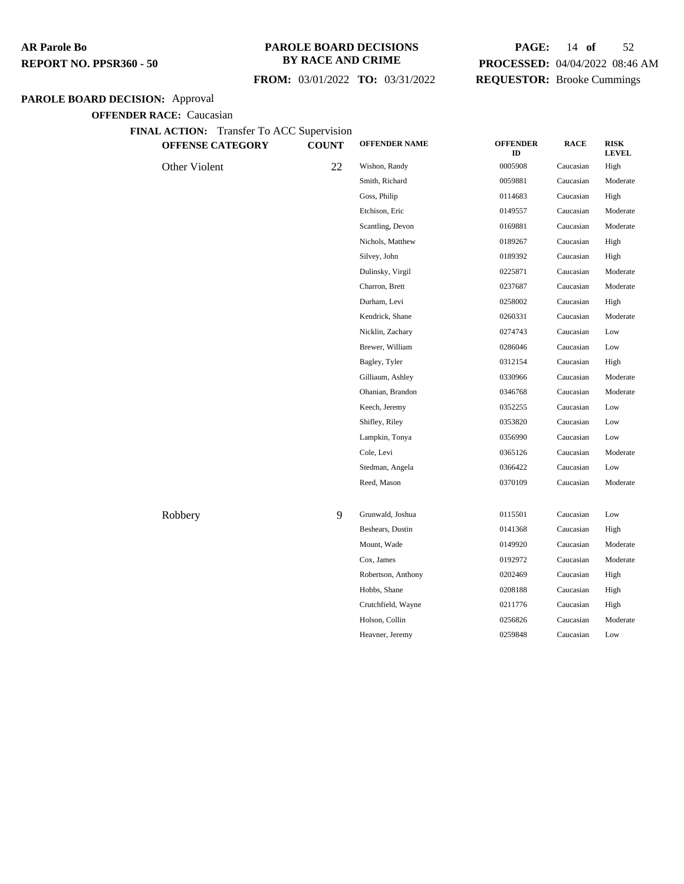**PAROLE BOARD DECISION:** Approval

**OFFENDER RACE:** Caucasian

**FINAL ACTION:** Transfer To ACC Supervision

| OFFENSE CATEGORY | COUNT | OFFENDER NAME | OFFENDER ID | RACE | RISK LEVEL |
|---|---|---|---|---|---|
| Other Violent | 22 | Wishon, Randy | 0005908 | Caucasian | High |
| | | Smith, Richard | 0059881 | Caucasian | Moderate |
| | | Goss, Philip | 0114683 | Caucasian | High |
| | | Etchison, Eric | 0149557 | Caucasian | Moderate |
| | | Scantling, Devon | 0169881 | Caucasian | Moderate |
| | | Nichols, Matthew | 0189267 | Caucasian | High |
| | | Silvey, John | 0189392 | Caucasian | High |
| | | Dulinsky, Virgil | 0225871 | Caucasian | Moderate |
| | | Charron, Brett | 0237687 | Caucasian | Moderate |
| | | Durham, Levi | 0258002 | Caucasian | High |
| | | Kendrick, Shane | 0260331 | Caucasian | Moderate |
| | | Nicklin, Zachary | 0274743 | Caucasian | Low |
| | | Brewer, William | 0286046 | Caucasian | Low |
| | | Bagley, Tyler | 0312154 | Caucasian | High |
| | | Gilliaum, Ashley | 0330966 | Caucasian | Moderate |
| | | Ohanian, Brandon | 0346768 | Caucasian | Moderate |
| | | Keech, Jeremy | 0352255 | Caucasian | Low |
| | | Shifley, Riley | 0353820 | Caucasian | Low |
| | | Lampkin, Tonya | 0356990 | Caucasian | Low |
| | | Cole, Levi | 0365126 | Caucasian | Moderate |
| | | Stedman, Angela | 0366422 | Caucasian | Low |
| | | Reed, Mason | 0370109 | Caucasian | Moderate |
| Robbery | 9 | Grunwald, Joshua | 0115501 | Caucasian | Low |
| | | Beshears, Dustin | 0141368 | Caucasian | High |
| | | Mount, Wade | 0149920 | Caucasian | Moderate |
| | | Cox, James | 0192972 | Caucasian | Moderate |
| | | Robertson, Anthony | 0202469 | Caucasian | High |
| | | Hobbs, Shane | 0208188 | Caucasian | High |
| | | Crutchfield, Wayne | 0211776 | Caucasian | High |
| | | Holson, Collin | 0256826 | Caucasian | Moderate |
| | | Heavner, Jeremy | 0259848 | Caucasian | Low |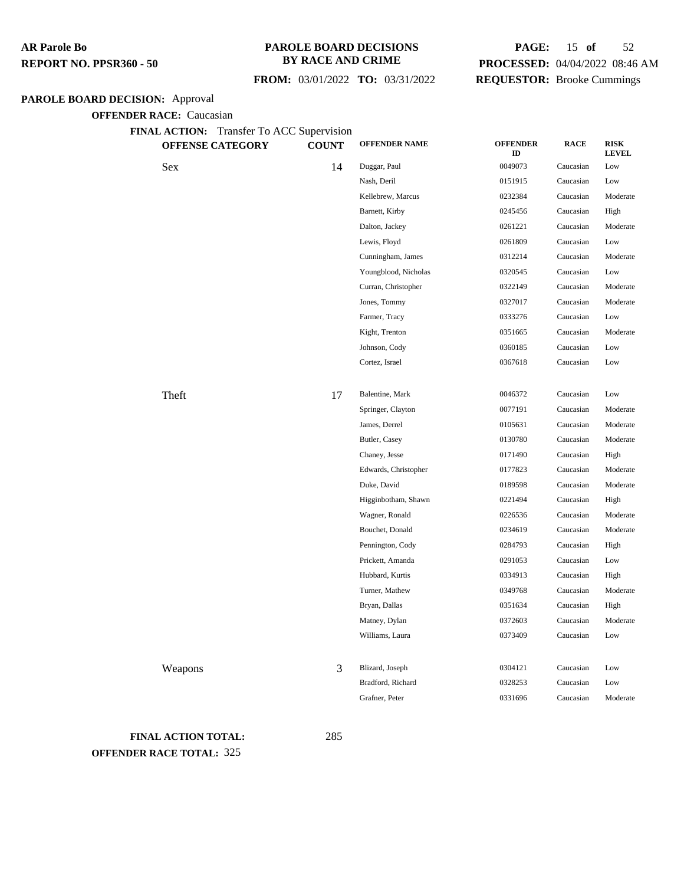**PAROLE BOARD DECISION:** Approval

**OFFENDER RACE:** Caucasian

**FINAL ACTION:** Transfer To ACC Supervision

| OFFENSE CATEGORY | COUNT | OFFENDER NAME | OFFENDER ID | RACE | RISK LEVEL |
|---|---|---|---|---|---|
| Sex | 14 | Duggar, Paul | 0049073 | Caucasian | Low |
| | | Nash, Deril | 0151915 | Caucasian | Low |
| | | Kellebrew, Marcus | 0232384 | Caucasian | Moderate |
| | | Barnett, Kirby | 0245456 | Caucasian | High |
| | | Dalton, Jackey | 0261221 | Caucasian | Moderate |
| | | Lewis, Floyd | 0261809 | Caucasian | Low |
| | | Cunningham, James | 0312214 | Caucasian | Moderate |
| | | Youngblood, Nicholas | 0320545 | Caucasian | Low |
| | | Curran, Christopher | 0322149 | Caucasian | Moderate |
| | | Jones, Tommy | 0327017 | Caucasian | Moderate |
| | | Farmer, Tracy | 0333276 | Caucasian | Low |
| | | Kight, Trenton | 0351665 | Caucasian | Moderate |
| | | Johnson, Cody | 0360185 | Caucasian | Low |
| | | Cortez, Israel | 0367618 | Caucasian | Low |
| Theft | 17 | Balentine, Mark | 0046372 | Caucasian | Low |
| | | Springer, Clayton | 0077191 | Caucasian | Moderate |
| | | James, Derrel | 0105631 | Caucasian | Moderate |
| | | Butler, Casey | 0130780 | Caucasian | Moderate |
| | | Chaney, Jesse | 0171490 | Caucasian | High |
| | | Edwards, Christopher | 0177823 | Caucasian | Moderate |
| | | Duke, David | 0189598 | Caucasian | Moderate |
| | | Higginbotham, Shawn | 0221494 | Caucasian | High |
| | | Wagner, Ronald | 0226536 | Caucasian | Moderate |
| | | Bouchet, Donald | 0234619 | Caucasian | Moderate |
| | | Pennington, Cody | 0284793 | Caucasian | High |
| | | Prickett, Amanda | 0291053 | Caucasian | Low |
| | | Hubbard, Kurtis | 0334913 | Caucasian | High |
| | | Turner, Mathew | 0349768 | Caucasian | Moderate |
| | | Bryan, Dallas | 0351634 | Caucasian | High |
| | | Matney, Dylan | 0372603 | Caucasian | Moderate |
| | | Williams, Laura | 0373409 | Caucasian | Low |
| Weapons | 3 | Blizard, Joseph | 0304121 | Caucasian | Low |
| | | Bradford, Richard | 0328253 | Caucasian | Low |
| | | Grafner, Peter | 0331696 | Caucasian | Moderate |

**FINAL ACTION TOTAL:** 285

**OFFENDER RACE TOTAL:** 325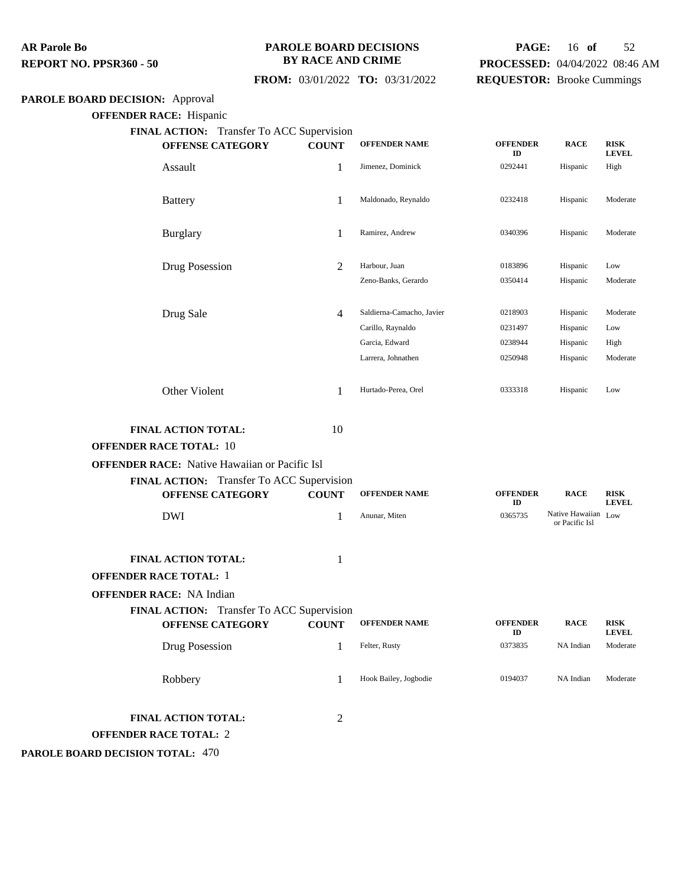**PAROLE BOARD DECISIONS BY RACE AND CRIME**

**FROM:** 03/01/2022 **TO:** 03/31/2022

**PROCESSED:** 04/04/2022 08:46 AM
**REQUESTOR:** Brooke Cummings

**PAROLE BOARD DECISION:** Approval

**OFFENDER RACE:** Hispanic

**FINAL ACTION:** Transfer To ACC Supervision

| OFFENSE CATEGORY | COUNT | OFFENDER NAME | OFFENDER ID | RACE | RISK LEVEL |
|---|---|---|---|---|---|
| Assault | 1 | Jimenez, Dominick | 0292441 | Hispanic | High |
| Battery | 1 | Maldonado, Reynaldo | 0232418 | Hispanic | Moderate |
| Burglary | 1 | Ramirez, Andrew | 0340396 | Hispanic | Moderate |
| Drug Posession | 2 | Harbour, Juan | 0183896 | Hispanic | Low |
| | | Zeno-Banks, Gerardo | 0350414 | Hispanic | Moderate |
| Drug Sale | 4 | Saldierna-Camacho, Javier | 0218903 | Hispanic | Moderate |
| | | Carillo, Raynaldo | 0231497 | Hispanic | Low |
| | | Garcia, Edward | 0238944 | Hispanic | High |
| | | Larrera, Johnathen | 0250948 | Hispanic | Moderate |
| Other Violent | 1 | Hurtado-Perea, Orel | 0333318 | Hispanic | Low |

**FINAL ACTION TOTAL:** 10

**OFFENDER RACE TOTAL:** 10

**OFFENDER RACE:** Native Hawaiian or Pacific Isl

**FINAL ACTION:** Transfer To ACC Supervision

| OFFENSE CATEGORY | COUNT | OFFENDER NAME | OFFENDER ID | RACE | RISK LEVEL |
|---|---|---|---|---|---|
| DWI | 1 | Anunar, Miten | 0365735 | Native Hawaiian or Pacific Isl | Low |

**FINAL ACTION TOTAL:** 1

**OFFENDER RACE TOTAL:** 1

**OFFENDER RACE:** NA Indian

**FINAL ACTION:** Transfer To ACC Supervision

| OFFENSE CATEGORY | COUNT | OFFENDER NAME | OFFENDER ID | RACE | RISK LEVEL |
|---|---|---|---|---|---|
| Drug Posession | 1 | Felter, Rusty | 0373835 | NA Indian | Moderate |
| Robbery | 1 | Hook Bailey, Jogbodie | 0194037 | NA Indian | Moderate |

**FINAL ACTION TOTAL:** 2

**OFFENDER RACE TOTAL:** 2

**PAROLE BOARD DECISION TOTAL:** 470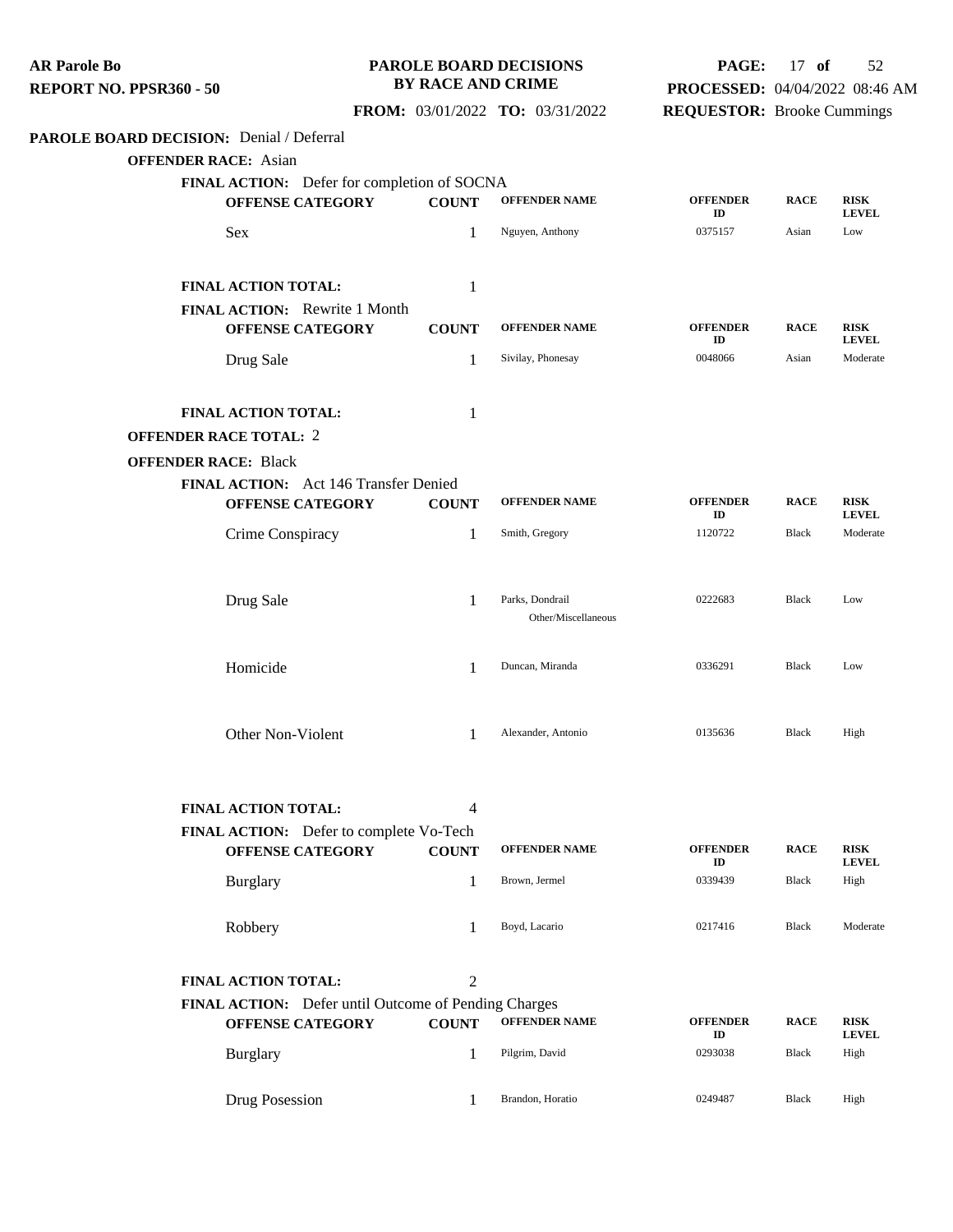**AR Parole Bo**
**REPORT NO. PPSR360 - 50**

**PAROLE BOARD DECISIONS BY RACE AND CRIME**

**FROM:** 03/01/2022 **TO:** 03/31/2022

**PROCESSED:** 04/04/2022 08:46 AM
**REQUESTOR:** Brooke Cummings

**PAROLE BOARD DECISION:** Denial / Deferral

**OFFENDER RACE:** Asian

**FINAL ACTION:** Defer for completion of SOCNA

| OFFENSE CATEGORY | COUNT | OFFENDER NAME | OFFENDER ID | RACE | RISK LEVEL |
|---|---|---|---|---|---|
| Sex | 1 | Nguyen, Anthony | 0375157 | Asian | Low |

**FINAL ACTION TOTAL:** 1

**FINAL ACTION:** Rewrite 1 Month

| OFFENSE CATEGORY | COUNT | OFFENDER NAME | OFFENDER ID | RACE | RISK LEVEL |
|---|---|---|---|---|---|
| Drug Sale | 1 | Sivilay, Phonesay | 0048066 | Asian | Moderate |

**FINAL ACTION TOTAL:** 1

**OFFENDER RACE TOTAL:** 2

**OFFENDER RACE:** Black

**FINAL ACTION:** Act 146 Transfer Denied

| OFFENSE CATEGORY | COUNT | OFFENDER NAME | OFFENDER ID | RACE | RISK LEVEL |
|---|---|---|---|---|---|
| Crime Conspiracy | 1 | Smith, Gregory | 1120722 | Black | Moderate |
| Drug Sale | 1 | Parks, Dondrail<br>Other/Miscellaneous | 0222683 | Black | Low |
| Homicide | 1 | Duncan, Miranda | 0336291 | Black | Low |
| Other Non-Violent | 1 | Alexander, Antonio | 0135636 | Black | High |

**FINAL ACTION TOTAL:** 4

**FINAL ACTION:** Defer to complete Vo-Tech

| OFFENSE CATEGORY | COUNT | OFFENDER NAME | OFFENDER ID | RACE | RISK LEVEL |
|---|---|---|---|---|---|
| Burglary | 1 | Brown, Jermel | 0339439 | Black | High |
| Robbery | 1 | Boyd, Lacario | 0217416 | Black | Moderate |

**FINAL ACTION TOTAL:** 2

**FINAL ACTION:** Defer until Outcome of Pending Charges

| OFFENSE CATEGORY | COUNT | OFFENDER NAME | OFFENDER ID | RACE | RISK LEVEL |
|---|---|---|---|---|---|
| Burglary | 1 | Pilgrim, David | 0293038 | Black | High |
| Drug Posession | 1 | Brandon, Horatio | 0249487 | Black | High |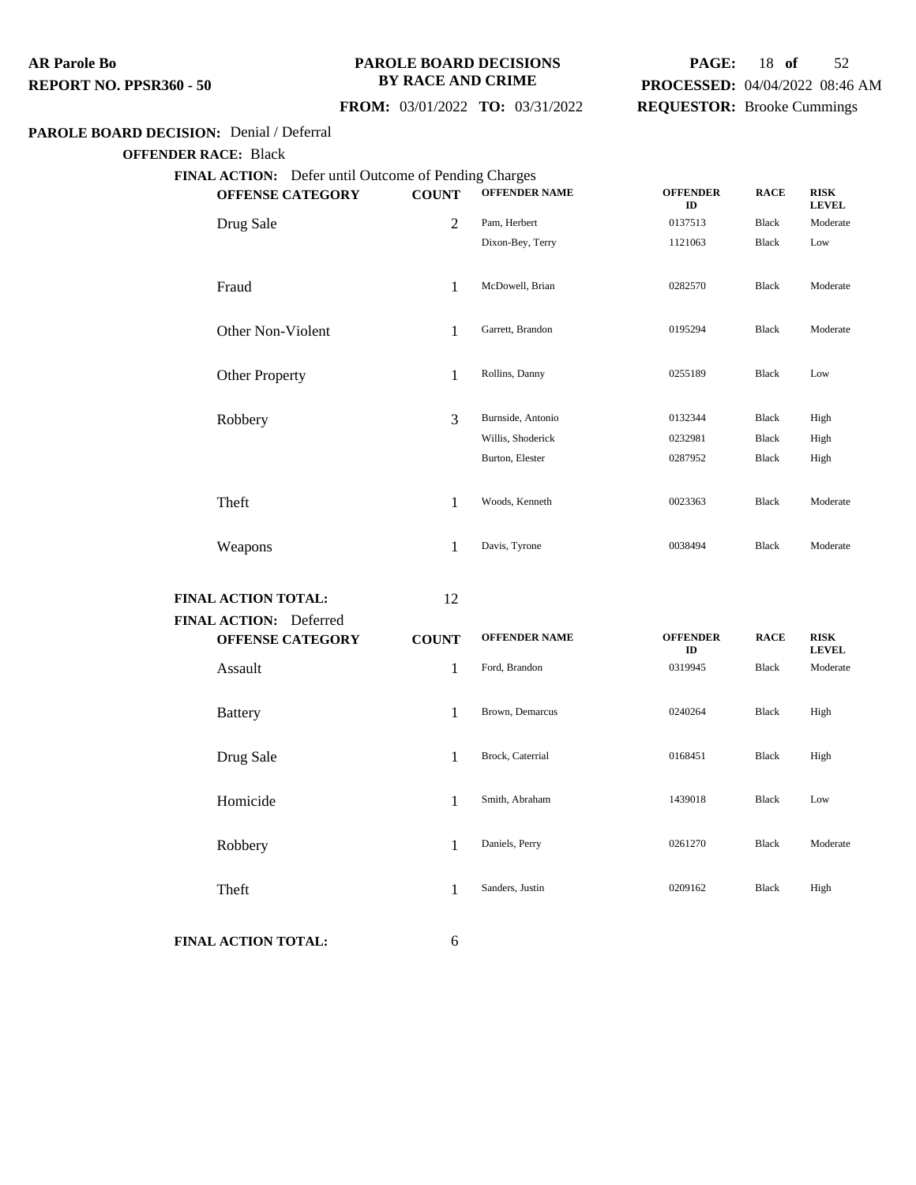**AR Parole Bo**
**REPORT NO. PPSR360 - 50**

**PAROLE BOARD DECISIONS BY RACE AND CRIME**

**FROM:** 03/01/2022 **TO:** 03/31/2022

**PROCESSED:** 04/04/2022 08:46 AM
**REQUESTOR:** Brooke Cummings

**PAROLE BOARD DECISION:** Denial / Deferral

**OFFENDER RACE:** Black

**FINAL ACTION:** Defer until Outcome of Pending Charges

| OFFENSE CATEGORY | COUNT | OFFENDER NAME | OFFENDER ID | RACE | RISK LEVEL |
|---|---|---|---|---|---|
| Drug Sale | 2 | Pam, Herbert | 0137513 | Black | Moderate |
| | | Dixon-Bey, Terry | 1121063 | Black | Low |
| Fraud | 1 | McDowell, Brian | 0282570 | Black | Moderate |
| Other Non-Violent | 1 | Garrett, Brandon | 0195294 | Black | Moderate |
| Other Property | 1 | Rollins, Danny | 0255189 | Black | Low |
| Robbery | 3 | Burnside, Antonio | 0132344 | Black | High |
| | | Willis, Shoderick | 0232981 | Black | High |
| | | Burton, Elester | 0287952 | Black | High |
| Theft | 1 | Woods, Kenneth | 0023363 | Black | Moderate |
| Weapons | 1 | Davis, Tyrone | 0038494 | Black | Moderate |

**FINAL ACTION TOTAL:** 12

**FINAL ACTION:** Deferred

| OFFENSE CATEGORY | COUNT | OFFENDER NAME | OFFENDER ID | RACE | RISK LEVEL |
|---|---|---|---|---|---|
| Assault | 1 | Ford, Brandon | 0319945 | Black | Moderate |
| Battery | 1 | Brown, Demarcus | 0240264 | Black | High |
| Drug Sale | 1 | Brock, Caterrial | 0168451 | Black | High |
| Homicide | 1 | Smith, Abraham | 1439018 | Black | Low |
| Robbery | 1 | Daniels, Perry | 0261270 | Black | Moderate |
| Theft | 1 | Sanders, Justin | 0209162 | Black | High |

**FINAL ACTION TOTAL:** 6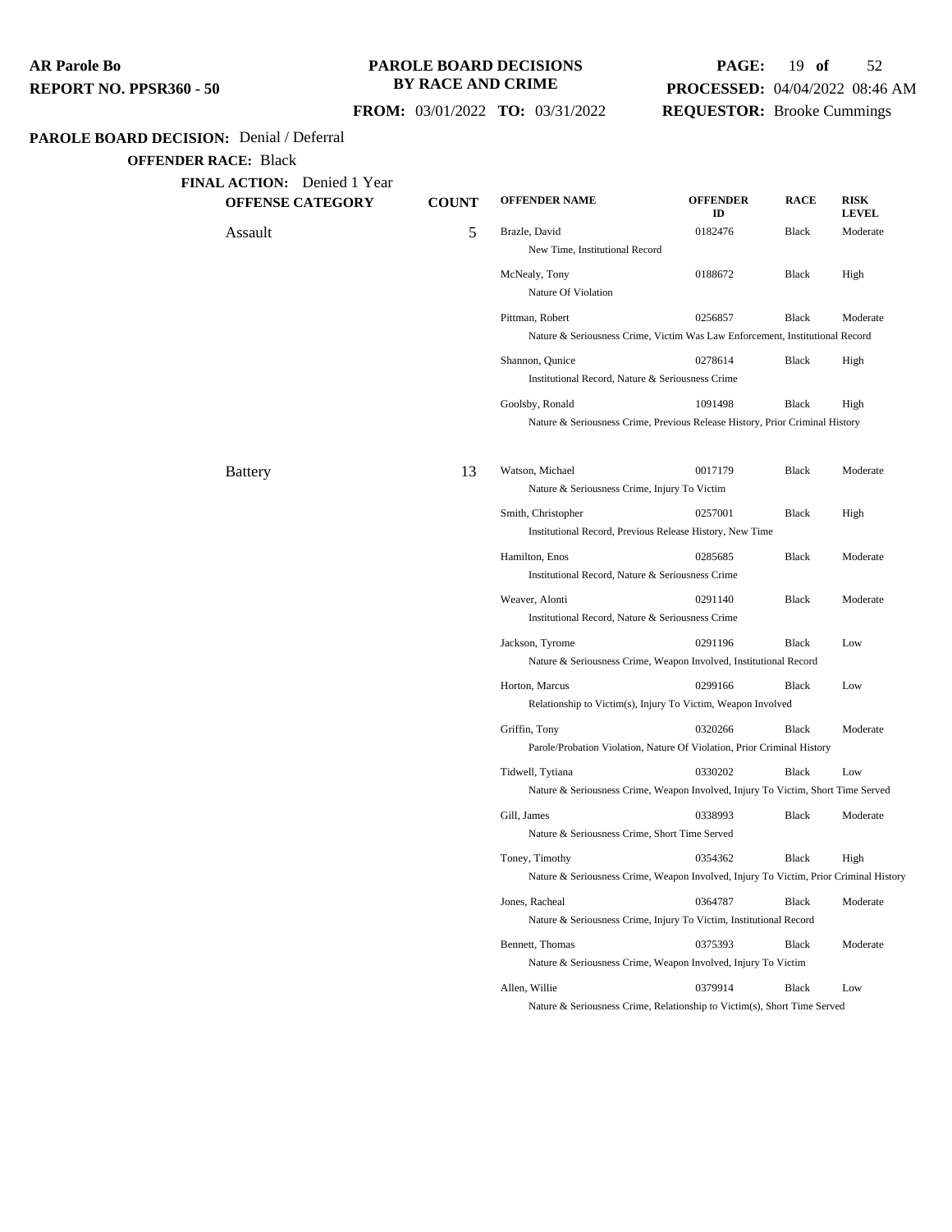**PAROLE BOARD DECISION:** Denial / Deferral

**OFFENDER RACE:** Black

**FINAL ACTION:** Denied 1 Year

| OFFENSE CATEGORY | COUNT | OFFENDER NAME | OFFENDER ID | RACE | RISK LEVEL |
|---|---|---|---|---|---|
| Assault | 5 | Brazle, David<br>New Time, Institutional Record | 0182476 | Black | Moderate |
| | | McNealy, Tony<br>Nature Of Violation | 0188672 | Black | High |
| | | Pittman, Robert<br>Nature & Seriousness Crime, Victim Was Law Enforcement, Institutional Record | 0256857 | Black | Moderate |
| | | Shannon, Qunice<br>Institutional Record, Nature & Seriousness Crime | 0278614 | Black | High |
| | | Goolsby, Ronald<br>Nature & Seriousness Crime, Previous Release History, Prior Criminal History | 1091498 | Black | High |
| Battery | 13 | Watson, Michael<br>Nature & Seriousness Crime, Injury To Victim | 0017179 | Black | Moderate |
| | | Smith, Christopher<br>Institutional Record, Previous Release History, New Time | 0257001 | Black | High |
| | | Hamilton, Enos<br>Institutional Record, Nature & Seriousness Crime | 0285685 | Black | Moderate |
| | | Weaver, Alonti<br>Institutional Record, Nature & Seriousness Crime | 0291140 | Black | Moderate |
| | | Jackson, Tyrome<br>Nature & Seriousness Crime, Weapon Involved, Institutional Record | 0291196 | Black | Low |
| | | Horton, Marcus<br>Relationship to Victim(s), Injury To Victim, Weapon Involved | 0299166 | Black | Low |
| | | Griffin, Tony<br>Parole/Probation Violation, Nature Of Violation, Prior Criminal History | 0320266 | Black | Moderate |
| | | Tidwell, Tytiana<br>Nature & Seriousness Crime, Weapon Involved, Injury To Victim, Short Time Served | 0330202 | Black | Low |
| | | Gill, James<br>Nature & Seriousness Crime, Short Time Served | 0338993 | Black | Moderate |
| | | Toney, Timothy<br>Nature & Seriousness Crime, Weapon Involved, Injury To Victim, Prior Criminal History | 0354362 | Black | High |
| | | Jones, Racheal<br>Nature & Seriousness Crime, Injury To Victim, Institutional Record | 0364787 | Black | Moderate |
| | | Bennett, Thomas<br>Nature & Seriousness Crime, Weapon Involved, Injury To Victim | 0375393 | Black | Moderate |
| | | Allen, Willie<br>Nature & Seriousness Crime, Relationship to Victim(s), Short Time Served | 0379914 | Black | Low |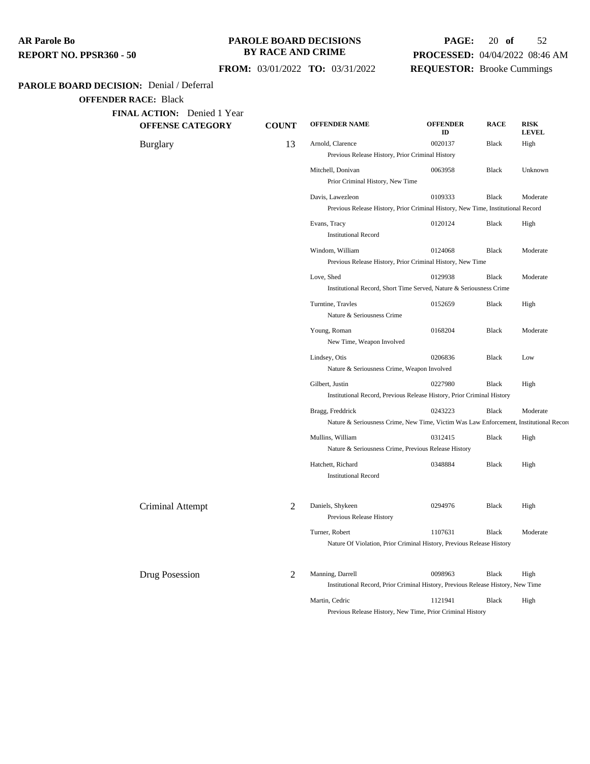**AR Parole Bo**
**REPORT NO. PPSR360 - 50**

**PAROLE BOARD DECISIONS BY RACE AND CRIME**

**FROM:** 03/01/2022 **TO:** 03/31/2022

**PROCESSED:** 04/04/2022 08:46 AM
**REQUESTOR:** Brooke Cummings

**PAROLE BOARD DECISION:** Denial / Deferral

**OFFENDER RACE:** Black

**FINAL ACTION:** Denied 1 Year

| OFFENSE CATEGORY | COUNT | OFFENDER NAME | OFFENDER ID | RACE | RISK LEVEL |
|---|---|---|---|---|---|
| Burglary | 13 | Arnold, Clarence<br>Previous Release History, Prior Criminal History | 0020137 | Black | High |
| | | Mitchell, Donivan<br>Prior Criminal History, New Time | 0063958 | Black | Unknown |
| | | Davis, Lawezleon<br>Previous Release History, Prior Criminal History, New Time, Institutional Record | 0109333 | Black | Moderate |
| | | Evans, Tracy<br>Institutional Record | 0120124 | Black | High |
| | | Windom, William<br>Previous Release History, Prior Criminal History, New Time | 0124068 | Black | Moderate |
| | | Love, Shed<br>Institutional Record, Short Time Served, Nature & Seriousness Crime | 0129938 | Black | Moderate |
| | | Turntine, Travles<br>Nature & Seriousness Crime | 0152659 | Black | High |
| | | Young, Roman<br>New Time, Weapon Involved | 0168204 | Black | Moderate |
| | | Lindsey, Otis<br>Nature & Seriousness Crime, Weapon Involved | 0206836 | Black | Low |
| | | Gilbert, Justin<br>Institutional Record, Previous Release History, Prior Criminal History | 0227980 | Black | High |
| | | Bragg, Freddrick<br>Nature & Seriousness Crime, New Time, Victim Was Law Enforcement, Institutional Record | 0243223 | Black | Moderate |
| | | Mullins, William<br>Nature & Seriousness Crime, Previous Release History | 0312415 | Black | High |
| | | Hatchett, Richard<br>Institutional Record | 0348884 | Black | High |
| Criminal Attempt | 2 | Daniels, Shykeen<br>Previous Release History | 0294976 | Black | High |
| | | Turner, Robert<br>Nature Of Violation, Prior Criminal History, Previous Release History | 1107631 | Black | Moderate |
| Drug Posession | 2 | Manning, Darrell<br>Institutional Record, Prior Criminal History, Previous Release History, New Time | 0098963 | Black | High |
| | | Martin, Cedric<br>Previous Release History, New Time, Prior Criminal History | 1121941 | Black | High |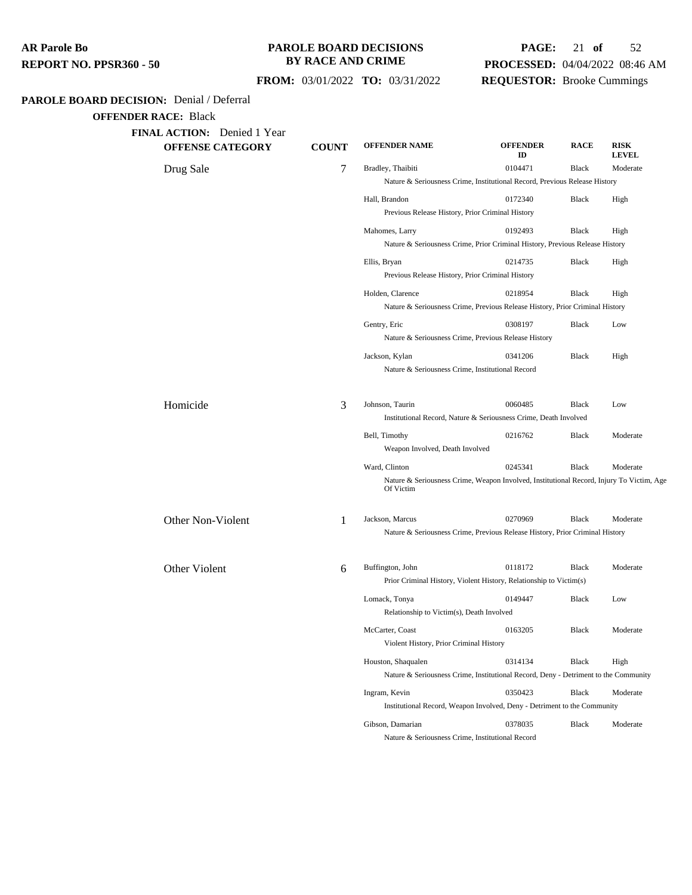**AR Parole Bo**
**REPORT NO. PPSR360 - 50**

**PAROLE BOARD DECISIONS BY RACE AND CRIME**

**FROM:** 03/01/2022 **TO:** 03/31/2022

**PROCESSED:** 04/04/2022 08:46 AM
**REQUESTOR:** Brooke Cummings

**PAROLE BOARD DECISION:** Denial / Deferral

**OFFENDER RACE:** Black

**FINAL ACTION:** Denied 1 Year

| OFFENSE CATEGORY | COUNT | OFFENDER NAME | OFFENDER ID | RACE | RISK LEVEL |
|---|---|---|---|---|---|
| Drug Sale | 7 | Bradley, Thaibiti | 0104471 | Black | Moderate |
| | | Nature & Seriousness Crime, Institutional Record, Previous Release History | | | |
| | | Hall, Brandon | 0172340 | Black | High |
| | | Previous Release History, Prior Criminal History | | | |
| | | Mahomes, Larry | 0192493 | Black | High |
| | | Nature & Seriousness Crime, Prior Criminal History, Previous Release History | | | |
| | | Ellis, Bryan | 0214735 | Black | High |
| | | Previous Release History, Prior Criminal History | | | |
| | | Holden, Clarence | 0218954 | Black | High |
| | | Nature & Seriousness Crime, Previous Release History, Prior Criminal History | | | |
| | | Gentry, Eric | 0308197 | Black | Low |
| | | Nature & Seriousness Crime, Previous Release History | | | |
| | | Jackson, Kylan | 0341206 | Black | High |
| | | Nature & Seriousness Crime, Institutional Record | | | |
| Homicide | 3 | Johnson, Taurin | 0060485 | Black | Low |
| | | Institutional Record, Nature & Seriousness Crime, Death Involved | | | |
| | | Bell, Timothy | 0216762 | Black | Moderate |
| | | Weapon Involved, Death Involved | | | |
| | | Ward, Clinton | 0245341 | Black | Moderate |
| | | Nature & Seriousness Crime, Weapon Involved, Institutional Record, Injury To Victim, Age Of Victim | | | |
| Other Non-Violent | 1 | Jackson, Marcus | 0270969 | Black | Moderate |
| | | Nature & Seriousness Crime, Previous Release History, Prior Criminal History | | | |
| Other Violent | 6 | Buffington, John | 0118172 | Black | Moderate |
| | | Prior Criminal History, Violent History, Relationship to Victim(s) | | | |
| | | Lomack, Tonya | 0149447 | Black | Low |
| | | Relationship to Victim(s), Death Involved | | | |
| | | McCarter, Coast | 0163205 | Black | Moderate |
| | | Violent History, Prior Criminal History | | | |
| | | Houston, Shaqualen | 0314134 | Black | High |
| | | Nature & Seriousness Crime, Institutional Record, Deny - Detriment to the Community | | | |
| | | Ingram, Kevin | 0350423 | Black | Moderate |
| | | Institutional Record, Weapon Involved, Deny - Detriment to the Community | | | |
| | | Gibson, Damarian | 0378035 | Black | Moderate |
| | | Nature & Seriousness Crime, Institutional Record | | | |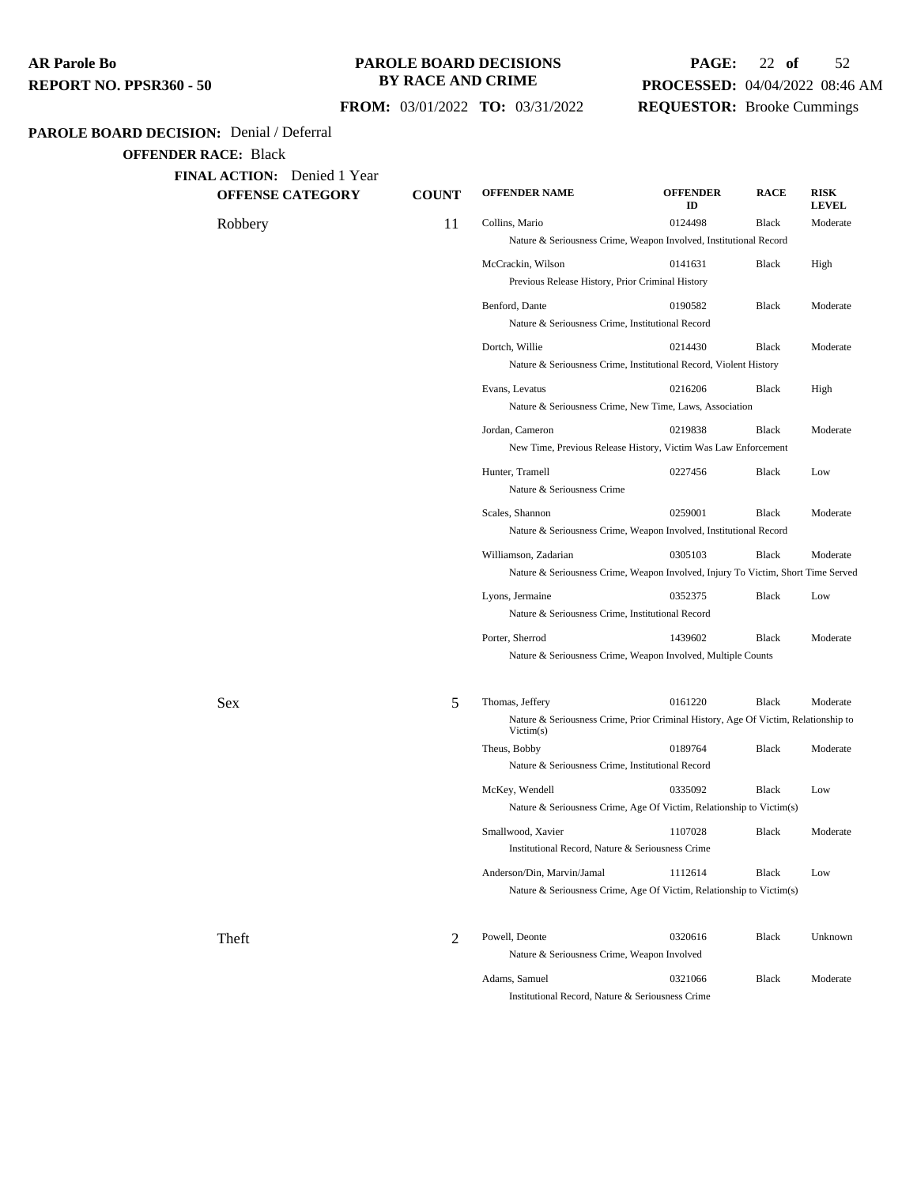**AR Parole Bo**
**REPORT NO. PPSR360 - 50**

**PAROLE BOARD DECISIONS BY RACE AND CRIME**

**FROM:** 03/01/2022 **TO:** 03/31/2022

**PROCESSED:** 04/04/2022 08:46 AM
**REQUESTOR:** Brooke Cummings

**PAROLE BOARD DECISION:** Denial / Deferral

**OFFENDER RACE:** Black

**FINAL ACTION:** Denied 1 Year

| OFFENSE CATEGORY | COUNT | OFFENDER NAME | OFFENDER ID | RACE | RISK LEVEL |
|---|---|---|---|---|---|
| Robbery | 11 | Collins, Mario | 0124498 | Black | Moderate |
| | | Nature & Seriousness Crime, Weapon Involved, Institutional Record | | | |
| | | McCrackin, Wilson | 0141631 | Black | High |
| | | Previous Release History, Prior Criminal History | | | |
| | | Benford, Dante | 0190582 | Black | Moderate |
| | | Nature & Seriousness Crime, Institutional Record | | | |
| | | Dortch, Willie | 0214430 | Black | Moderate |
| | | Nature & Seriousness Crime, Institutional Record, Violent History | | | |
| | | Evans, Levatus | 0216206 | Black | High |
| | | Nature & Seriousness Crime, New Time, Laws, Association | | | |
| | | Jordan, Cameron | 0219838 | Black | Moderate |
| | | New Time, Previous Release History, Victim Was Law Enforcement | | | |
| | | Hunter, Tramell | 0227456 | Black | Low |
| | | Nature & Seriousness Crime | | | |
| | | Scales, Shannon | 0259001 | Black | Moderate |
| | | Nature & Seriousness Crime, Weapon Involved, Institutional Record | | | |
| | | Williamson, Zadarian | 0305103 | Black | Moderate |
| | | Nature & Seriousness Crime, Weapon Involved, Injury To Victim, Short Time Served | | | |
| | | Lyons, Jermaine | 0352375 | Black | Low |
| | | Nature & Seriousness Crime, Institutional Record | | | |
| | | Porter, Sherrod | 1439602 | Black | Moderate |
| | | Nature & Seriousness Crime, Weapon Involved, Multiple Counts | | | |
| Sex | 5 | Thomas, Jeffery | 0161220 | Black | Moderate |
| | | Nature & Seriousness Crime, Prior Criminal History, Age Of Victim, Relationship to Victim(s) | | | |
| | | Theus, Bobby | 0189764 | Black | Moderate |
| | | Nature & Seriousness Crime, Institutional Record | | | |
| | | McKey, Wendell | 0335092 | Black | Low |
| | | Nature & Seriousness Crime, Age Of Victim, Relationship to Victim(s) | | | |
| | | Smallwood, Xavier | 1107028 | Black | Moderate |
| | | Institutional Record, Nature & Seriousness Crime | | | |
| | | Anderson/Din, Marvin/Jamal | 1112614 | Black | Low |
| | | Nature & Seriousness Crime, Age Of Victim, Relationship to Victim(s) | | | |
| Theft | 2 | Powell, Deonte | 0320616 | Black | Unknown |
| | | Nature & Seriousness Crime, Weapon Involved | | | |
| | | Adams, Samuel | 0321066 | Black | Moderate |
| | | Institutional Record, Nature & Seriousness Crime | | | |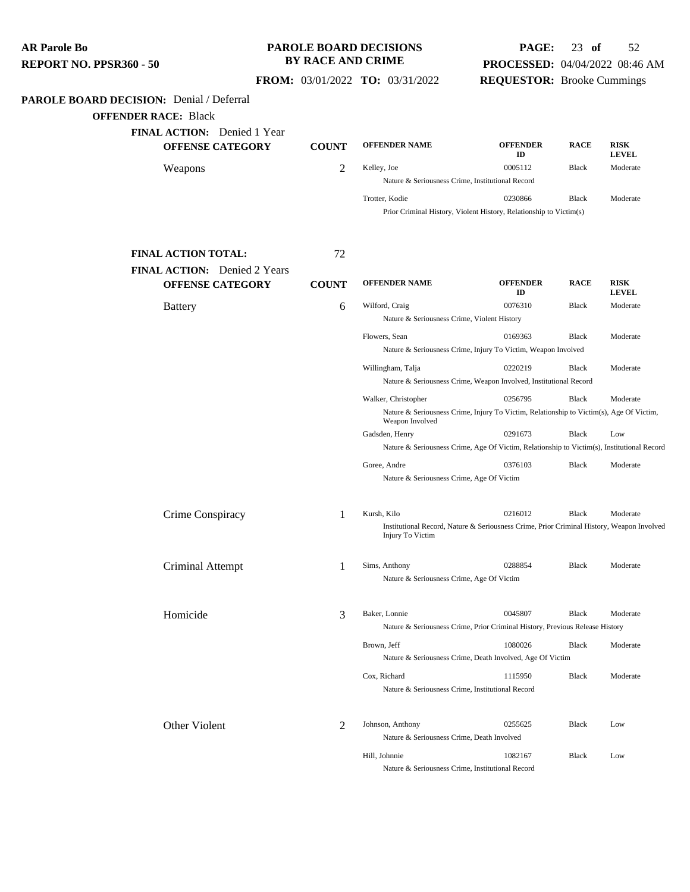**PAROLE BOARD DECISION:** Denial / Deferral

**OFFENDER RACE:** Black

**FINAL ACTION:** Denied 1 Year

| OFFENSE CATEGORY | COUNT | OFFENDER NAME | OFFENDER ID | RACE | RISK LEVEL |
|---|---|---|---|---|---|
| Weapons | 2 | Kelley, Joe | 0005112 | Black | Moderate |
| | | Nature & Seriousness Crime, Institutional Record | | | |
| | | Trotter, Kodie | 0230866 | Black | Moderate |
| | | Prior Criminal History, Violent History, Relationship to Victim(s) | | | |

**FINAL ACTION TOTAL:** 72

**FINAL ACTION:** Denied 2 Years

| OFFENSE CATEGORY | COUNT | OFFENDER NAME | OFFENDER ID | RACE | RISK LEVEL |
|---|---|---|---|---|---|
| Battery | 6 | Wilford, Craig | 0076310 | Black | Moderate |
| | | Nature & Seriousness Crime, Violent History | | | |
| | | Flowers, Sean | 0169363 | Black | Moderate |
| | | Nature & Seriousness Crime, Injury To Victim, Weapon Involved | | | |
| | | Willingham, Talja | 0220219 | Black | Moderate |
| | | Nature & Seriousness Crime, Weapon Involved, Institutional Record | | | |
| | | Walker, Christopher | 0256795 | Black | Moderate |
| | | Nature & Seriousness Crime, Injury To Victim, Relationship to Victim(s), Age Of Victim, Weapon Involved | | | |
| | | Gadsden, Henry | 0291673 | Black | Low |
| | | Nature & Seriousness Crime, Age Of Victim, Relationship to Victim(s), Institutional Record | | | |
| | | Goree, Andre | 0376103 | Black | Moderate |
| | | Nature & Seriousness Crime, Age Of Victim | | | |
| Crime Conspiracy | 1 | Kursh, Kilo | 0216012 | Black | Moderate |
| | | Institutional Record, Nature & Seriousness Crime, Prior Criminal History, Weapon Involved Injury To Victim | | | |
| Criminal Attempt | 1 | Sims, Anthony | 0288854 | Black | Moderate |
| | | Nature & Seriousness Crime, Age Of Victim | | | |
| Homicide | 3 | Baker, Lonnie | 0045807 | Black | Moderate |
| | | Nature & Seriousness Crime, Prior Criminal History, Previous Release History | | | |
| | | Brown, Jeff | 1080026 | Black | Moderate |
| | | Nature & Seriousness Crime, Death Involved, Age Of Victim | | | |
| | | Cox, Richard | 1115950 | Black | Moderate |
| | | Nature & Seriousness Crime, Institutional Record | | | |
| Other Violent | 2 | Johnson, Anthony | 0255625 | Black | Low |
| | | Nature & Seriousness Crime, Death Involved | | | |
| | | Hill, Johnnie | 1082167 | Black | Low |
| | | Nature & Seriousness Crime, Institutional Record | | | |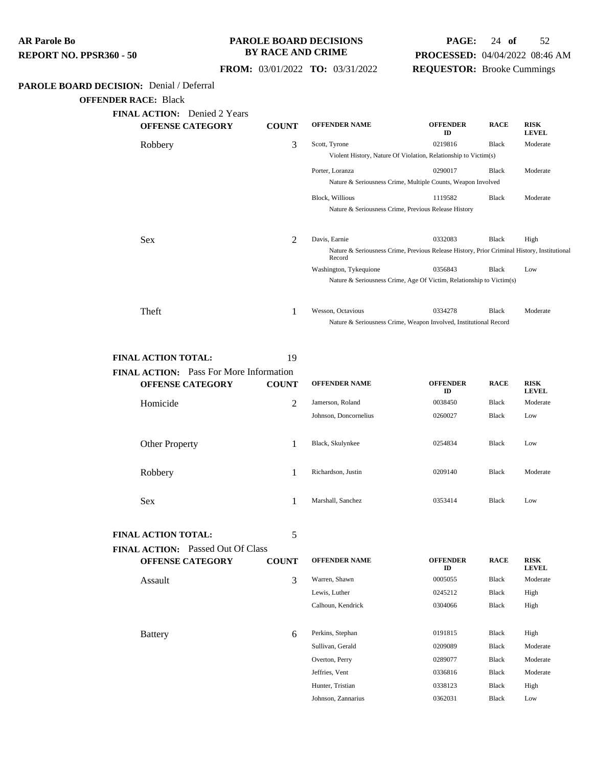**AR Parole Bo**
**REPORT NO. PPSR360 - 50**

**PAROLE BOARD DECISIONS BY RACE AND CRIME**

**FROM:** 03/01/2022 **TO:** 03/31/2022

**PROCESSED:** 04/04/2022 08:46 AM
**REQUESTOR:** Brooke Cummings

**PAROLE BOARD DECISION:** Denial / Deferral

**OFFENDER RACE:** Black

**FINAL ACTION:** Denied 2 Years

| OFFENSE CATEGORY | COUNT | OFFENDER NAME | OFFENDER ID | RACE | RISK LEVEL |
|---|---|---|---|---|---|
| Robbery | 3 | Scott, Tyrone | 0219816 | Black | Moderate |
| | | Violent History, Nature Of Violation, Relationship to Victim(s) | | | |
| | | Porter, Loranza | 0290017 | Black | Moderate |
| | | Nature & Seriousness Crime, Multiple Counts, Weapon Involved | | | |
| | | Block, Willious | 1119582 | Black | Moderate |
| | | Nature & Seriousness Crime, Previous Release History | | | |
| Sex | 2 | Davis, Earnie | 0332083 | Black | High |
| | | Nature & Seriousness Crime, Previous Release History, Prior Criminal History, Institutional Record | | | |
| | | Washington, Tykequione | 0356843 | Black | Low |
| | | Nature & Seriousness Crime, Age Of Victim, Relationship to Victim(s) | | | |
| Theft | 1 | Wesson, Octavious | 0334278 | Black | Moderate |
| | | Nature & Seriousness Crime, Weapon Involved, Institutional Record | | | |

**FINAL ACTION TOTAL:** 19

**FINAL ACTION:** Pass For More Information

| OFFENSE CATEGORY | COUNT | OFFENDER NAME | OFFENDER ID | RACE | RISK LEVEL |
|---|---|---|---|---|---|
| Homicide | 2 | Jamerson, Roland | 0038450 | Black | Moderate |
| | | Johnson, Doncornelius | 0260027 | Black | Low |
| Other Property | 1 | Black, Skulynkee | 0254834 | Black | Low |
| Robbery | 1 | Richardson, Justin | 0209140 | Black | Moderate |
| Sex | 1 | Marshall, Sanchez | 0353414 | Black | Low |

**FINAL ACTION TOTAL:** 5

**FINAL ACTION:** Passed Out Of Class

| OFFENSE CATEGORY | COUNT | OFFENDER NAME | OFFENDER ID | RACE | RISK LEVEL |
|---|---|---|---|---|---|
| Assault | 3 | Warren, Shawn | 0005055 | Black | Moderate |
| | | Lewis, Luther | 0245212 | Black | High |
| | | Calhoun, Kendrick | 0304066 | Black | High |
| Battery | 6 | Perkins, Stephan | 0191815 | Black | High |
| | | Sullivan, Gerald | 0209089 | Black | Moderate |
| | | Overton, Perry | 0289077 | Black | Moderate |
| | | Jeffries, Vent | 0336816 | Black | Moderate |
| | | Hunter, Tristian | 0338123 | Black | High |
| | | Johnson, Zannarius | 0362031 | Black | Low |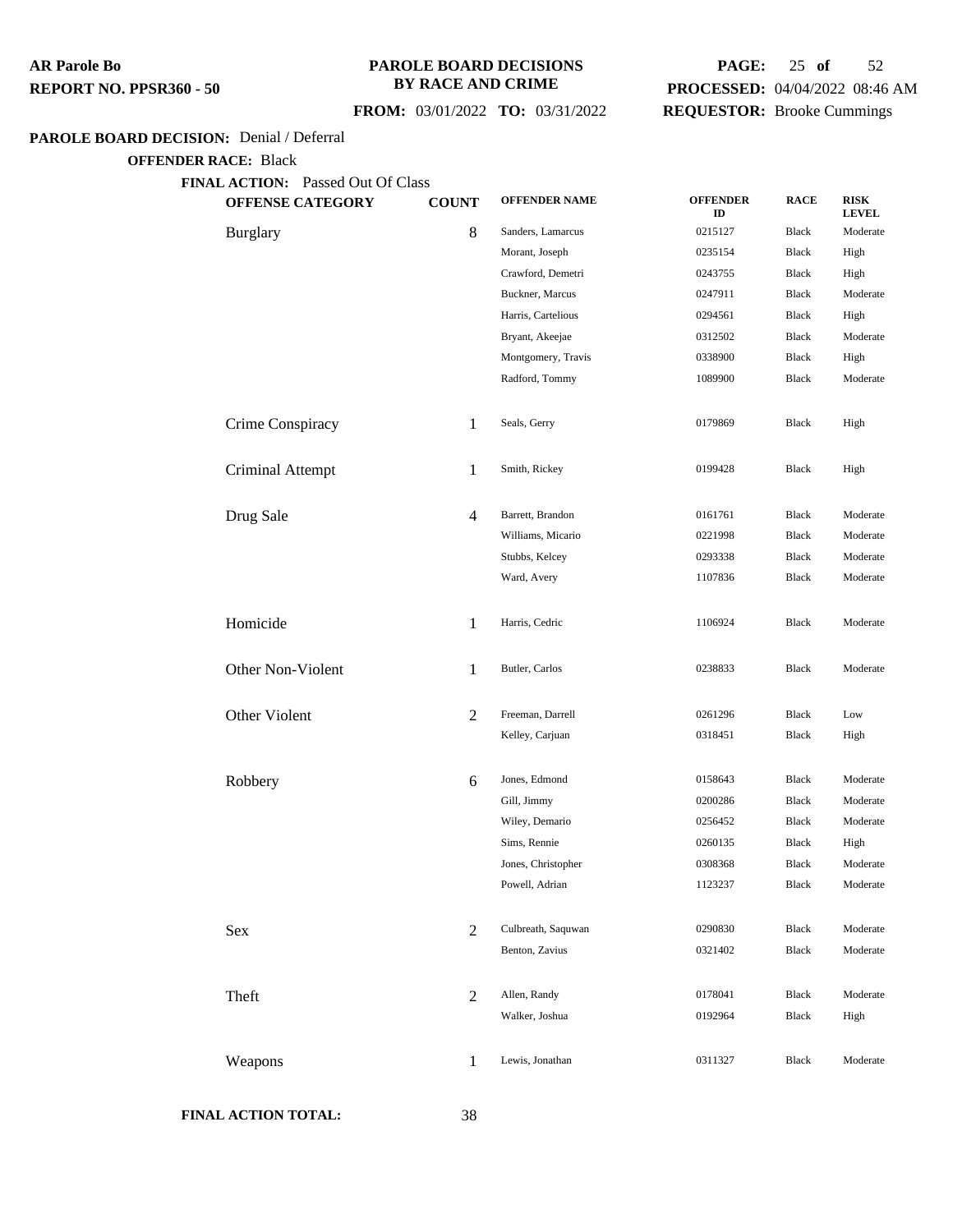**AR Parole Bo**
**REPORT NO. PPSR360 - 50**

**PAROLE BOARD DECISIONS BY RACE AND CRIME**

**FROM:** 03/01/2022 **TO:** 03/31/2022

**PROCESSED:** 04/04/2022 08:46 AM
**REQUESTOR:** Brooke Cummings

**PAROLE BOARD DECISION:** Denial / Deferral

**OFFENDER RACE:** Black

**FINAL ACTION:** Passed Out Of Class

| OFFENSE CATEGORY | COUNT | OFFENDER NAME | OFFENDER ID | RACE | RISK LEVEL |
|---|---|---|---|---|---|
| Burglary | 8 | Sanders, Lamarcus | 0215127 | Black | Moderate |
| | | Morant, Joseph | 0235154 | Black | High |
| | | Crawford, Demetri | 0243755 | Black | High |
| | | Buckner, Marcus | 0247911 | Black | Moderate |
| | | Harris, Cartelious | 0294561 | Black | High |
| | | Bryant, Akeejae | 0312502 | Black | Moderate |
| | | Montgomery, Travis | 0338900 | Black | High |
| | | Radford, Tommy | 1089900 | Black | Moderate |
| Crime Conspiracy | 1 | Seals, Gerry | 0179869 | Black | High |
| Criminal Attempt | 1 | Smith, Rickey | 0199428 | Black | High |
| Drug Sale | 4 | Barrett, Brandon | 0161761 | Black | Moderate |
| | | Williams, Micario | 0221998 | Black | Moderate |
| | | Stubbs, Kelcey | 0293338 | Black | Moderate |
| | | Ward, Avery | 1107836 | Black | Moderate |
| Homicide | 1 | Harris, Cedric | 1106924 | Black | Moderate |
| Other Non-Violent | 1 | Butler, Carlos | 0238833 | Black | Moderate |
| Other Violent | 2 | Freeman, Darrell | 0261296 | Black | Low |
| | | Kelley, Carjuan | 0318451 | Black | High |
| Robbery | 6 | Jones, Edmond | 0158643 | Black | Moderate |
| | | Gill, Jimmy | 0200286 | Black | Moderate |
| | | Wiley, Demario | 0256452 | Black | Moderate |
| | | Sims, Rennie | 0260135 | Black | High |
| | | Jones, Christopher | 0308368 | Black | Moderate |
| | | Powell, Adrian | 1123237 | Black | Moderate |
| Sex | 2 | Culbreath, Saquwan | 0290830 | Black | Moderate |
| | | Benton, Zavius | 0321402 | Black | Moderate |
| Theft | 2 | Allen, Randy | 0178041 | Black | Moderate |
| | | Walker, Joshua | 0192964 | Black | High |
| Weapons | 1 | Lewis, Jonathan | 0311327 | Black | Moderate |

**FINAL ACTION TOTAL:** 38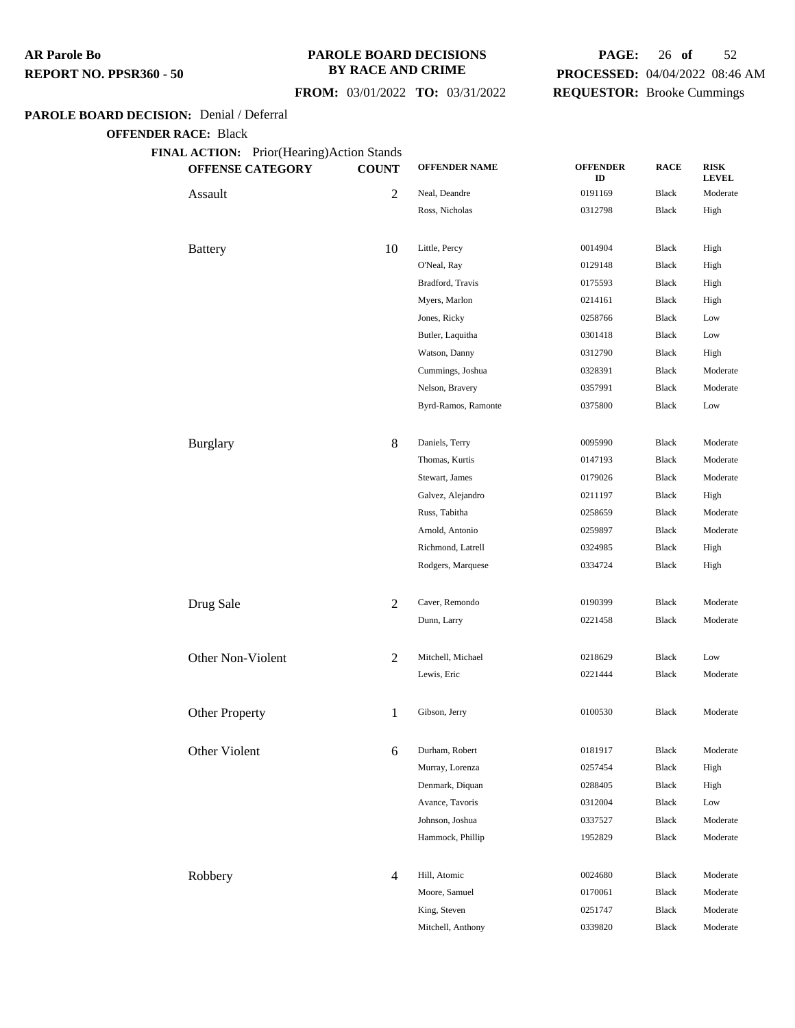**AR Parole Bo**
**REPORT NO. PPSR360 - 50**

**PAROLE BOARD DECISIONS BY RACE AND CRIME**

**FROM:** 03/01/2022 **TO:** 03/31/2022

**PROCESSED:** 04/04/2022 08:46 AM
**REQUESTOR:** Brooke Cummings

**PAROLE BOARD DECISION:** Denial / Deferral

**OFFENDER RACE:** Black

**FINAL ACTION:** Prior(Hearing)Action Stands

| OFFENSE CATEGORY | COUNT | OFFENDER NAME | OFFENDER ID | RACE | RISK LEVEL |
|---|---|---|---|---|---|
| Assault | 2 | Neal, Deandre | 0191169 | Black | Moderate |
| | | Ross, Nicholas | 0312798 | Black | High |
| Battery | 10 | Little, Percy | 0014904 | Black | High |
| | | O'Neal, Ray | 0129148 | Black | High |
| | | Bradford, Travis | 0175593 | Black | High |
| | | Myers, Marlon | 0214161 | Black | High |
| | | Jones, Ricky | 0258766 | Black | Low |
| | | Butler, Laquitha | 0301418 | Black | Low |
| | | Watson, Danny | 0312790 | Black | High |
| | | Cummings, Joshua | 0328391 | Black | Moderate |
| | | Nelson, Bravery | 0357991 | Black | Moderate |
| | | Byrd-Ramos, Ramonte | 0375800 | Black | Low |
| Burglary | 8 | Daniels, Terry | 0095990 | Black | Moderate |
| | | Thomas, Kurtis | 0147193 | Black | Moderate |
| | | Stewart, James | 0179026 | Black | Moderate |
| | | Galvez, Alejandro | 0211197 | Black | High |
| | | Russ, Tabitha | 0258659 | Black | Moderate |
| | | Arnold, Antonio | 0259897 | Black | Moderate |
| | | Richmond, Latrell | 0324985 | Black | High |
| | | Rodgers, Marquese | 0334724 | Black | High |
| Drug Sale | 2 | Caver, Remondo | 0190399 | Black | Moderate |
| | | Dunn, Larry | 0221458 | Black | Moderate |
| Other Non-Violent | 2 | Mitchell, Michael | 0218629 | Black | Low |
| | | Lewis, Eric | 0221444 | Black | Moderate |
| Other Property | 1 | Gibson, Jerry | 0100530 | Black | Moderate |
| Other Violent | 6 | Durham, Robert | 0181917 | Black | Moderate |
| | | Murray, Lorenza | 0257454 | Black | High |
| | | Denmark, Diquan | 0288405 | Black | High |
| | | Avance, Tavoris | 0312004 | Black | Low |
| | | Johnson, Joshua | 0337527 | Black | Moderate |
| | | Hammock, Phillip | 1952829 | Black | Moderate |
| Robbery | 4 | Hill, Atomic | 0024680 | Black | Moderate |
| | | Moore, Samuel | 0170061 | Black | Moderate |
| | | King, Steven | 0251747 | Black | Moderate |
| | | Mitchell, Anthony | 0339820 | Black | Moderate |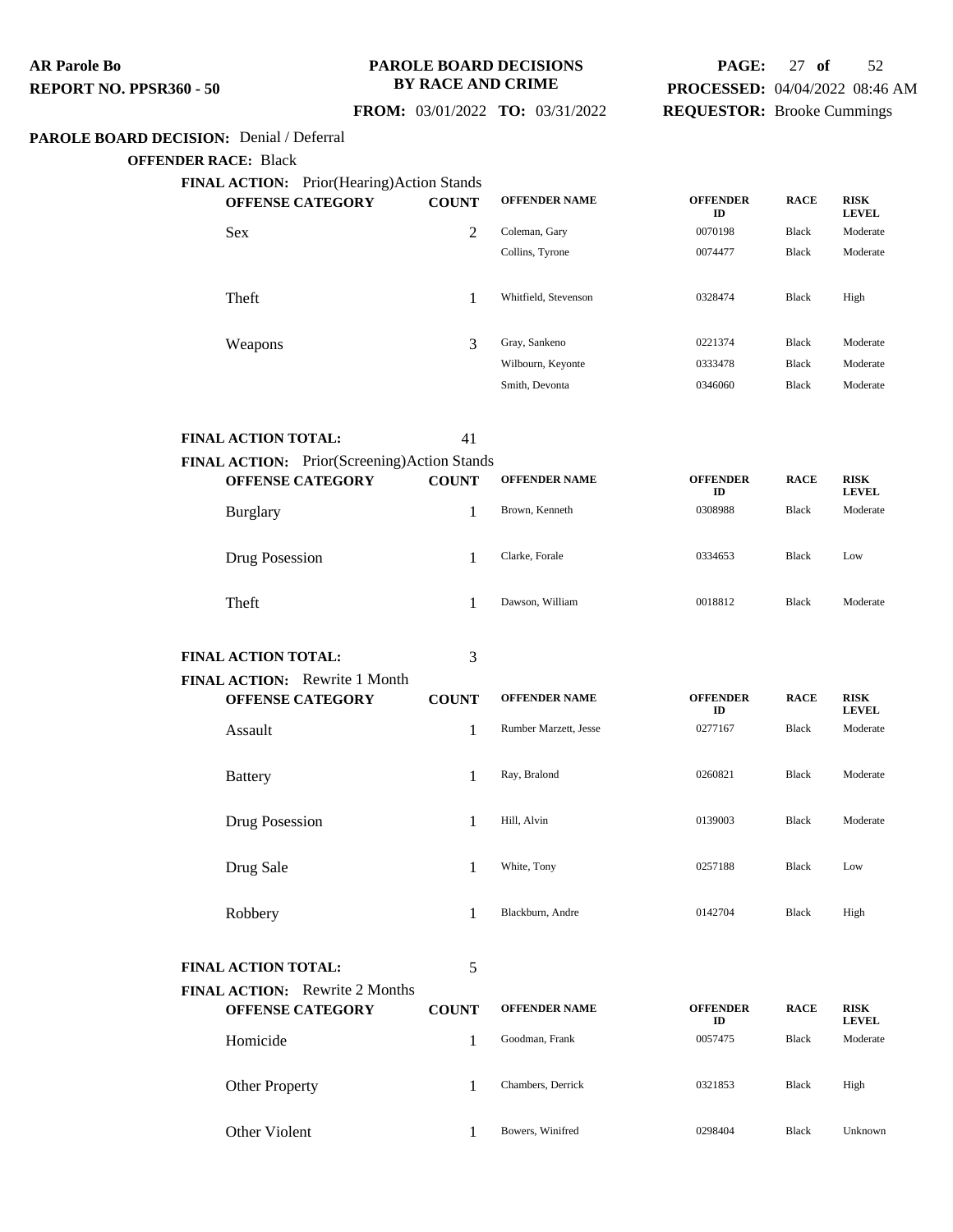**AR Parole Bo**
**REPORT NO. PPSR360 - 50**

**PAROLE BOARD DECISIONS BY RACE AND CRIME**

**FROM:** 03/01/2022 **TO:** 03/31/2022

**PROCESSED:** 04/04/2022 08:46 AM
**REQUESTOR:** Brooke Cummings

**PAROLE BOARD DECISION:** Denial / Deferral

**OFFENDER RACE:** Black

**FINAL ACTION:** Prior(Hearing)Action Stands

| OFFENSE CATEGORY | COUNT | OFFENDER NAME | OFFENDER ID | RACE | RISK LEVEL |
|---|---|---|---|---|---|
| Sex | 2 | Coleman, Gary | 0070198 | Black | Moderate |
| | | Collins, Tyrone | 0074477 | Black | Moderate |
| Theft | 1 | Whitfield, Stevenson | 0328474 | Black | High |
| Weapons | 3 | Gray, Sankeno | 0221374 | Black | Moderate |
| | | Wilbourn, Keyonte | 0333478 | Black | Moderate |
| | | Smith, Devonta | 0346060 | Black | Moderate |

**FINAL ACTION TOTAL:** 41

**FINAL ACTION:** Prior(Screening)Action Stands

| OFFENSE CATEGORY | COUNT | OFFENDER NAME | OFFENDER ID | RACE | RISK LEVEL |
|---|---|---|---|---|---|
| Burglary | 1 | Brown, Kenneth | 0308988 | Black | Moderate |
| Drug Posession | 1 | Clarke, Forale | 0334653 | Black | Low |
| Theft | 1 | Dawson, William | 0018812 | Black | Moderate |

**FINAL ACTION TOTAL:** 3

**FINAL ACTION:** Rewrite 1 Month

| OFFENSE CATEGORY | COUNT | OFFENDER NAME | OFFENDER ID | RACE | RISK LEVEL |
|---|---|---|---|---|---|
| Assault | 1 | Rumber Marzett, Jesse | 0277167 | Black | Moderate |
| Battery | 1 | Ray, Bralond | 0260821 | Black | Moderate |
| Drug Posession | 1 | Hill, Alvin | 0139003 | Black | Moderate |
| Drug Sale | 1 | White, Tony | 0257188 | Black | Low |
| Robbery | 1 | Blackburn, Andre | 0142704 | Black | High |

**FINAL ACTION TOTAL:** 5

**FINAL ACTION:** Rewrite 2 Months

| OFFENSE CATEGORY | COUNT | OFFENDER NAME | OFFENDER ID | RACE | RISK LEVEL |
|---|---|---|---|---|---|
| Homicide | 1 | Goodman, Frank | 0057475 | Black | Moderate |
| Other Property | 1 | Chambers, Derrick | 0321853 | Black | High |
| Other Violent | 1 | Bowers, Winifred | 0298404 | Black | Unknown |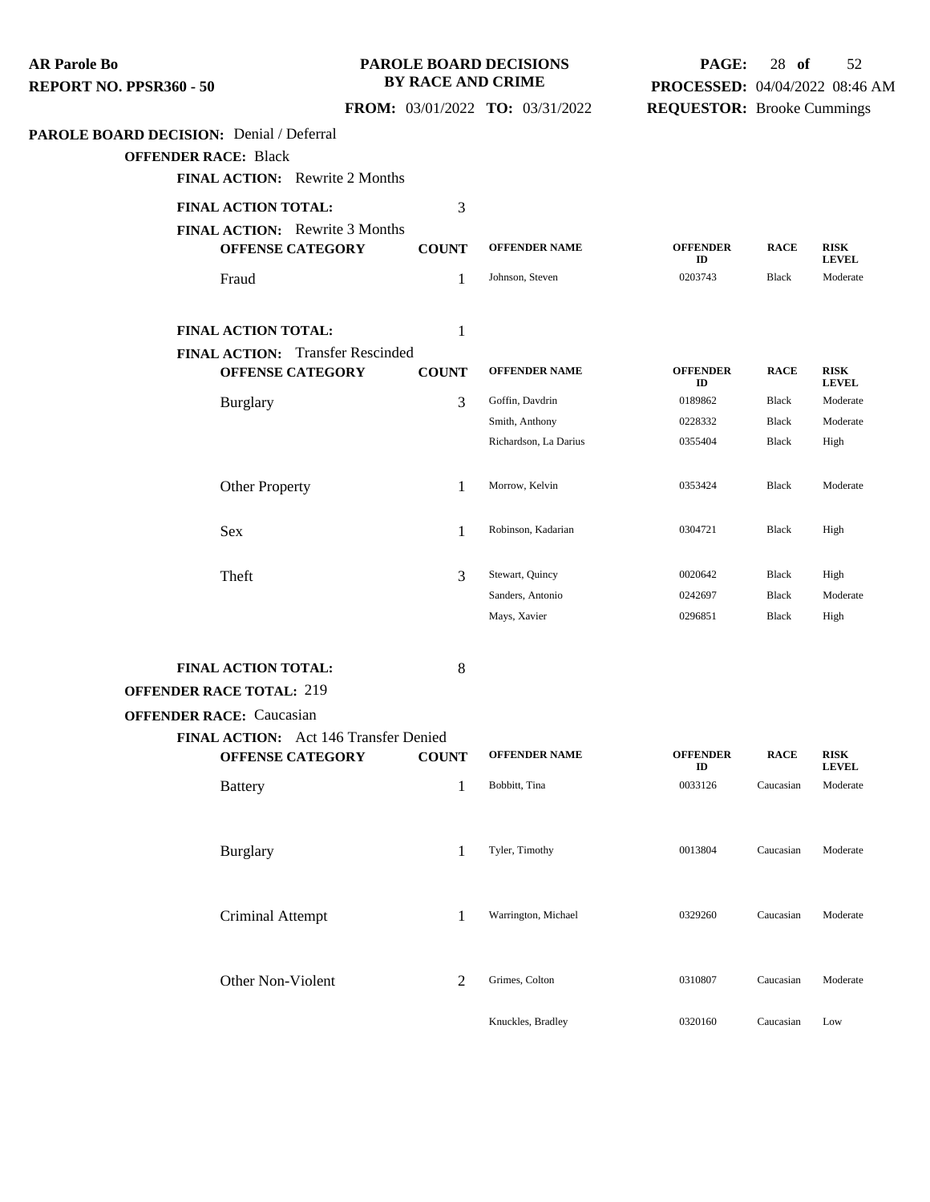**PAROLE BOARD DECISION:** Denial / Deferral

**OFFENDER RACE:** Black

**FINAL ACTION:** Rewrite 2 Months

**FINAL ACTION TOTAL:** 3

**FINAL ACTION:** Rewrite 3 Months

| OFFENSE CATEGORY | COUNT | OFFENDER NAME | OFFENDER ID | RACE | RISK LEVEL |
|---|---|---|---|---|---|
| Fraud | 1 | Johnson, Steven | 0203743 | Black | Moderate |

**FINAL ACTION TOTAL:** 1

**FINAL ACTION:** Transfer Rescinded

| OFFENSE CATEGORY | COUNT | OFFENDER NAME | OFFENDER ID | RACE | RISK LEVEL |
|---|---|---|---|---|---|
| Burglary | 3 | Goffin, Davdrin | 0189862 | Black | Moderate |
| | | Smith, Anthony | 0228332 | Black | Moderate |
| | | Richardson, La Darius | 0355404 | Black | High |
| Other Property | 1 | Morrow, Kelvin | 0353424 | Black | Moderate |
| Sex | 1 | Robinson, Kadarian | 0304721 | Black | High |
| Theft | 3 | Stewart, Quincy | 0020642 | Black | High |
| | | Sanders, Antonio | 0242697 | Black | Moderate |
| | | Mays, Xavier | 0296851 | Black | High |

**FINAL ACTION TOTAL:** 8

**OFFENDER RACE TOTAL:** 219

**OFFENDER RACE:** Caucasian

**FINAL ACTION:** Act 146 Transfer Denied

| OFFENSE CATEGORY | COUNT | OFFENDER NAME | OFFENDER ID | RACE | RISK LEVEL |
|---|---|---|---|---|---|
| Battery | 1 | Bobbitt, Tina | 0033126 | Caucasian | Moderate |
| Burglary | 1 | Tyler, Timothy | 0013804 | Caucasian | Moderate |
| Criminal Attempt | 1 | Warrington, Michael | 0329260 | Caucasian | Moderate |
| Other Non-Violent | 2 | Grimes, Colton | 0310807 | Caucasian | Moderate |
| | | Knuckles, Bradley | 0320160 | Caucasian | Low |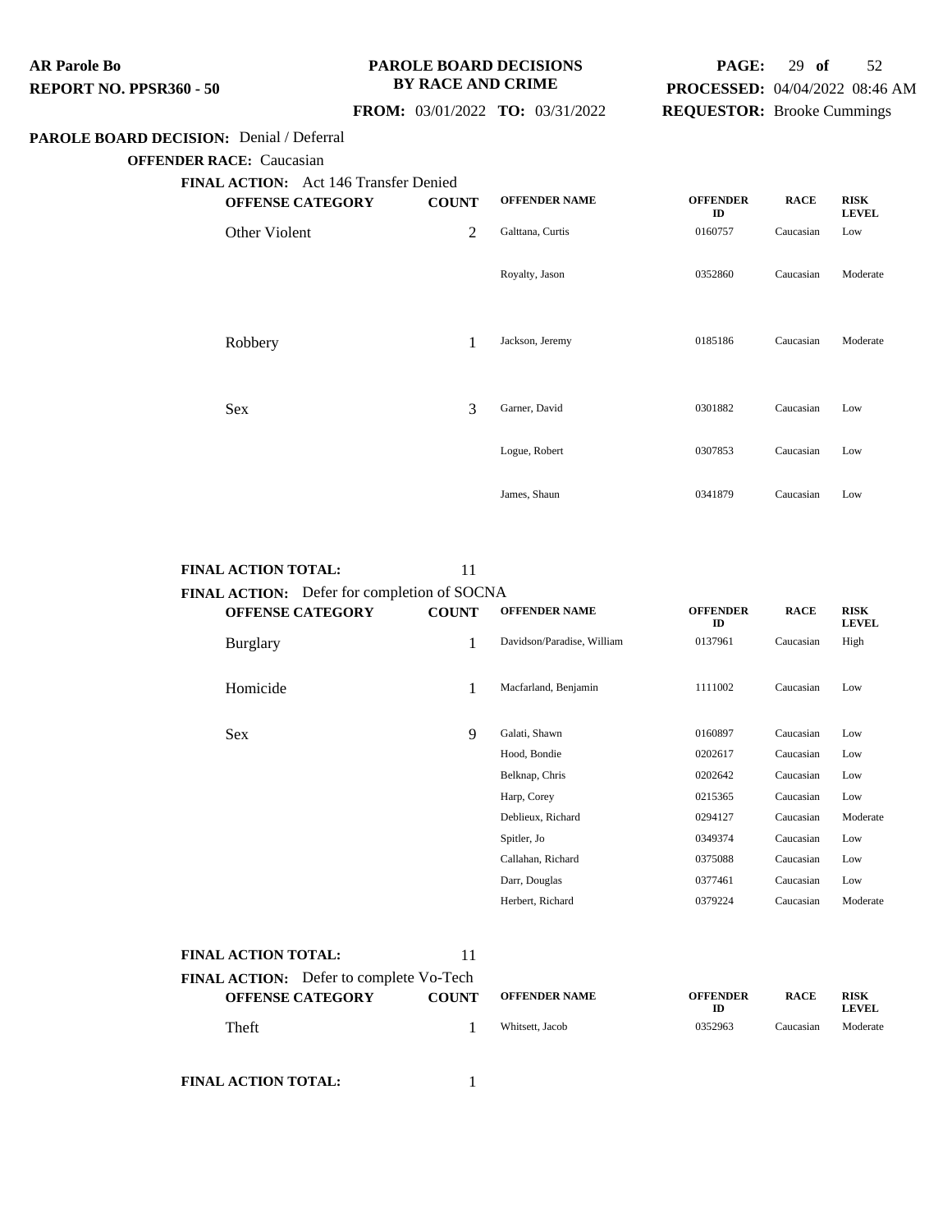**PAROLE BOARD DECISIONS BY RACE AND CRIME**

**FROM:** 03/01/2022 **TO:** 03/31/2022

**PROCESSED:** 04/04/2022 08:46 AM

**REQUESTOR:** Brooke Cummings

**PAROLE BOARD DECISION:** Denial / Deferral

**OFFENDER RACE:** Caucasian

**FINAL ACTION:** Act 146 Transfer Denied

| OFFENSE CATEGORY | COUNT | OFFENDER NAME | OFFENDER ID | RACE | RISK LEVEL |
|---|---|---|---|---|---|
| Other Violent | 2 | Galttana, Curtis | 0160757 | Caucasian | Low |
| | | Royalty, Jason | 0352860 | Caucasian | Moderate |
| Robbery | 1 | Jackson, Jeremy | 0185186 | Caucasian | Moderate |
| Sex | 3 | Garner, David | 0301882 | Caucasian | Low |
| | | Logue, Robert | 0307853 | Caucasian | Low |
| | | James, Shaun | 0341879 | Caucasian | Low |

**FINAL ACTION TOTAL:** 11

**FINAL ACTION:** Defer for completion of SOCNA

| OFFENSE CATEGORY | COUNT | OFFENDER NAME | OFFENDER ID | RACE | RISK LEVEL |
|---|---|---|---|---|---|
| Burglary | 1 | Davidson/Paradise, William | 0137961 | Caucasian | High |
| Homicide | 1 | Macfarland, Benjamin | 1111002 | Caucasian | Low |
| Sex | 9 | Galati, Shawn | 0160897 | Caucasian | Low |
| | | Hood, Bondie | 0202617 | Caucasian | Low |
| | | Belknap, Chris | 0202642 | Caucasian | Low |
| | | Harp, Corey | 0215365 | Caucasian | Low |
| | | Deblieux, Richard | 0294127 | Caucasian | Moderate |
| | | Spitler, Jo | 0349374 | Caucasian | Low |
| | | Callahan, Richard | 0375088 | Caucasian | Low |
| | | Darr, Douglas | 0377461 | Caucasian | Low |
| | | Herbert, Richard | 0379224 | Caucasian | Moderate |

**FINAL ACTION TOTAL:** 11

**FINAL ACTION:** Defer to complete Vo-Tech

| OFFENSE CATEGORY | COUNT | OFFENDER NAME | OFFENDER ID | RACE | RISK LEVEL |
|---|---|---|---|---|---|
| Theft | 1 | Whitsett, Jacob | 0352963 | Caucasian | Moderate |

**FINAL ACTION TOTAL:** 1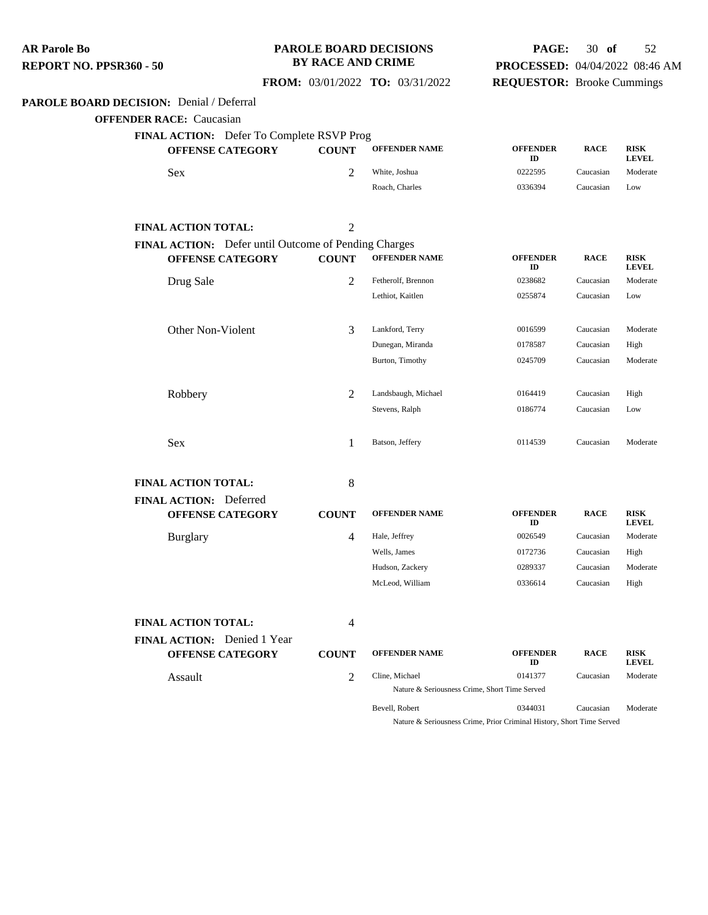**PAROLE BOARD DECISION:** Denial / Deferral

**OFFENDER RACE:** Caucasian

**FINAL ACTION:** Defer To Complete RSVP Prog

| OFFENSE CATEGORY | COUNT | OFFENDER NAME | OFFENDER ID | RACE | RISK LEVEL |
|---|---|---|---|---|---|
| Sex | 2 | White, Joshua | 0222595 | Caucasian | Moderate |
| | | Roach, Charles | 0336394 | Caucasian | Low |

**FINAL ACTION TOTAL:** 2

**FINAL ACTION:** Defer until Outcome of Pending Charges

| OFFENSE CATEGORY | COUNT | OFFENDER NAME | OFFENDER ID | RACE | RISK LEVEL |
|---|---|---|---|---|---|
| Drug Sale | 2 | Fetherolf, Brennon | 0238682 | Caucasian | Moderate |
| | | Lethiot, Kaitlen | 0255874 | Caucasian | Low |
| Other Non-Violent | 3 | Lankford, Terry | 0016599 | Caucasian | Moderate |
| | | Dunegan, Miranda | 0178587 | Caucasian | High |
| | | Burton, Timothy | 0245709 | Caucasian | Moderate |
| Robbery | 2 | Landsbaugh, Michael | 0164419 | Caucasian | High |
| | | Stevens, Ralph | 0186774 | Caucasian | Low |
| Sex | 1 | Batson, Jeffery | 0114539 | Caucasian | Moderate |

**FINAL ACTION TOTAL:** 8

**FINAL ACTION:** Deferred

| OFFENSE CATEGORY | COUNT | OFFENDER NAME | OFFENDER ID | RACE | RISK LEVEL |
|---|---|---|---|---|---|
| Burglary | 4 | Hale, Jeffrey | 0026549 | Caucasian | Moderate |
| | | Wells, James | 0172736 | Caucasian | High |
| | | Hudson, Zackery | 0289337 | Caucasian | Moderate |
| | | McLeod, William | 0336614 | Caucasian | High |

**FINAL ACTION TOTAL:** 4

**FINAL ACTION:** Denied 1 Year

| OFFENSE CATEGORY | COUNT | OFFENDER NAME | OFFENDER ID | RACE | RISK LEVEL |
|---|---|---|---|---|---|
| Assault | 2 | Cline, Michael | 0141377 | Caucasian | Moderate |
| | | Nature & Seriousness Crime, Short Time Served | | | |
| | | Bevell, Robert | 0344031 | Caucasian | Moderate |
| | | Nature & Seriousness Crime, Prior Criminal History, Short Time Served | | | |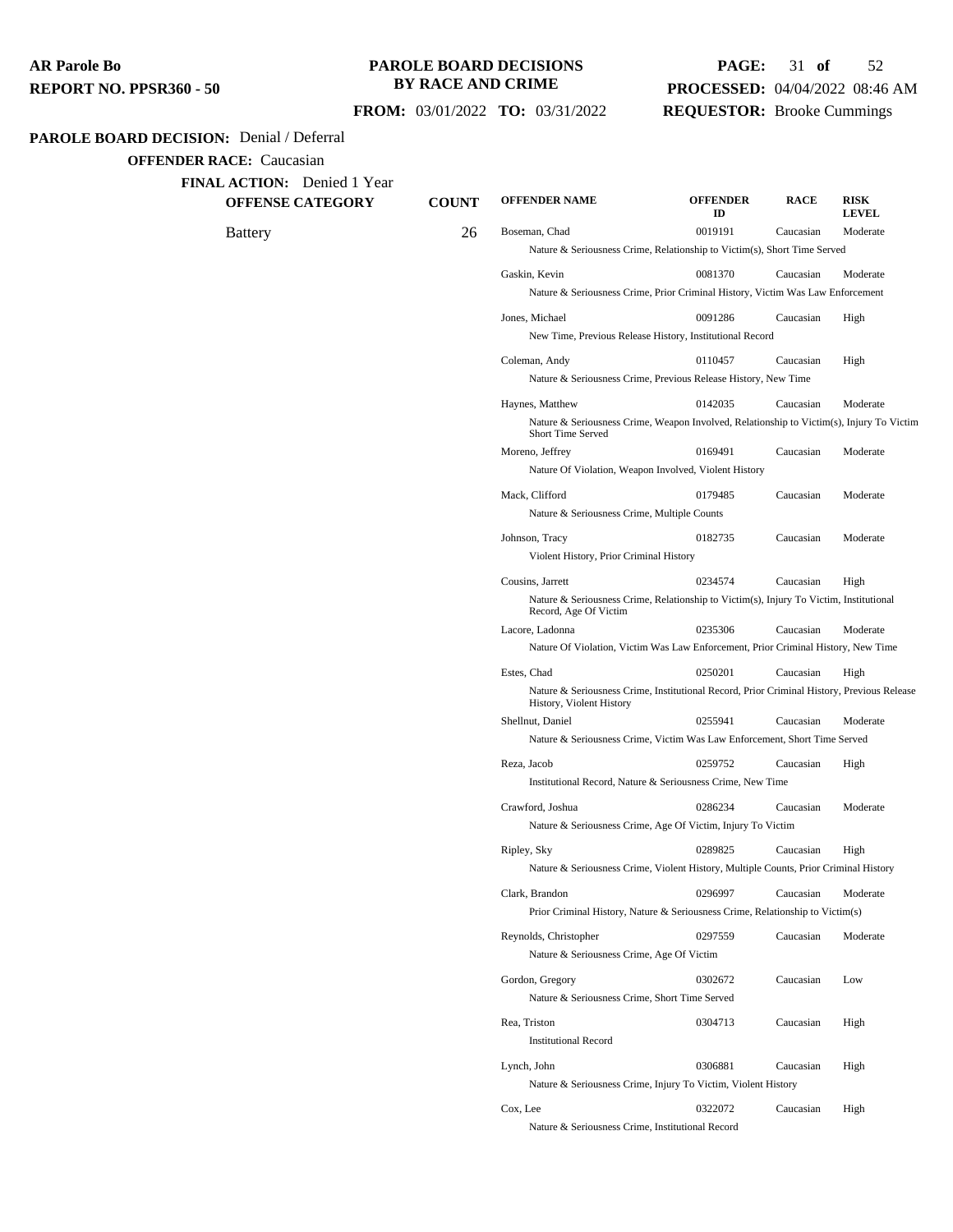**AR Parole Bo**
**REPORT NO. PPSR360 - 50**

**PAROLE BOARD DECISIONS BY RACE AND CRIME**

**FROM:** 03/01/2022 **TO:** 03/31/2022

**PROCESSED:** 04/04/2022 08:46 AM
**REQUESTOR:** Brooke Cummings

**PAROLE BOARD DECISION:** Denial / Deferral

**OFFENDER RACE:** Caucasian

**FINAL ACTION:** Denied 1 Year

| OFFENSE CATEGORY | COUNT | OFFENDER NAME | OFFENDER ID | RACE | RISK LEVEL |
|---|---|---|---|---|---|
| Battery | 26 | Boseman, Chad | 0019191 | Caucasian | Moderate |
| | | Nature & Seriousness Crime, Relationship to Victim(s), Short Time Served | | | |
| | | Gaskin, Kevin | 0081370 | Caucasian | Moderate |
| | | Nature & Seriousness Crime, Prior Criminal History, Victim Was Law Enforcement | | | |
| | | Jones, Michael | 0091286 | Caucasian | High |
| | | New Time, Previous Release History, Institutional Record | | | |
| | | Coleman, Andy | 0110457 | Caucasian | High |
| | | Nature & Seriousness Crime, Previous Release History, New Time | | | |
| | | Haynes, Matthew | 0142035 | Caucasian | Moderate |
| | | Nature & Seriousness Crime, Weapon Involved, Relationship to Victim(s), Injury To Victim Short Time Served | | | |
| | | Moreno, Jeffrey | 0169491 | Caucasian | Moderate |
| | | Nature Of Violation, Weapon Involved, Violent History | | | |
| | | Mack, Clifford | 0179485 | Caucasian | Moderate |
| | | Nature & Seriousness Crime, Multiple Counts | | | |
| | | Johnson, Tracy | 0182735 | Caucasian | Moderate |
| | | Violent History, Prior Criminal History | | | |
| | | Cousins, Jarrett | 0234574 | Caucasian | High |
| | | Nature & Seriousness Crime, Relationship to Victim(s), Injury To Victim, Institutional Record, Age Of Victim | | | |
| | | Lacore, Ladonna | 0235306 | Caucasian | Moderate |
| | | Nature Of Violation, Victim Was Law Enforcement, Prior Criminal History, New Time | | | |
| | | Estes, Chad | 0250201 | Caucasian | High |
| | | Nature & Seriousness Crime, Institutional Record, Prior Criminal History, Previous Release History, Violent History | | | |
| | | Shellnut, Daniel | 0255941 | Caucasian | Moderate |
| | | Nature & Seriousness Crime, Victim Was Law Enforcement, Short Time Served | | | |
| | | Reza, Jacob | 0259752 | Caucasian | High |
| | | Institutional Record, Nature & Seriousness Crime, New Time | | | |
| | | Crawford, Joshua | 0286234 | Caucasian | Moderate |
| | | Nature & Seriousness Crime, Age Of Victim, Injury To Victim | | | |
| | | Ripley, Sky | 0289825 | Caucasian | High |
| | | Nature & Seriousness Crime, Violent History, Multiple Counts, Prior Criminal History | | | |
| | | Clark, Brandon | 0296997 | Caucasian | Moderate |
| | | Prior Criminal History, Nature & Seriousness Crime, Relationship to Victim(s) | | | |
| | | Reynolds, Christopher | 0297559 | Caucasian | Moderate |
| | | Nature & Seriousness Crime, Age Of Victim | | | |
| | | Gordon, Gregory | 0302672 | Caucasian | Low |
| | | Nature & Seriousness Crime, Short Time Served | | | |
| | | Rea, Triston | 0304713 | Caucasian | High |
| | | Institutional Record | | | |
| | | Lynch, John | 0306881 | Caucasian | High |
| | | Nature & Seriousness Crime, Injury To Victim, Violent History | | | |
| | | Cox, Lee | 0322072 | Caucasian | High |
| | | Nature & Seriousness Crime, Institutional Record | | | |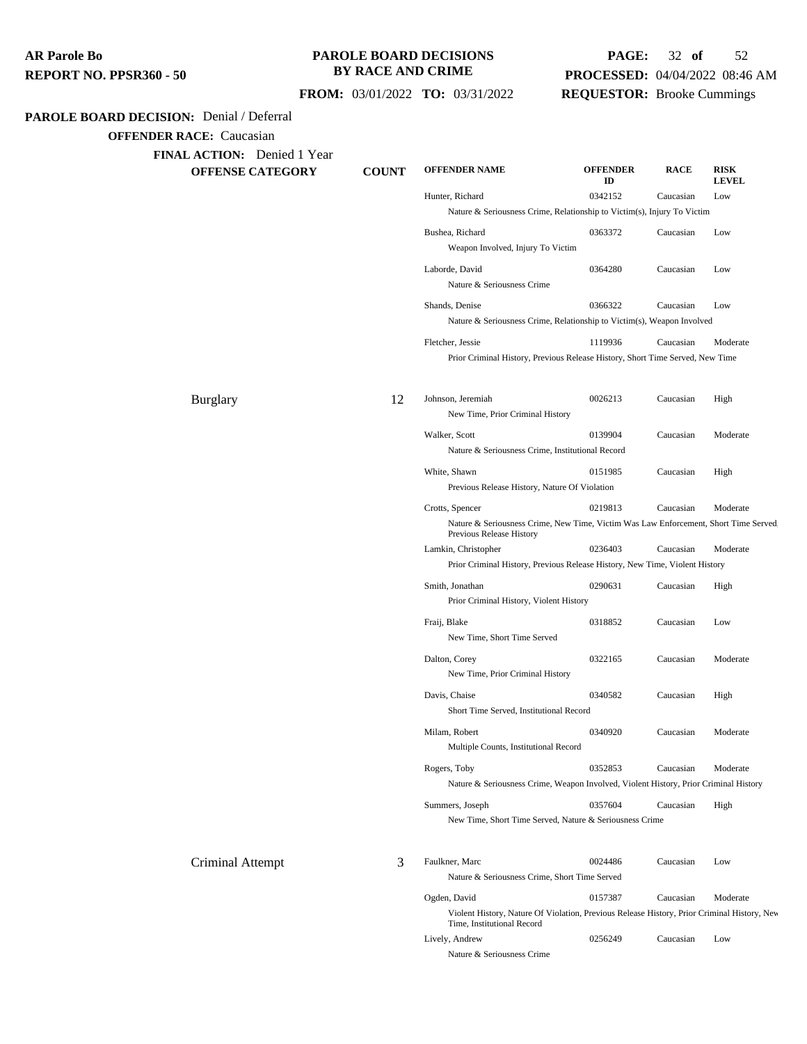**PAROLE BOARD DECISION:** Denial / Deferral

**OFFENDER RACE:** Caucasian

**FINAL ACTION:** Denied 1 Year

| OFFENSE CATEGORY | COUNT | OFFENDER NAME | OFFENDER ID | RACE | RISK LEVEL |
|---|---|---|---|---|---|
| | | Hunter, Richard | 0342152 | Caucasian | Low |
| | | Nature & Seriousness Crime, Relationship to Victim(s), Injury To Victim | | | |
| | | Bushea, Richard | 0363372 | Caucasian | Low |
| | | Weapon Involved, Injury To Victim | | | |
| | | Laborde, David | 0364280 | Caucasian | Low |
| | | Nature & Seriousness Crime | | | |
| | | Shands, Denise | 0366322 | Caucasian | Low |
| | | Nature & Seriousness Crime, Relationship to Victim(s), Weapon Involved | | | |
| | | Fletcher, Jessie | 1119936 | Caucasian | Moderate |
| | | Prior Criminal History, Previous Release History, Short Time Served, New Time | | | |
| Burglary | 12 | Johnson, Jeremiah | 0026213 | Caucasian | High |
| | | New Time, Prior Criminal History | | | |
| | | Walker, Scott | 0139904 | Caucasian | Moderate |
| | | Nature & Seriousness Crime, Institutional Record | | | |
| | | White, Shawn | 0151985 | Caucasian | High |
| | | Previous Release History, Nature Of Violation | | | |
| | | Crotts, Spencer | 0219813 | Caucasian | Moderate |
| | | Nature & Seriousness Crime, New Time, Victim Was Law Enforcement, Short Time Served, Previous Release History | | | |
| | | Lamkin, Christopher | 0236403 | Caucasian | Moderate |
| | | Prior Criminal History, Previous Release History, New Time, Violent History | | | |
| | | Smith, Jonathan | 0290631 | Caucasian | High |
| | | Prior Criminal History, Violent History | | | |
| | | Fraij, Blake | 0318852 | Caucasian | Low |
| | | New Time, Short Time Served | | | |
| | | Dalton, Corey | 0322165 | Caucasian | Moderate |
| | | New Time, Prior Criminal History | | | |
| | | Davis, Chaise | 0340582 | Caucasian | High |
| | | Short Time Served, Institutional Record | | | |
| | | Milam, Robert | 0340920 | Caucasian | Moderate |
| | | Multiple Counts, Institutional Record | | | |
| | | Rogers, Toby | 0352853 | Caucasian | Moderate |
| | | Nature & Seriousness Crime, Weapon Involved, Violent History, Prior Criminal History | | | |
| | | Summers, Joseph | 0357604 | Caucasian | High |
| | | New Time, Short Time Served, Nature & Seriousness Crime | | | |
| Criminal Attempt | 3 | Faulkner, Marc | 0024486 | Caucasian | Low |
| | | Nature & Seriousness Crime, Short Time Served | | | |
| | | Ogden, David | 0157387 | Caucasian | Moderate |
| | | Violent History, Nature Of Violation, Previous Release History, Prior Criminal History, New Time, Institutional Record | | | |
| | | Lively, Andrew | 0256249 | Caucasian | Low |
| | | Nature & Seriousness Crime | | | |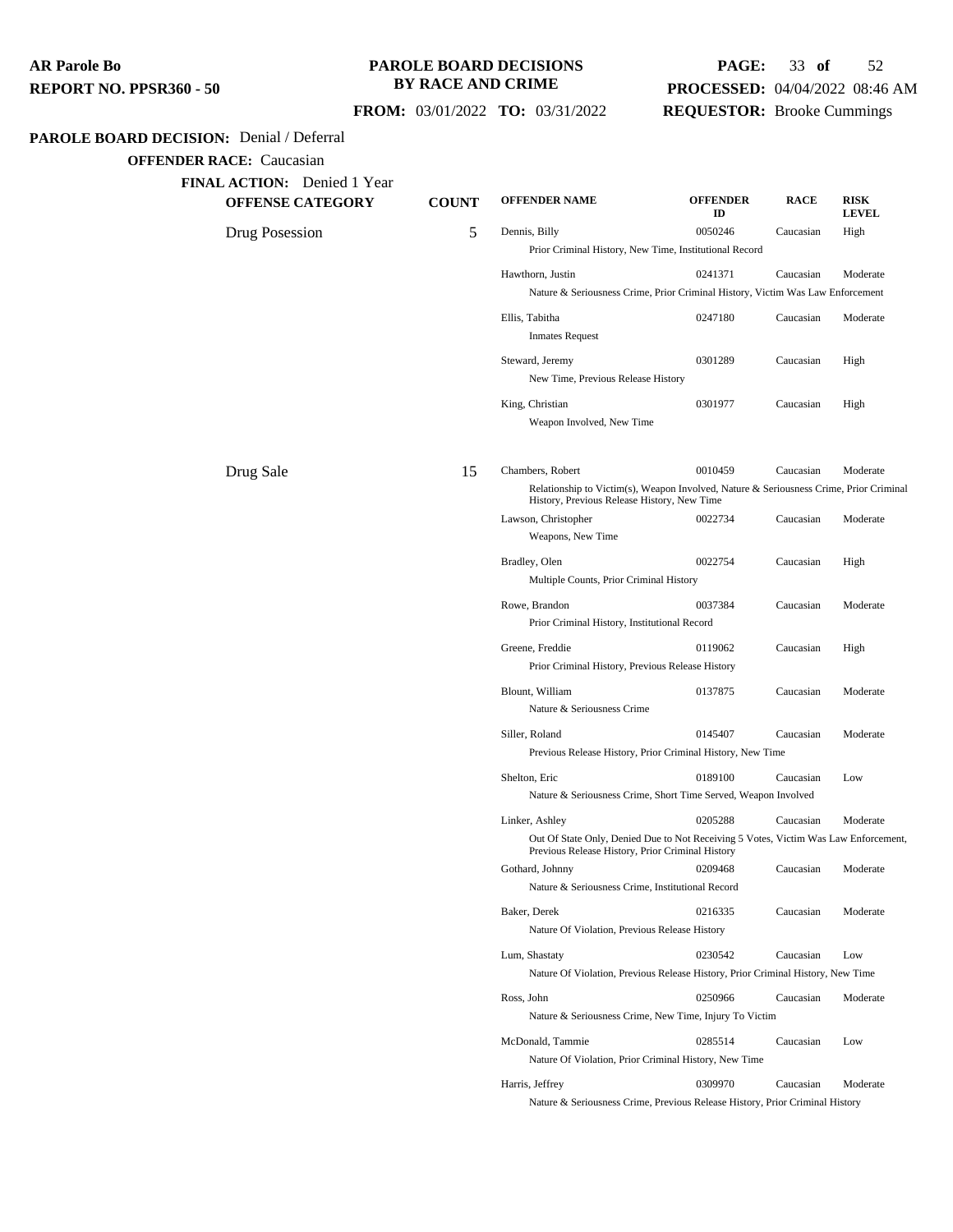**AR Parole Bo**
**REPORT NO. PPSR360 - 50**

**PAROLE BOARD DECISIONS BY RACE AND CRIME**

**FROM:** 03/01/2022 **TO:** 03/31/2022

**PROCESSED:** 04/04/2022 08:46 AM
**REQUESTOR:** Brooke Cummings

**PAROLE BOARD DECISION:** Denial / Deferral

**OFFENDER RACE:** Caucasian

**FINAL ACTION:** Denied 1 Year

| OFFENSE CATEGORY | COUNT | OFFENDER NAME | OFFENDER ID | RACE | RISK LEVEL |
|---|---|---|---|---|---|
| Drug Posession | 5 | Dennis, Billy<br>Prior Criminal History, New Time, Institutional Record | 0050246 | Caucasian | High |
| | | Hawthorn, Justin<br>Nature & Seriousness Crime, Prior Criminal History, Victim Was Law Enforcement | 0241371 | Caucasian | Moderate |
| | | Ellis, Tabitha<br>Inmates Request | 0247180 | Caucasian | Moderate |
| | | Steward, Jeremy<br>New Time, Previous Release History | 0301289 | Caucasian | High |
| | | King, Christian<br>Weapon Involved, New Time | 0301977 | Caucasian | High |
| Drug Sale | 15 | Chambers, Robert<br>Relationship to Victim(s), Weapon Involved, Nature & Seriousness Crime, Prior Criminal History, Previous Release History, New Time | 0010459 | Caucasian | Moderate |
| | | Lawson, Christopher<br>Weapons, New Time | 0022734 | Caucasian | Moderate |
| | | Bradley, Olen<br>Multiple Counts, Prior Criminal History | 0022754 | Caucasian | High |
| | | Rowe, Brandon<br>Prior Criminal History, Institutional Record | 0037384 | Caucasian | Moderate |
| | | Greene, Freddie<br>Prior Criminal History, Previous Release History | 0119062 | Caucasian | High |
| | | Blount, William<br>Nature & Seriousness Crime | 0137875 | Caucasian | Moderate |
| | | Siller, Roland<br>Previous Release History, Prior Criminal History, New Time | 0145407 | Caucasian | Moderate |
| | | Shelton, Eric<br>Nature & Seriousness Crime, Short Time Served, Weapon Involved | 0189100 | Caucasian | Low |
| | | Linker, Ashley<br>Out Of State Only, Denied Due to Not Receiving 5 Votes, Victim Was Law Enforcement, Previous Release History, Prior Criminal History | 0205288 | Caucasian | Moderate |
| | | Gothard, Johnny<br>Nature & Seriousness Crime, Institutional Record | 0209468 | Caucasian | Moderate |
| | | Baker, Derek<br>Nature Of Violation, Previous Release History | 0216335 | Caucasian | Moderate |
| | | Lum, Shastaty<br>Nature Of Violation, Previous Release History, Prior Criminal History, New Time | 0230542 | Caucasian | Low |
| | | Ross, John<br>Nature & Seriousness Crime, New Time, Injury To Victim | 0250966 | Caucasian | Moderate |
| | | McDonald, Tammie<br>Nature Of Violation, Prior Criminal History, New Time | 0285514 | Caucasian | Low |
| | | Harris, Jeffrey<br>Nature & Seriousness Crime, Previous Release History, Prior Criminal History | 0309970 | Caucasian | Moderate |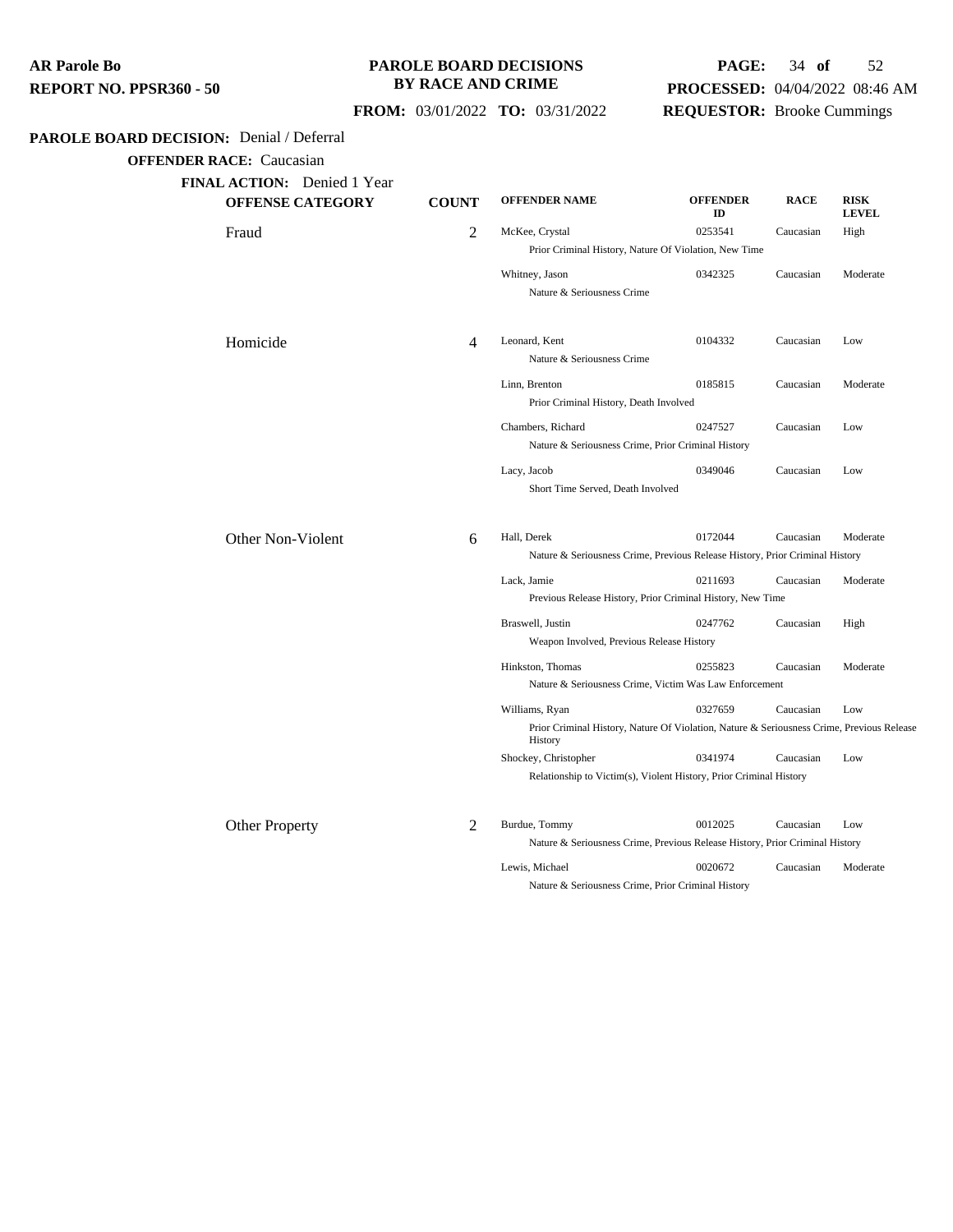**AR Parole Bo**
**REPORT NO. PPSR360 - 50**

**PAROLE BOARD DECISIONS BY RACE AND CRIME**

**FROM:** 03/01/2022 **TO:** 03/31/2022

**PROCESSED:** 04/04/2022 08:46 AM
**REQUESTOR:** Brooke Cummings

**PAROLE BOARD DECISION:** Denial / Deferral

**OFFENDER RACE:** Caucasian

**FINAL ACTION:** Denied 1 Year

| OFFENSE CATEGORY | COUNT | OFFENDER NAME | OFFENDER ID | RACE | RISK LEVEL |
|---|---|---|---|---|---|
| Fraud | 2 | McKee, Crystal | 0253541 | Caucasian | High |
| | | Prior Criminal History, Nature Of Violation, New Time | | | |
| | | Whitney, Jason | 0342325 | Caucasian | Moderate |
| | | Nature & Seriousness Crime | | | |
| Homicide | 4 | Leonard, Kent | 0104332 | Caucasian | Low |
| | | Nature & Seriousness Crime | | | |
| | | Linn, Brenton | 0185815 | Caucasian | Moderate |
| | | Prior Criminal History, Death Involved | | | |
| | | Chambers, Richard | 0247527 | Caucasian | Low |
| | | Nature & Seriousness Crime, Prior Criminal History | | | |
| | | Lacy, Jacob | 0349046 | Caucasian | Low |
| | | Short Time Served, Death Involved | | | |
| Other Non-Violent | 6 | Hall, Derek | 0172044 | Caucasian | Moderate |
| | | Nature & Seriousness Crime, Previous Release History, Prior Criminal History | | | |
| | | Lack, Jamie | 0211693 | Caucasian | Moderate |
| | | Previous Release History, Prior Criminal History, New Time | | | |
| | | Braswell, Justin | 0247762 | Caucasian | High |
| | | Weapon Involved, Previous Release History | | | |
| | | Hinkston, Thomas | 0255823 | Caucasian | Moderate |
| | | Nature & Seriousness Crime, Victim Was Law Enforcement | | | |
| | | Williams, Ryan | 0327659 | Caucasian | Low |
| | | Prior Criminal History, Nature Of Violation, Nature & Seriousness Crime, Previous Release History | | | |
| | | Shockey, Christopher | 0341974 | Caucasian | Low |
| | | Relationship to Victim(s), Violent History, Prior Criminal History | | | |
| Other Property | 2 | Burdue, Tommy | 0012025 | Caucasian | Low |
| | | Nature & Seriousness Crime, Previous Release History, Prior Criminal History | | | |
| | | Lewis, Michael | 0020672 | Caucasian | Moderate |
| | | Nature & Seriousness Crime, Prior Criminal History | | | |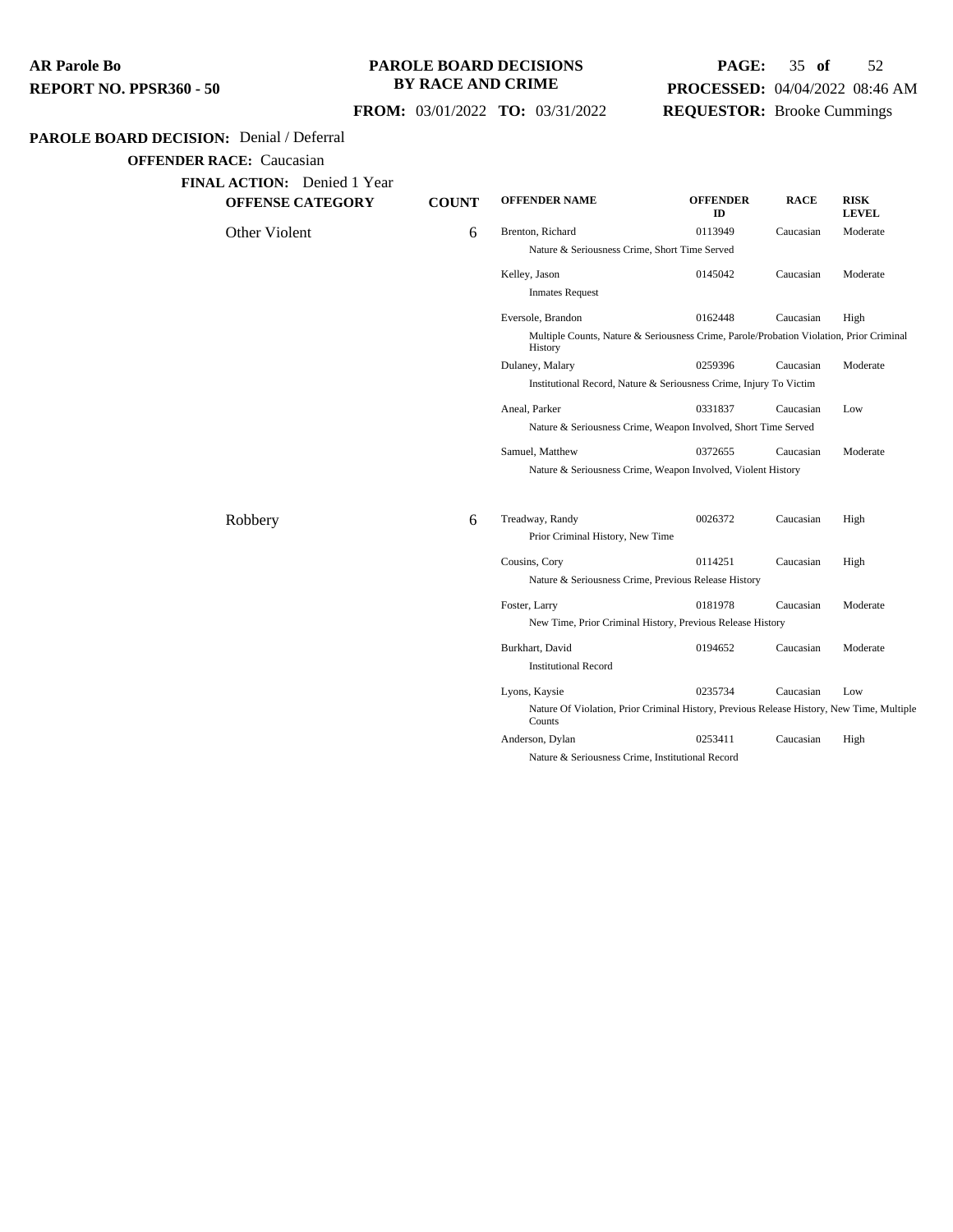**PAROLE BOARD DECISION:** Denial / Deferral

**OFFENDER RACE:** Caucasian

**FINAL ACTION:** Denied 1 Year

| OFFENSE CATEGORY | COUNT | OFFENDER NAME | OFFENDER ID | RACE | RISK LEVEL |
|---|---|---|---|---|---|
| Other Violent | 6 | Brenton, Richard | 0113949 | Caucasian | Moderate |
| | | Nature & Seriousness Crime, Short Time Served | | | |
| | | Kelley, Jason | 0145042 | Caucasian | Moderate |
| | | Inmates Request | | | |
| | | Eversole, Brandon | 0162448 | Caucasian | High |
| | | Multiple Counts, Nature & Seriousness Crime, Parole/Probation Violation, Prior Criminal History | | | |
| | | Dulaney, Malary | 0259396 | Caucasian | Moderate |
| | | Institutional Record, Nature & Seriousness Crime, Injury To Victim | | | |
| | | Aneal, Parker | 0331837 | Caucasian | Low |
| | | Nature & Seriousness Crime, Weapon Involved, Short Time Served | | | |
| | | Samuel, Matthew | 0372655 | Caucasian | Moderate |
| | | Nature & Seriousness Crime, Weapon Involved, Violent History | | | |
| Robbery | 6 | Treadway, Randy | 0026372 | Caucasian | High |
| | | Prior Criminal History, New Time | | | |
| | | Cousins, Cory | 0114251 | Caucasian | High |
| | | Nature & Seriousness Crime, Previous Release History | | | |
| | | Foster, Larry | 0181978 | Caucasian | Moderate |
| | | New Time, Prior Criminal History, Previous Release History | | | |
| | | Burkhart, David | 0194652 | Caucasian | Moderate |
| | | Institutional Record | | | |
| | | Lyons, Kaysie | 0235734 | Caucasian | Low |
| | | Nature Of Violation, Prior Criminal History, Previous Release History, New Time, Multiple Counts | | | |
| | | Anderson, Dylan | 0253411 | Caucasian | High |
| | | Nature & Seriousness Crime, Institutional Record | | | |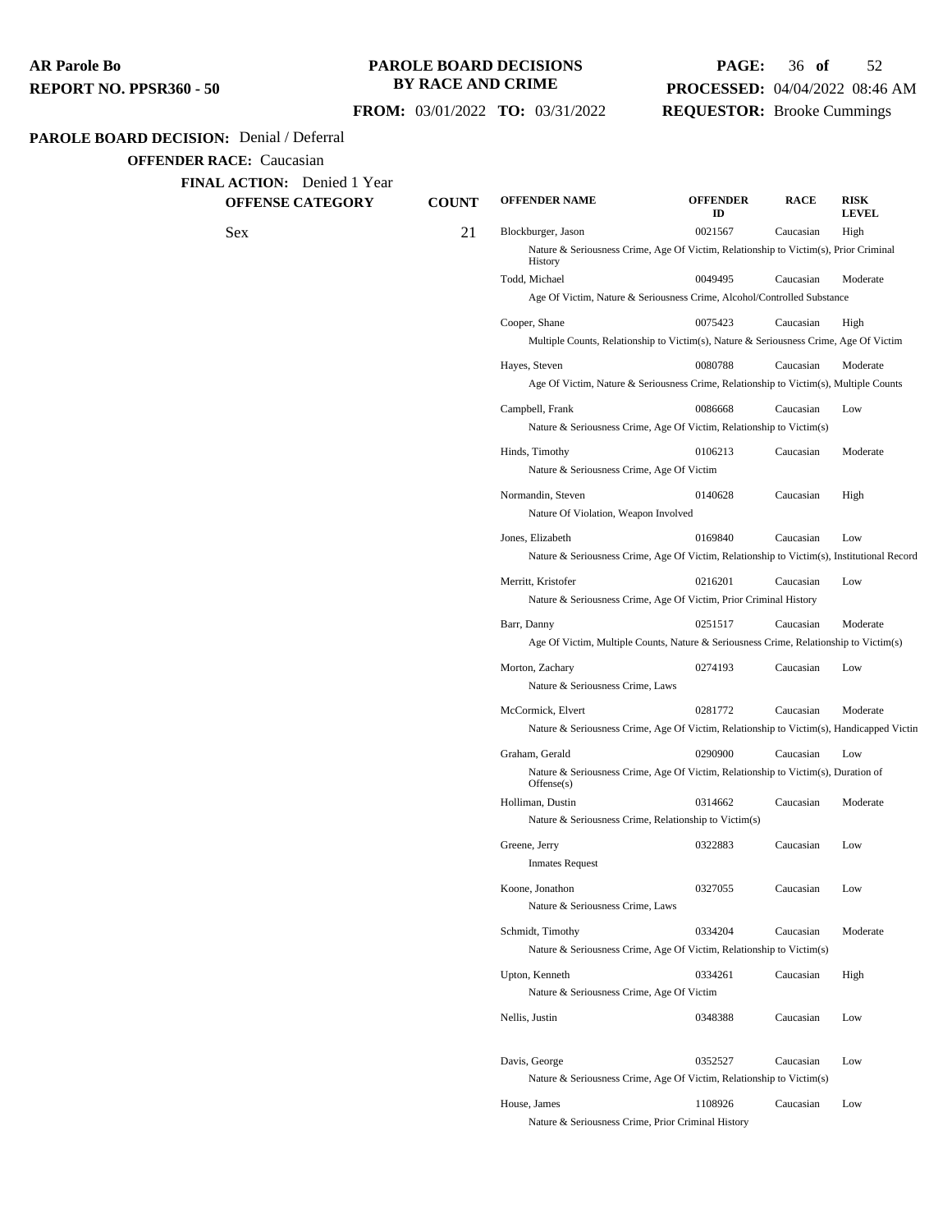**AR Parole Bo**
**REPORT NO. PPSR360 - 50**

**PAROLE BOARD DECISIONS BY RACE AND CRIME**

**FROM:** 03/01/2022 **TO:** 03/31/2022

**PROCESSED:** 04/04/2022 08:46 AM
**REQUESTOR:** Brooke Cummings

**PAROLE BOARD DECISION:** Denial / Deferral

**OFFENDER RACE:** Caucasian

**FINAL ACTION:** Denied 1 Year

| OFFENSE CATEGORY | COUNT | OFFENDER NAME | OFFENDER ID | RACE | RISK LEVEL |
|---|---|---|---|---|---|
| Sex | 21 | Blockburger, Jason | 0021567 | Caucasian | High |
| | | Nature & Seriousness Crime, Age Of Victim, Relationship to Victim(s), Prior Criminal History | | | |
| | | Todd, Michael | 0049495 | Caucasian | Moderate |
| | | Age Of Victim, Nature & Seriousness Crime, Alcohol/Controlled Substance | | | |
| | | Cooper, Shane | 0075423 | Caucasian | High |
| | | Multiple Counts, Relationship to Victim(s), Nature & Seriousness Crime, Age Of Victim | | | |
| | | Hayes, Steven | 0080788 | Caucasian | Moderate |
| | | Age Of Victim, Nature & Seriousness Crime, Relationship to Victim(s), Multiple Counts | | | |
| | | Campbell, Frank | 0086668 | Caucasian | Low |
| | | Nature & Seriousness Crime, Age Of Victim, Relationship to Victim(s) | | | |
| | | Hinds, Timothy | 0106213 | Caucasian | Moderate |
| | | Nature & Seriousness Crime, Age Of Victim | | | |
| | | Normandin, Steven | 0140628 | Caucasian | High |
| | | Nature Of Violation, Weapon Involved | | | |
| | | Jones, Elizabeth | 0169840 | Caucasian | Low |
| | | Nature & Seriousness Crime, Age Of Victim, Relationship to Victim(s), Institutional Record | | | |
| | | Merritt, Kristofer | 0216201 | Caucasian | Low |
| | | Nature & Seriousness Crime, Age Of Victim, Prior Criminal History | | | |
| | | Barr, Danny | 0251517 | Caucasian | Moderate |
| | | Age Of Victim, Multiple Counts, Nature & Seriousness Crime, Relationship to Victim(s) | | | |
| | | Morton, Zachary | 0274193 | Caucasian | Low |
| | | Nature & Seriousness Crime, Laws | | | |
| | | McCormick, Elvert | 0281772 | Caucasian | Moderate |
| | | Nature & Seriousness Crime, Age Of Victim, Relationship to Victim(s), Handicapped Victin | | | |
| | | Graham, Gerald | 0290900 | Caucasian | Low |
| | | Nature & Seriousness Crime, Age Of Victim, Relationship to Victim(s), Duration of Offense(s) | | | |
| | | Holliman, Dustin | 0314662 | Caucasian | Moderate |
| | | Nature & Seriousness Crime, Relationship to Victim(s) | | | |
| | | Greene, Jerry | 0322883 | Caucasian | Low |
| | | Inmates Request | | | |
| | | Koone, Jonathon | 0327055 | Caucasian | Low |
| | | Nature & Seriousness Crime, Laws | | | |
| | | Schmidt, Timothy | 0334204 | Caucasian | Moderate |
| | | Nature & Seriousness Crime, Age Of Victim, Relationship to Victim(s) | | | |
| | | Upton, Kenneth | 0334261 | Caucasian | High |
| | | Nature & Seriousness Crime, Age Of Victim | | | |
| | | Nellis, Justin | 0348388 | Caucasian | Low |
| | | Davis, George | 0352527 | Caucasian | Low |
| | | Nature & Seriousness Crime, Age Of Victim, Relationship to Victim(s) | | | |
| | | House, James | 1108926 | Caucasian | Low |
| | | Nature & Seriousness Crime, Prior Criminal History | | | |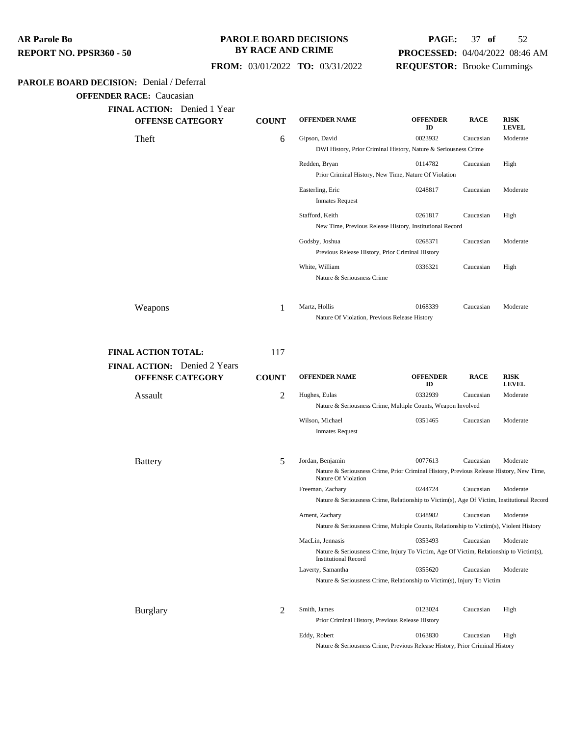**PAROLE BOARD DECISION:** Denial / Deferral

**OFFENDER RACE:** Caucasian

**FINAL ACTION:** Denied 1 Year

| OFFENSE CATEGORY | COUNT | OFFENDER NAME | OFFENDER ID | RACE | RISK LEVEL |
|---|---|---|---|---|---|
| Theft | 6 | Gipson, David | 0023932 | Caucasian | Moderate |
| | | DWI History, Prior Criminal History, Nature & Seriousness Crime | | | |
| | | Redden, Bryan | 0114782 | Caucasian | High |
| | | Prior Criminal History, New Time, Nature Of Violation | | | |
| | | Easterling, Eric | 0248817 | Caucasian | Moderate |
| | | Inmates Request | | | |
| | | Stafford, Keith | 0261817 | Caucasian | High |
| | | New Time, Previous Release History, Institutional Record | | | |
| | | Godsby, Joshua | 0268371 | Caucasian | Moderate |
| | | Previous Release History, Prior Criminal History | | | |
| | | White, William | 0336321 | Caucasian | High |
| | | Nature & Seriousness Crime | | | |
| Weapons | 1 | Martz, Hollis | 0168339 | Caucasian | Moderate |
| | | Nature Of Violation, Previous Release History | | | |

**FINAL ACTION TOTAL:** 117

**FINAL ACTION:** Denied 2 Years

| OFFENSE CATEGORY | COUNT | OFFENDER NAME | OFFENDER ID | RACE | RISK LEVEL |
|---|---|---|---|---|---|
| Assault | 2 | Hughes, Eulas | 0332939 | Caucasian | Moderate |
| | | Nature & Seriousness Crime, Multiple Counts, Weapon Involved | | | |
| | | Wilson, Michael | 0351465 | Caucasian | Moderate |
| | | Inmates Request | | | |
| Battery | 5 | Jordan, Benjamin | 0077613 | Caucasian | Moderate |
| | | Nature & Seriousness Crime, Prior Criminal History, Previous Release History, New Time, Nature Of Violation | | | |
| | | Freeman, Zachary | 0244724 | Caucasian | Moderate |
| | | Nature & Seriousness Crime, Relationship to Victim(s), Age Of Victim, Institutional Record | | | |
| | | Ament, Zachary | 0348982 | Caucasian | Moderate |
| | | Nature & Seriousness Crime, Multiple Counts, Relationship to Victim(s), Violent History | | | |
| | | MacLin, Jennasis | 0353493 | Caucasian | Moderate |
| | | Nature & Seriousness Crime, Injury To Victim, Age Of Victim, Relationship to Victim(s), Institutional Record | | | |
| | | Laverty, Samantha | 0355620 | Caucasian | Moderate |
| | | Nature & Seriousness Crime, Relationship to Victim(s), Injury To Victim | | | |
| Burglary | 2 | Smith, James | 0123024 | Caucasian | High |
| | | Prior Criminal History, Previous Release History | | | |
| | | Eddy, Robert | 0163830 | Caucasian | High |
| | | Nature & Seriousness Crime, Previous Release History, Prior Criminal History | | | |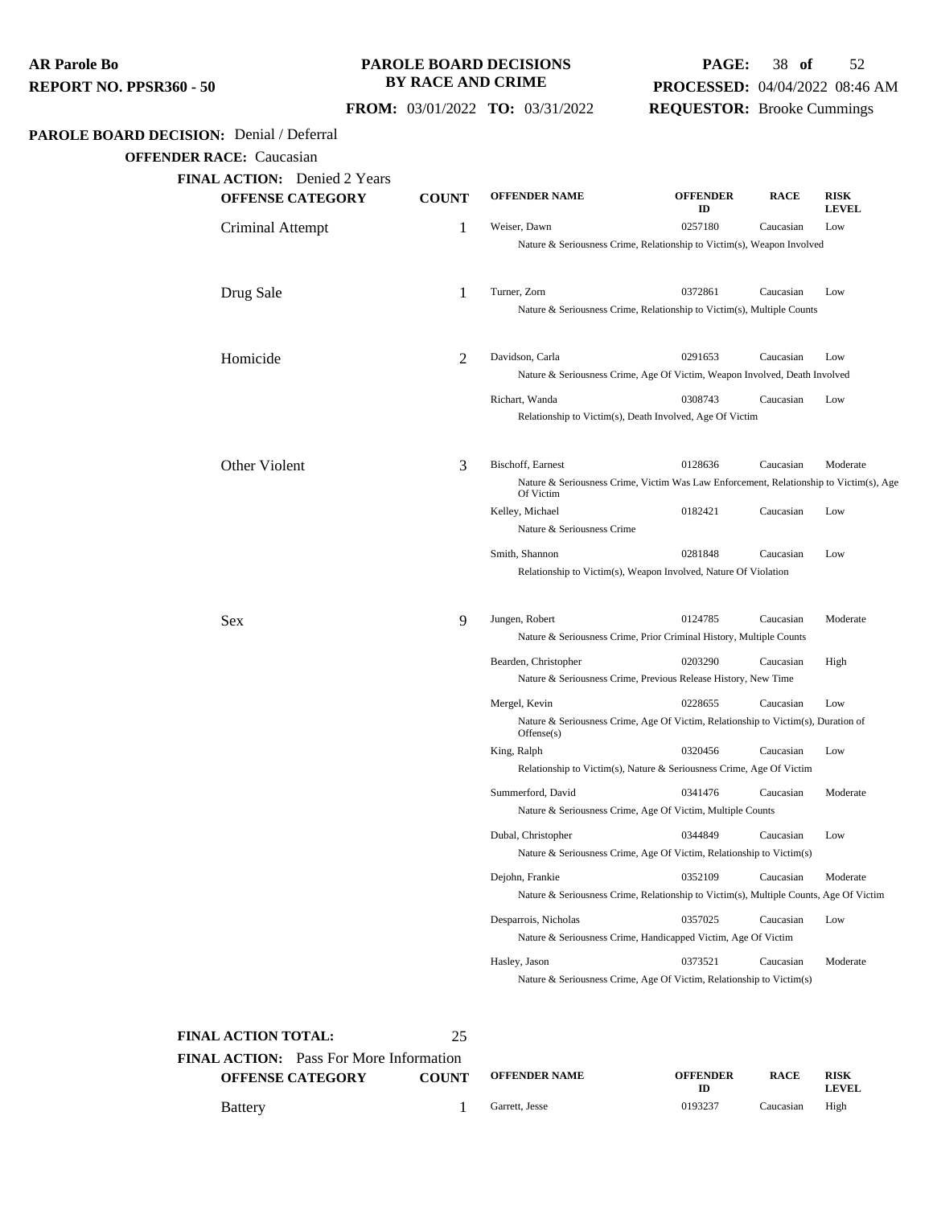**AR Parole Bo**
**REPORT NO. PPSR360 - 50**

**PAROLE BOARD DECISIONS BY RACE AND CRIME**

**FROM:** 03/01/2022 **TO:** 03/31/2022

**PROCESSED:** 04/04/2022 08:46 AM
**REQUESTOR:** Brooke Cummings

**PAROLE BOARD DECISION:** Denial / Deferral

**OFFENDER RACE:** Caucasian

**FINAL ACTION:** Denied 2 Years

| OFFENSE CATEGORY | COUNT | OFFENDER NAME | OFFENDER ID | RACE | RISK LEVEL |
|---|---|---|---|---|---|
| Criminal Attempt | 1 | Weiser, Dawn | 0257180 | Caucasian | Low |
| | | Nature & Seriousness Crime, Relationship to Victim(s), Weapon Involved | | | |
| Drug Sale | 1 | Turner, Zorn | 0372861 | Caucasian | Low |
| | | Nature & Seriousness Crime, Relationship to Victim(s), Multiple Counts | | | |
| Homicide | 2 | Davidson, Carla | 0291653 | Caucasian | Low |
| | | Nature & Seriousness Crime, Age Of Victim, Weapon Involved, Death Involved | | | |
| | | Richart, Wanda | 0308743 | Caucasian | Low |
| | | Relationship to Victim(s), Death Involved, Age Of Victim | | | |
| Other Violent | 3 | Bischoff, Earnest | 0128636 | Caucasian | Moderate |
| | | Nature & Seriousness Crime, Victim Was Law Enforcement, Relationship to Victim(s), Age Of Victim | | | |
| | | Kelley, Michael | 0182421 | Caucasian | Low |
| | | Nature & Seriousness Crime | | | |
| | | Smith, Shannon | 0281848 | Caucasian | Low |
| | | Relationship to Victim(s), Weapon Involved, Nature Of Violation | | | |
| Sex | 9 | Jungen, Robert | 0124785 | Caucasian | Moderate |
| | | Nature & Seriousness Crime, Prior Criminal History, Multiple Counts | | | |
| | | Bearden, Christopher | 0203290 | Caucasian | High |
| | | Nature & Seriousness Crime, Previous Release History, New Time | | | |
| | | Mergel, Kevin | 0228655 | Caucasian | Low |
| | | Nature & Seriousness Crime, Age Of Victim, Relationship to Victim(s), Duration of Offense(s) | | | |
| | | King, Ralph | 0320456 | Caucasian | Low |
| | | Relationship to Victim(s), Nature & Seriousness Crime, Age Of Victim | | | |
| | | Summerford, David | 0341476 | Caucasian | Moderate |
| | | Nature & Seriousness Crime, Age Of Victim, Multiple Counts | | | |
| | | Dubal, Christopher | 0344849 | Caucasian | Low |
| | | Nature & Seriousness Crime, Age Of Victim, Relationship to Victim(s) | | | |
| | | Dejohn, Frankie | 0352109 | Caucasian | Moderate |
| | | Nature & Seriousness Crime, Relationship to Victim(s), Multiple Counts, Age Of Victim | | | |
| | | Desparrois, Nicholas | 0357025 | Caucasian | Low |
| | | Nature & Seriousness Crime, Handicapped Victim, Age Of Victim | | | |
| | | Hasley, Jason | 0373521 | Caucasian | Moderate |
| | | Nature & Seriousness Crime, Age Of Victim, Relationship to Victim(s) | | | |

**FINAL ACTION TOTAL:** 25

**FINAL ACTION:** Pass For More Information

| OFFENSE CATEGORY | COUNT | OFFENDER NAME | OFFENDER ID | RACE | RISK LEVEL |
|---|---|---|---|---|---|
| Battery | 1 | Garrett, Jesse | 0193237 | Caucasian | High |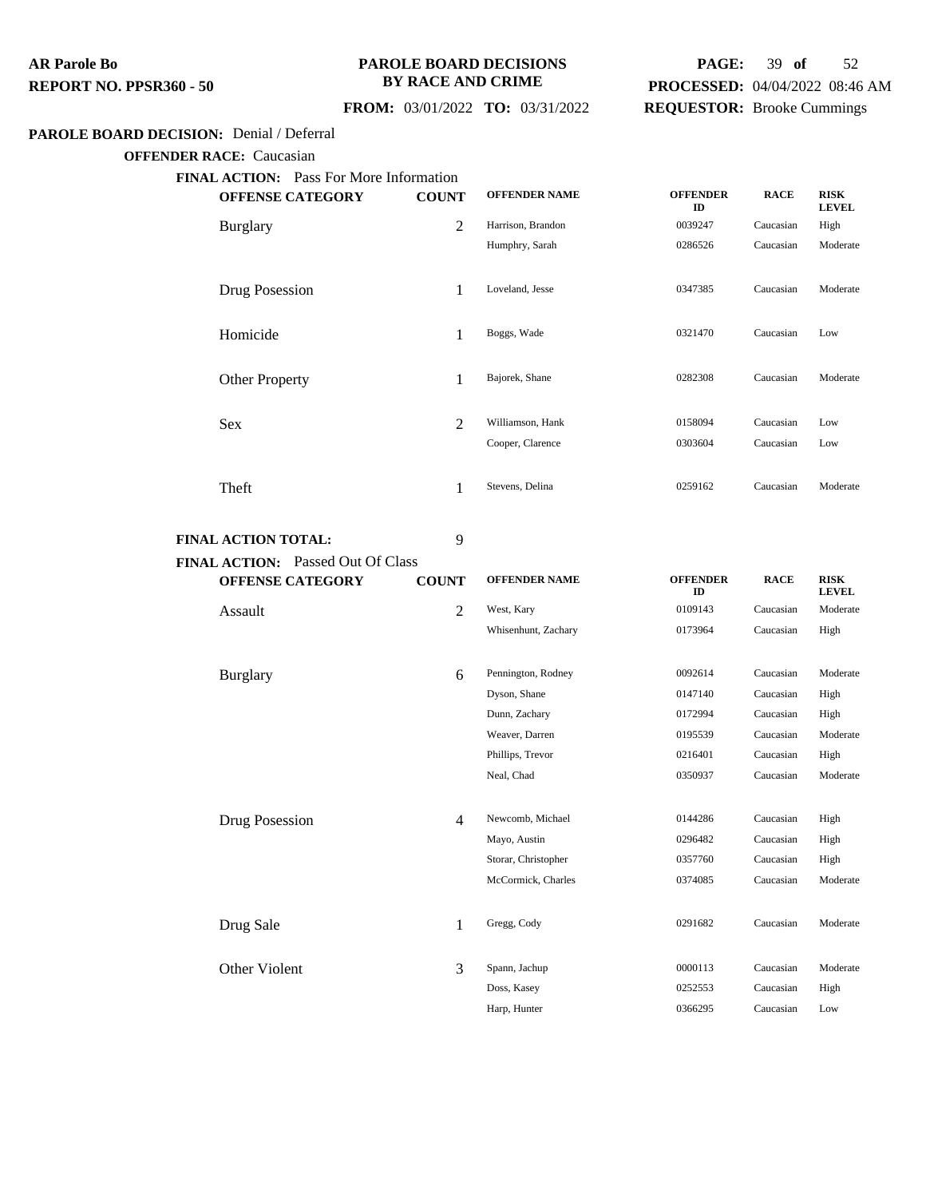**PAROLE BOARD DECISION:** Denial / Deferral

**OFFENDER RACE:** Caucasian

**FINAL ACTION:** Pass For More Information

| OFFENSE CATEGORY | COUNT | OFFENDER NAME | OFFENDER ID | RACE | RISK LEVEL |
|---|---|---|---|---|---|
| Burglary | 2 | Harrison, Brandon | 0039247 | Caucasian | High |
| | | Humphry, Sarah | 0286526 | Caucasian | Moderate |
| Drug Posession | 1 | Loveland, Jesse | 0347385 | Caucasian | Moderate |
| Homicide | 1 | Boggs, Wade | 0321470 | Caucasian | Low |
| Other Property | 1 | Bajorek, Shane | 0282308 | Caucasian | Moderate |
| Sex | 2 | Williamson, Hank | 0158094 | Caucasian | Low |
| | | Cooper, Clarence | 0303604 | Caucasian | Low |
| Theft | 1 | Stevens, Delina | 0259162 | Caucasian | Moderate |

**FINAL ACTION TOTAL:** 9

**FINAL ACTION:** Passed Out Of Class

| OFFENSE CATEGORY | COUNT | OFFENDER NAME | OFFENDER ID | RACE | RISK LEVEL |
|---|---|---|---|---|---|
| Assault | 2 | West, Kary | 0109143 | Caucasian | Moderate |
| | | Whisenhunt, Zachary | 0173964 | Caucasian | High |
| Burglary | 6 | Pennington, Rodney | 0092614 | Caucasian | Moderate |
| | | Dyson, Shane | 0147140 | Caucasian | High |
| | | Dunn, Zachary | 0172994 | Caucasian | High |
| | | Weaver, Darren | 0195539 | Caucasian | Moderate |
| | | Phillips, Trevor | 0216401 | Caucasian | High |
| | | Neal, Chad | 0350937 | Caucasian | Moderate |
| Drug Posession | 4 | Newcomb, Michael | 0144286 | Caucasian | High |
| | | Mayo, Austin | 0296482 | Caucasian | High |
| | | Storar, Christopher | 0357760 | Caucasian | High |
| | | McCormick, Charles | 0374085 | Caucasian | Moderate |
| Drug Sale | 1 | Gregg, Cody | 0291682 | Caucasian | Moderate |
| Other Violent | 3 | Spann, Jachup | 0000113 | Caucasian | Moderate |
| | | Doss, Kasey | 0252553 | Caucasian | High |
| | | Harp, Hunter | 0366295 | Caucasian | Low |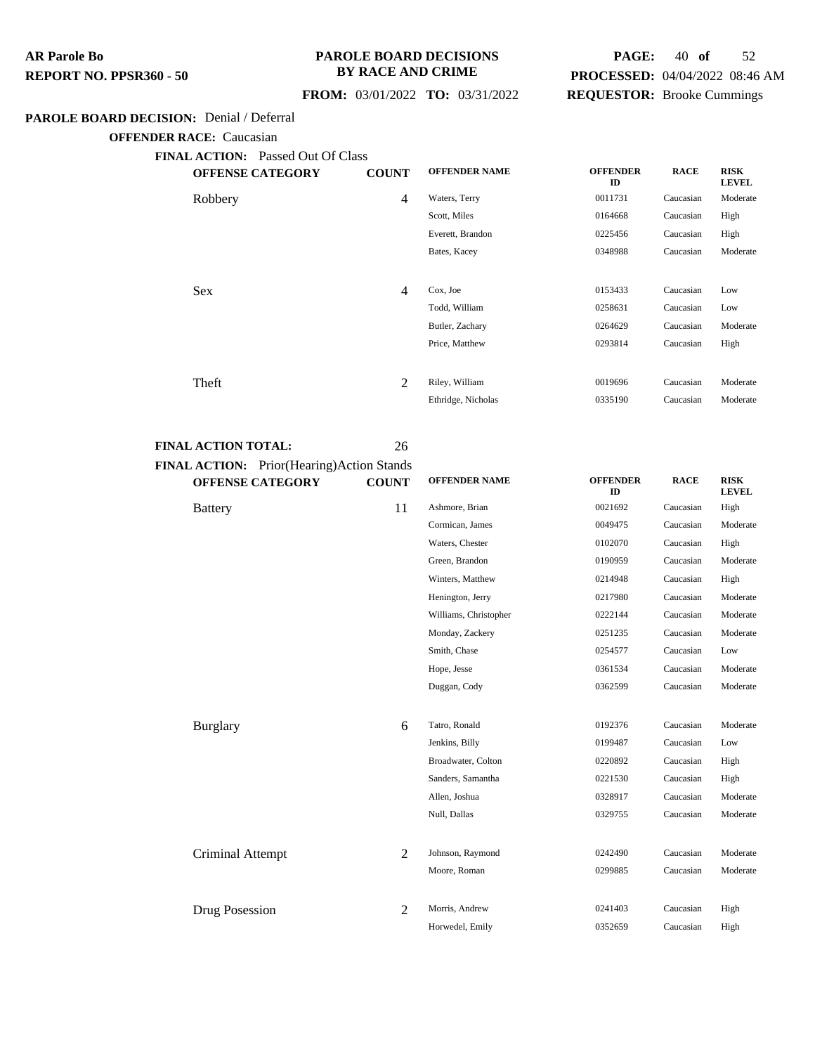**PAROLE BOARD DECISION:** Denial / Deferral

**OFFENDER RACE:** Caucasian

**FINAL ACTION:** Passed Out Of Class

| OFFENSE CATEGORY | COUNT | OFFENDER NAME | OFFENDER ID | RACE | RISK LEVEL |
|---|---|---|---|---|---|
| Robbery | 4 | Waters, Terry | 0011731 | Caucasian | Moderate |
| | | Scott, Miles | 0164668 | Caucasian | High |
| | | Everett, Brandon | 0225456 | Caucasian | High |
| | | Bates, Kacey | 0348988 | Caucasian | Moderate |
| Sex | 4 | Cox, Joe | 0153433 | Caucasian | Low |
| | | Todd, William | 0258631 | Caucasian | Low |
| | | Butler, Zachary | 0264629 | Caucasian | Moderate |
| | | Price, Matthew | 0293814 | Caucasian | High |
| Theft | 2 | Riley, William | 0019696 | Caucasian | Moderate |
| | | Ethridge, Nicholas | 0335190 | Caucasian | Moderate |

**FINAL ACTION TOTAL:** 26

**FINAL ACTION:** Prior(Hearing)Action Stands

| OFFENSE CATEGORY | COUNT | OFFENDER NAME | OFFENDER ID | RACE | RISK LEVEL |
|---|---|---|---|---|---|
| Battery | 11 | Ashmore, Brian | 0021692 | Caucasian | High |
| | | Cormican, James | 0049475 | Caucasian | Moderate |
| | | Waters, Chester | 0102070 | Caucasian | High |
| | | Green, Brandon | 0190959 | Caucasian | Moderate |
| | | Winters, Matthew | 0214948 | Caucasian | High |
| | | Henington, Jerry | 0217980 | Caucasian | Moderate |
| | | Williams, Christopher | 0222144 | Caucasian | Moderate |
| | | Monday, Zackery | 0251235 | Caucasian | Moderate |
| | | Smith, Chase | 0254577 | Caucasian | Low |
| | | Hope, Jesse | 0361534 | Caucasian | Moderate |
| | | Duggan, Cody | 0362599 | Caucasian | Moderate |
| Burglary | 6 | Tatro, Ronald | 0192376 | Caucasian | Moderate |
| | | Jenkins, Billy | 0199487 | Caucasian | Low |
| | | Broadwater, Colton | 0220892 | Caucasian | High |
| | | Sanders, Samantha | 0221530 | Caucasian | High |
| | | Allen, Joshua | 0328917 | Caucasian | Moderate |
| | | Null, Dallas | 0329755 | Caucasian | Moderate |
| Criminal Attempt | 2 | Johnson, Raymond | 0242490 | Caucasian | Moderate |
| | | Moore, Roman | 0299885 | Caucasian | Moderate |
| Drug Posession | 2 | Morris, Andrew | 0241403 | Caucasian | High |
| | | Horwedel, Emily | 0352659 | Caucasian | High |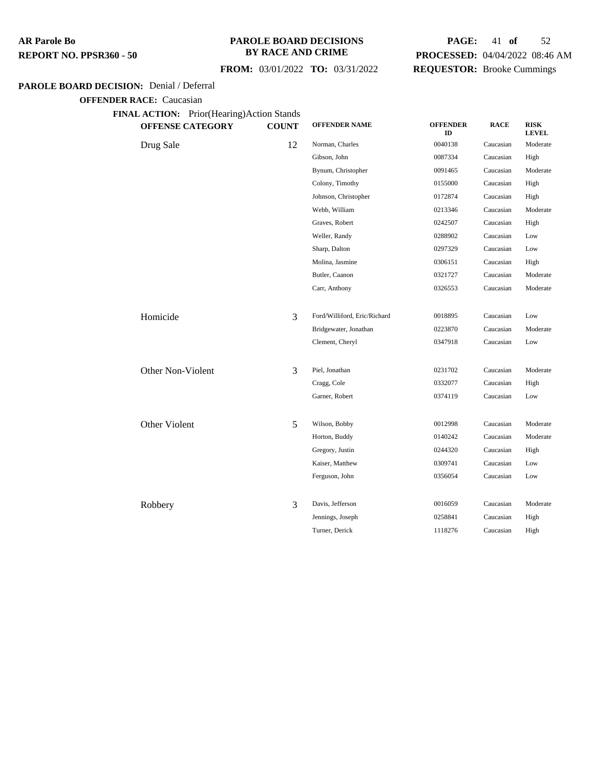**AR Parole Bo**
**REPORT NO. PPSR360 - 50**

**PAROLE BOARD DECISIONS BY RACE AND CRIME**

**FROM:** 03/01/2022 **TO:** 03/31/2022

**PROCESSED:** 04/04/2022 08:46 AM
**REQUESTOR:** Brooke Cummings

**PAROLE BOARD DECISION:** Denial / Deferral

**OFFENDER RACE:** Caucasian

**FINAL ACTION:** Prior(Hearing)Action Stands

| OFFENSE CATEGORY | COUNT | OFFENDER NAME | OFFENDER ID | RACE | RISK LEVEL |
|---|---|---|---|---|---|
| Drug Sale | 12 | Norman, Charles | 0040138 | Caucasian | Moderate |
| | | Gibson, John | 0087334 | Caucasian | High |
| | | Bynum, Christopher | 0091465 | Caucasian | Moderate |
| | | Colony, Timothy | 0155000 | Caucasian | High |
| | | Johnson, Christopher | 0172874 | Caucasian | High |
| | | Webb, William | 0213346 | Caucasian | Moderate |
| | | Graves, Robert | 0242507 | Caucasian | High |
| | | Weller, Randy | 0288902 | Caucasian | Low |
| | | Sharp, Dalton | 0297329 | Caucasian | Low |
| | | Molina, Jasmine | 0306151 | Caucasian | High |
| | | Butler, Caanon | 0321727 | Caucasian | Moderate |
| | | Carr, Anthony | 0326553 | Caucasian | Moderate |
| Homicide | 3 | Ford/Williford, Eric/Richard | 0018895 | Caucasian | Low |
| | | Bridgewater, Jonathan | 0223870 | Caucasian | Moderate |
| | | Clement, Cheryl | 0347918 | Caucasian | Low |
| Other Non-Violent | 3 | Piel, Jonathan | 0231702 | Caucasian | Moderate |
| | | Cragg, Cole | 0332077 | Caucasian | High |
| | | Garner, Robert | 0374119 | Caucasian | Low |
| Other Violent | 5 | Wilson, Bobby | 0012998 | Caucasian | Moderate |
| | | Horton, Buddy | 0140242 | Caucasian | Moderate |
| | | Gregory, Justin | 0244320 | Caucasian | High |
| | | Kaiser, Matthew | 0309741 | Caucasian | Low |
| | | Ferguson, John | 0356054 | Caucasian | Low |
| Robbery | 3 | Davis, Jefferson | 0016059 | Caucasian | Moderate |
| | | Jennings, Joseph | 0258841 | Caucasian | High |
| | | Turner, Derick | 1118276 | Caucasian | High |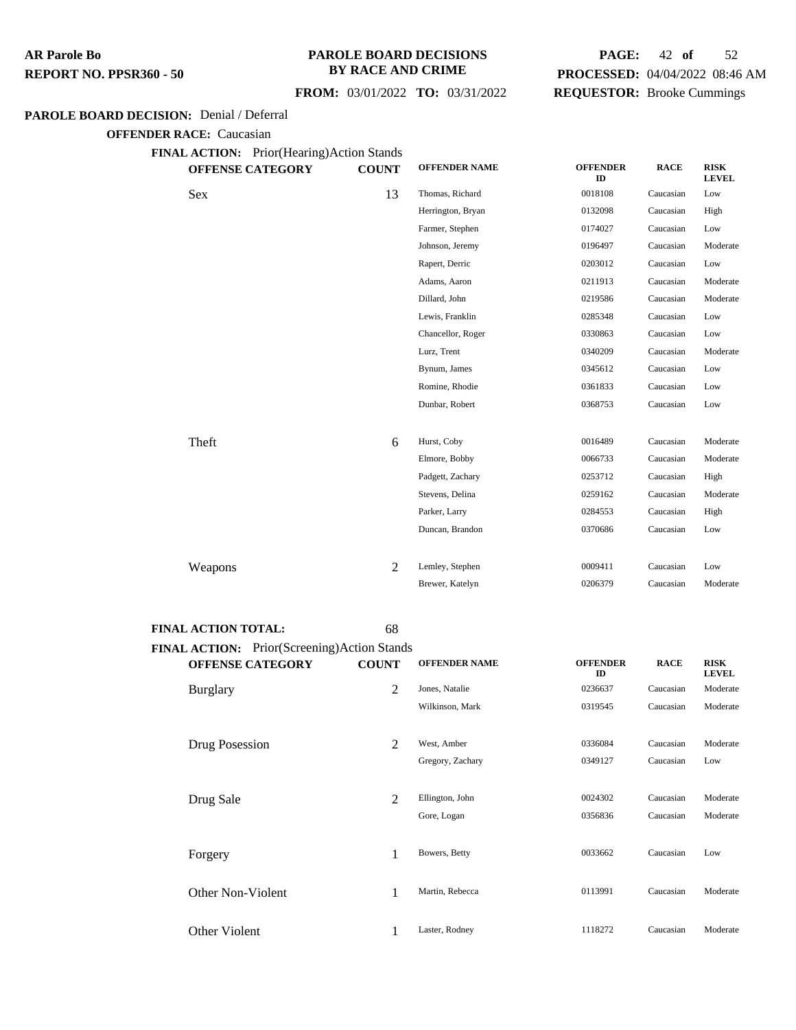**AR Parole Bo**
**REPORT NO. PPSR360 - 50**

**PAROLE BOARD DECISIONS BY RACE AND CRIME**

**FROM:** 03/01/2022 **TO:** 03/31/2022

**PAGE:** 42 **of** 52
**PROCESSED:** 04/04/2022 08:46 AM
**REQUESTOR:** Brooke Cummings

**PAROLE BOARD DECISION:** Denial / Deferral

**OFFENDER RACE:** Caucasian

**FINAL ACTION:** Prior(Hearing)Action Stands

| OFFENSE CATEGORY | COUNT | OFFENDER NAME | OFFENDER ID | RACE | RISK LEVEL |
|---|---|---|---|---|---|
| Sex | 13 | Thomas, Richard | 0018108 | Caucasian | Low |
| | | Herrington, Bryan | 0132098 | Caucasian | High |
| | | Farmer, Stephen | 0174027 | Caucasian | Low |
| | | Johnson, Jeremy | 0196497 | Caucasian | Moderate |
| | | Rapert, Derric | 0203012 | Caucasian | Low |
| | | Adams, Aaron | 0211913 | Caucasian | Moderate |
| | | Dillard, John | 0219586 | Caucasian | Moderate |
| | | Lewis, Franklin | 0285348 | Caucasian | Low |
| | | Chancellor, Roger | 0330863 | Caucasian | Low |
| | | Lurz, Trent | 0340209 | Caucasian | Moderate |
| | | Bynum, James | 0345612 | Caucasian | Low |
| | | Romine, Rhodie | 0361833 | Caucasian | Low |
| | | Dunbar, Robert | 0368753 | Caucasian | Low |
| Theft | 6 | Hurst, Coby | 0016489 | Caucasian | Moderate |
| | | Elmore, Bobby | 0066733 | Caucasian | Moderate |
| | | Padgett, Zachary | 0253712 | Caucasian | High |
| | | Stevens, Delina | 0259162 | Caucasian | Moderate |
| | | Parker, Larry | 0284553 | Caucasian | High |
| | | Duncan, Brandon | 0370686 | Caucasian | Low |
| Weapons | 2 | Lemley, Stephen | 0009411 | Caucasian | Low |
| | | Brewer, Katelyn | 0206379 | Caucasian | Moderate |

**FINAL ACTION TOTAL:** 68

**FINAL ACTION:** Prior(Screening)Action Stands

| OFFENSE CATEGORY | COUNT | OFFENDER NAME | OFFENDER ID | RACE | RISK LEVEL |
|---|---|---|---|---|---|
| Burglary | 2 | Jones, Natalie | 0236637 | Caucasian | Moderate |
| | | Wilkinson, Mark | 0319545 | Caucasian | Moderate |
| Drug Posession | 2 | West, Amber | 0336084 | Caucasian | Moderate |
| | | Gregory, Zachary | 0349127 | Caucasian | Low |
| Drug Sale | 2 | Ellington, John | 0024302 | Caucasian | Moderate |
| | | Gore, Logan | 0356836 | Caucasian | Moderate |
| Forgery | 1 | Bowers, Betty | 0033662 | Caucasian | Low |
| Other Non-Violent | 1 | Martin, Rebecca | 0113991 | Caucasian | Moderate |
| Other Violent | 1 | Laster, Rodney | 1118272 | Caucasian | Moderate |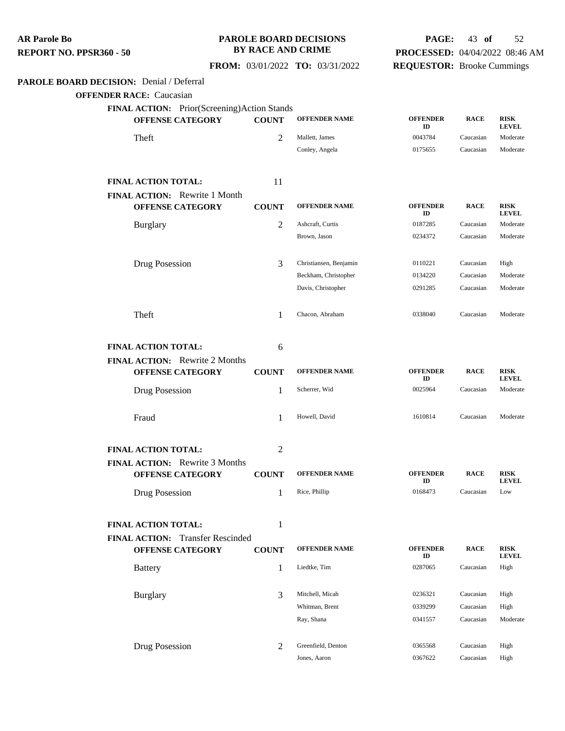**AR Parole Bo**
**REPORT NO. PPSR360 - 50**

**PAROLE BOARD DECISIONS BY RACE AND CRIME**

**FROM:** 03/01/2022 **TO:** 03/31/2022

**PROCESSED:** 04/04/2022 08:46 AM
**REQUESTOR:** Brooke Cummings

**PAROLE BOARD DECISION:** Denial / Deferral

**OFFENDER RACE:** Caucasian

**FINAL ACTION:** Prior(Screening)Action Stands

| OFFENSE CATEGORY | COUNT | OFFENDER NAME | OFFENDER ID | RACE | RISK LEVEL |
|---|---|---|---|---|---|
| Theft | 2 | Mallett, James | 0043784 | Caucasian | Moderate |
| | | Conley, Angela | 0175655 | Caucasian | Moderate |

**FINAL ACTION TOTAL:** 11

**FINAL ACTION:** Rewrite 1 Month

| OFFENSE CATEGORY | COUNT | OFFENDER NAME | OFFENDER ID | RACE | RISK LEVEL |
|---|---|---|---|---|---|
| Burglary | 2 | Ashcraft, Curtis | 0187285 | Caucasian | Moderate |
| | | Brown, Jason | 0234372 | Caucasian | Moderate |
| Drug Posession | 3 | Christiansen, Benjamin | 0110221 | Caucasian | High |
| | | Beckham, Christopher | 0134220 | Caucasian | Moderate |
| | | Davis, Christopher | 0291285 | Caucasian | Moderate |
| Theft | 1 | Chacon, Abraham | 0338040 | Caucasian | Moderate |

**FINAL ACTION TOTAL:** 6

**FINAL ACTION:** Rewrite 2 Months

| OFFENSE CATEGORY | COUNT | OFFENDER NAME | OFFENDER ID | RACE | RISK LEVEL |
|---|---|---|---|---|---|
| Drug Posession | 1 | Scherrer, Wid | 0025964 | Caucasian | Moderate |
| Fraud | 1 | Howell, David | 1610814 | Caucasian | Moderate |

**FINAL ACTION TOTAL:** 2

**FINAL ACTION:** Rewrite 3 Months

| OFFENSE CATEGORY | COUNT | OFFENDER NAME | OFFENDER ID | RACE | RISK LEVEL |
|---|---|---|---|---|---|
| Drug Posession | 1 | Rice, Phillip | 0168473 | Caucasian | Low |

**FINAL ACTION TOTAL:** 1

**FINAL ACTION:** Transfer Rescinded

| OFFENSE CATEGORY | COUNT | OFFENDER NAME | OFFENDER ID | RACE | RISK LEVEL |
|---|---|---|---|---|---|
| Battery | 1 | Liedtke, Tim | 0287065 | Caucasian | High |
| Burglary | 3 | Mitchell, Micah | 0236321 | Caucasian | High |
| | | Whitman, Brent | 0339299 | Caucasian | High |
| | | Ray, Shana | 0341557 | Caucasian | Moderate |
| Drug Posession | 2 | Greenfield, Denton | 0365568 | Caucasian | High |
| | | Jones, Aaron | 0367622 | Caucasian | High |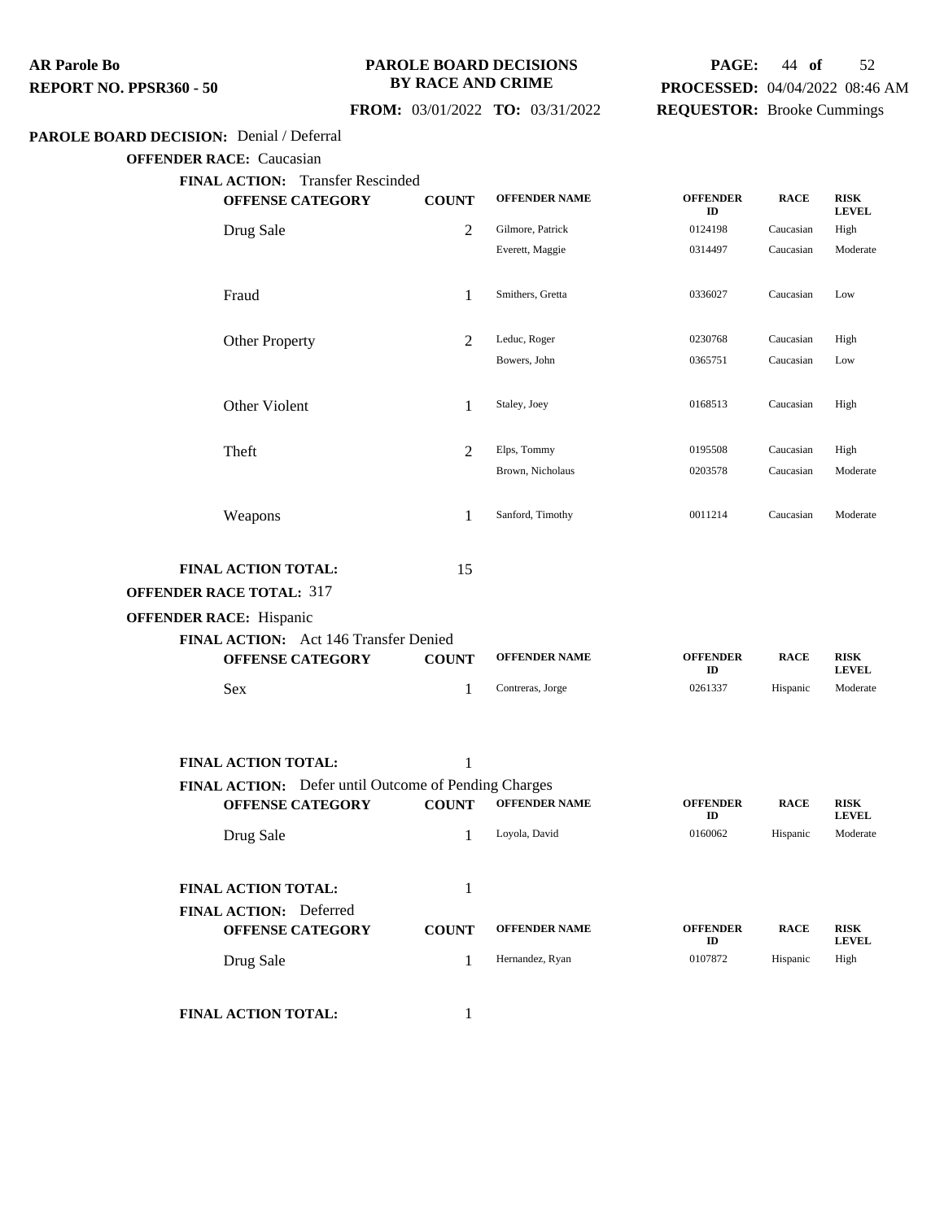**PAROLE BOARD DECISION:** Denial / Deferral

**OFFENDER RACE:** Caucasian

**FINAL ACTION:** Transfer Rescinded

| OFFENSE CATEGORY | COUNT | OFFENDER NAME | OFFENDER ID | RACE | RISK LEVEL |
|---|---|---|---|---|---|
| Drug Sale | 2 | Gilmore, Patrick | 0124198 | Caucasian | High |
| | | Everett, Maggie | 0314497 | Caucasian | Moderate |
| Fraud | 1 | Smithers, Gretta | 0336027 | Caucasian | Low |
| Other Property | 2 | Leduc, Roger | 0230768 | Caucasian | High |
| | | Bowers, John | 0365751 | Caucasian | Low |
| Other Violent | 1 | Staley, Joey | 0168513 | Caucasian | High |
| Theft | 2 | Elps, Tommy | 0195508 | Caucasian | High |
| | | Brown, Nicholaus | 0203578 | Caucasian | Moderate |
| Weapons | 1 | Sanford, Timothy | 0011214 | Caucasian | Moderate |

**FINAL ACTION TOTAL:** 15

**OFFENDER RACE TOTAL:** 317

**OFFENDER RACE:** Hispanic

**FINAL ACTION:** Act 146 Transfer Denied

| OFFENSE CATEGORY | COUNT | OFFENDER NAME | OFFENDER ID | RACE | RISK LEVEL |
|---|---|---|---|---|---|
| Sex | 1 | Contreras, Jorge | 0261337 | Hispanic | Moderate |

**FINAL ACTION TOTAL:** 1

**FINAL ACTION:** Defer until Outcome of Pending Charges

| OFFENSE CATEGORY | COUNT | OFFENDER NAME | OFFENDER ID | RACE | RISK LEVEL |
|---|---|---|---|---|---|
| Drug Sale | 1 | Loyola, David | 0160062 | Hispanic | Moderate |

**FINAL ACTION TOTAL:** 1

**FINAL ACTION:** Deferred

| OFFENSE CATEGORY | COUNT | OFFENDER NAME | OFFENDER ID | RACE | RISK LEVEL |
|---|---|---|---|---|---|
| Drug Sale | 1 | Hernandez, Ryan | 0107872 | Hispanic | High |

**FINAL ACTION TOTAL:** 1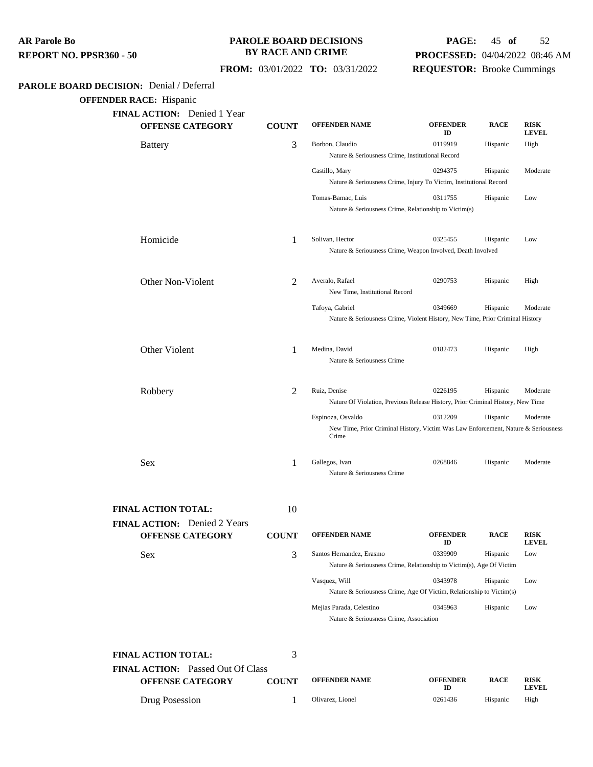**AR Parole Bo**
**REPORT NO. PPSR360 - 50**

**PAROLE BOARD DECISIONS**
**BY RACE AND CRIME**

**FROM:** 03/01/2022 **TO:** 03/31/2022

**PROCESSED:** 04/04/2022 08:46 AM
**REQUESTOR:** Brooke Cummings

**PAROLE BOARD DECISION:** Denial / Deferral

**OFFENDER RACE:** Hispanic

**FINAL ACTION:** Denied 1 Year

| OFFENSE CATEGORY | COUNT | OFFENDER NAME | OFFENDER ID | RACE | RISK LEVEL |
|---|---|---|---|---|---|
| Battery | 3 | Borbon, Claudio | 0119919 | Hispanic | High |
| | | Nature & Seriousness Crime, Institutional Record | | | |
| | | Castillo, Mary | 0294375 | Hispanic | Moderate |
| | | Nature & Seriousness Crime, Injury To Victim, Institutional Record | | | |
| | | Tomas-Bamac, Luis | 0311755 | Hispanic | Low |
| | | Nature & Seriousness Crime, Relationship to Victim(s) | | | |
| Homicide | 1 | Solivan, Hector | 0325455 | Hispanic | Low |
| | | Nature & Seriousness Crime, Weapon Involved, Death Involved | | | |
| Other Non-Violent | 2 | Averalo, Rafael | 0290753 | Hispanic | High |
| | | New Time, Institutional Record | | | |
| | | Tafoya, Gabriel | 0349669 | Hispanic | Moderate |
| | | Nature & Seriousness Crime, Violent History, New Time, Prior Criminal History | | | |
| Other Violent | 1 | Medina, David | 0182473 | Hispanic | High |
| | | Nature & Seriousness Crime | | | |
| Robbery | 2 | Ruiz, Denise | 0226195 | Hispanic | Moderate |
| | | Nature Of Violation, Previous Release History, Prior Criminal History, New Time | | | |
| | | Espinoza, Osvaldo | 0312209 | Hispanic | Moderate |
| | | New Time, Prior Criminal History, Victim Was Law Enforcement, Nature & Seriousness Crime | | | |
| Sex | 1 | Gallegos, Ivan | 0268846 | Hispanic | Moderate |
| | | Nature & Seriousness Crime | | | |

**FINAL ACTION TOTAL:** 10

**FINAL ACTION:** Denied 2 Years

| OFFENSE CATEGORY | COUNT | OFFENDER NAME | OFFENDER ID | RACE | RISK LEVEL |
|---|---|---|---|---|---|
| Sex | 3 | Santos Hernandez, Erasmo | 0339909 | Hispanic | Low |
| | | Nature & Seriousness Crime, Relationship to Victim(s), Age Of Victim | | | |
| | | Vasquez, Will | 0343978 | Hispanic | Low |
| | | Nature & Seriousness Crime, Age Of Victim, Relationship to Victim(s) | | | |
| | | Mejias Parada, Celestino | 0345963 | Hispanic | Low |
| | | Nature & Seriousness Crime, Association | | | |

**FINAL ACTION TOTAL:** 3

**FINAL ACTION:** Passed Out Of Class

| OFFENSE CATEGORY | COUNT | OFFENDER NAME | OFFENDER ID | RACE | RISK LEVEL |
|---|---|---|---|---|---|
| Drug Posession | 1 | Olivarez, Lionel | 0261436 | Hispanic | High |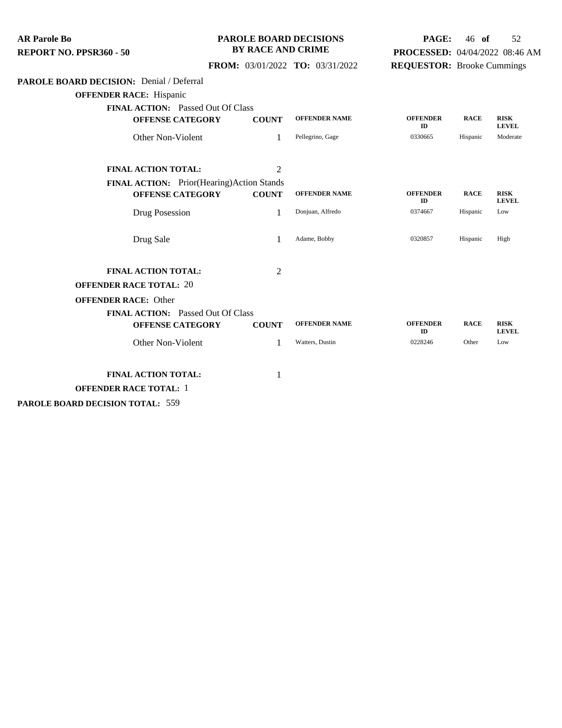**AR Parole Bo**
**REPORT NO. PPSR360 - 50**

**PAROLE BOARD DECISIONS BY RACE AND CRIME**

**FROM:** 03/01/2022 **TO:** 03/31/2022

**PROCESSED:** 04/04/2022 08:46 AM
**REQUESTOR:** Brooke Cummings

**PAROLE BOARD DECISION:** Denial / Deferral

**OFFENDER RACE:** Hispanic

**FINAL ACTION:** Passed Out Of Class

| OFFENSE CATEGORY | COUNT | OFFENDER NAME | OFFENDER ID | RACE | RISK LEVEL |
|---|---|---|---|---|---|
| Other Non-Violent | 1 | Pellegrino, Gage | 0330665 | Hispanic | Moderate |

**FINAL ACTION TOTAL:** 2

**FINAL ACTION:** Prior(Hearing)Action Stands

| OFFENSE CATEGORY | COUNT | OFFENDER NAME | OFFENDER ID | RACE | RISK LEVEL |
|---|---|---|---|---|---|
| Drug Posession | 1 | Donjuan, Alfredo | 0374667 | Hispanic | Low |
| Drug Sale | 1 | Adame, Bobby | 0320857 | Hispanic | High |

**FINAL ACTION TOTAL:** 2

**OFFENDER RACE TOTAL:** 20

**OFFENDER RACE:** Other

**FINAL ACTION:** Passed Out Of Class

| OFFENSE CATEGORY | COUNT | OFFENDER NAME | OFFENDER ID | RACE | RISK LEVEL |
|---|---|---|---|---|---|
| Other Non-Violent | 1 | Watters, Dustin | 0228246 | Other | Low |

**FINAL ACTION TOTAL:** 1

**OFFENDER RACE TOTAL:** 1

**PAROLE BOARD DECISION TOTAL:** 559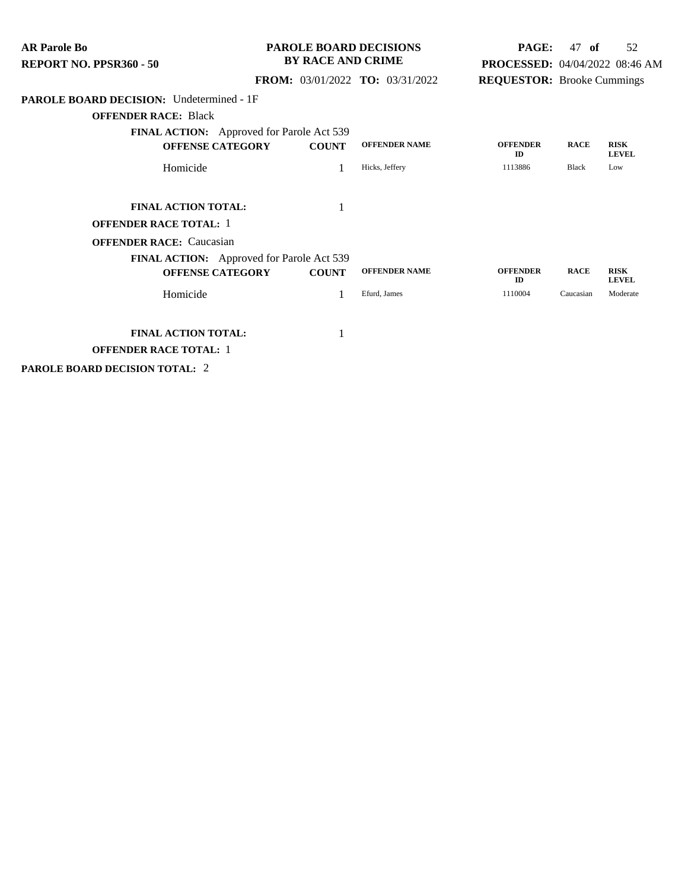**PAROLE BOARD DECISION:** Undetermined - 1F

**OFFENDER RACE:** Black

**FINAL ACTION:** Approved for Parole Act 539

| OFFENSE CATEGORY | COUNT | OFFENDER NAME | OFFENDER ID | RACE | RISK LEVEL |
|---|---|---|---|---|---|
| Homicide | 1 | Hicks, Jeffery | 1113886 | Black | Low |

**FINAL ACTION TOTAL:** 1

**OFFENDER RACE TOTAL:** 1

**OFFENDER RACE:** Caucasian

**FINAL ACTION:** Approved for Parole Act 539

| OFFENSE CATEGORY | COUNT | OFFENDER NAME | OFFENDER ID | RACE | RISK LEVEL |
|---|---|---|---|---|---|
| Homicide | 1 | Efurd, James | 1110004 | Caucasian | Moderate |

**FINAL ACTION TOTAL:** 1

**OFFENDER RACE TOTAL:** 1

**PAROLE BOARD DECISION TOTAL:** 2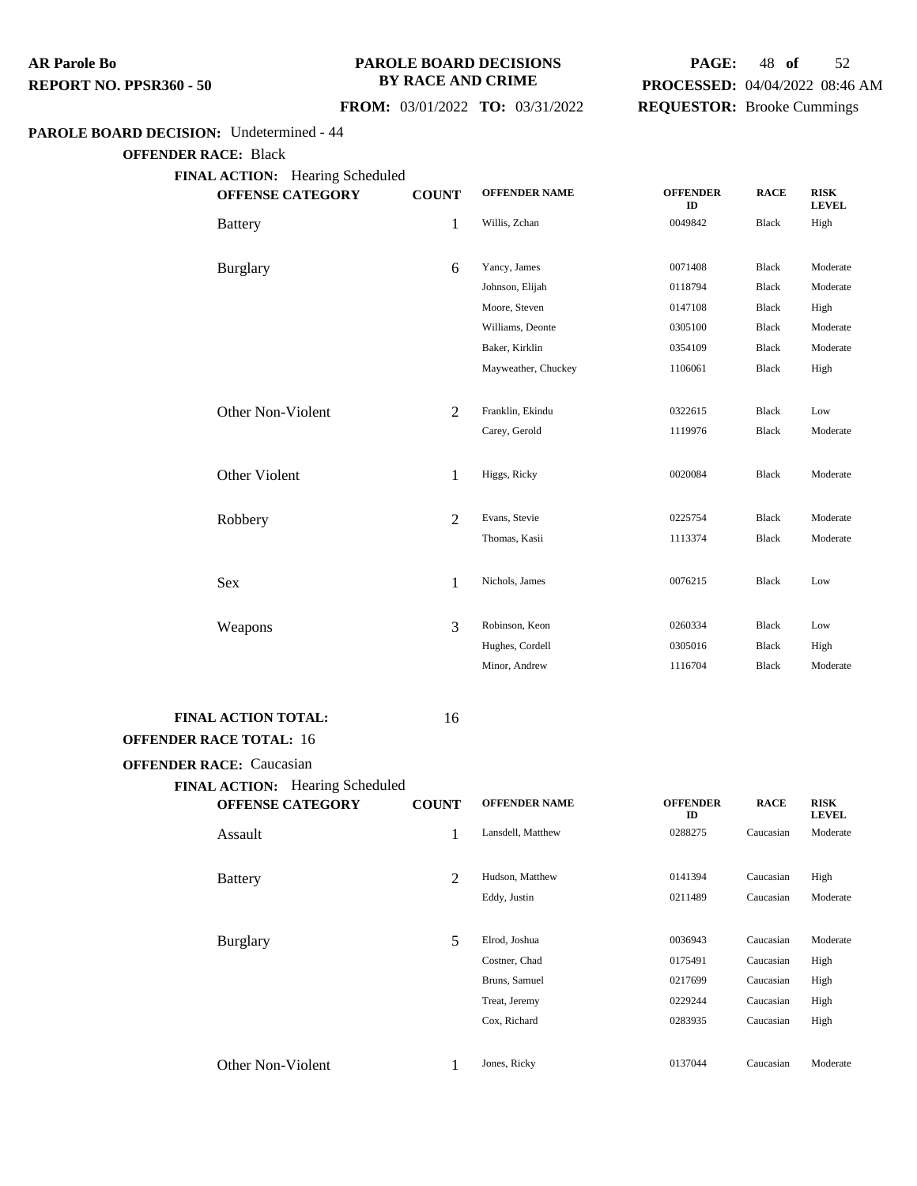**AR Parole Bo**
**REPORT NO. PPSR360 - 50**

**PAROLE BOARD DECISIONS BY RACE AND CRIME**

**FROM:** 03/01/2022 **TO:** 03/31/2022

**PROCESSED:** 04/04/2022 08:46 AM
**REQUESTOR:** Brooke Cummings

**PAROLE BOARD DECISION:** Undetermined - 44

**OFFENDER RACE:** Black

**FINAL ACTION:** Hearing Scheduled

| OFFENSE CATEGORY | COUNT | OFFENDER NAME | OFFENDER ID | RACE | RISK LEVEL |
|---|---|---|---|---|---|
| Battery | 1 | Willis, Zchan | 0049842 | Black | High |
| Burglary | 6 | Yancy, James | 0071408 | Black | Moderate |
| | | Johnson, Elijah | 0118794 | Black | Moderate |
| | | Moore, Steven | 0147108 | Black | High |
| | | Williams, Deonte | 0305100 | Black | Moderate |
| | | Baker, Kirklin | 0354109 | Black | Moderate |
| | | Mayweather, Chuckey | 1106061 | Black | High |
| Other Non-Violent | 2 | Franklin, Ekindu | 0322615 | Black | Low |
| | | Carey, Gerold | 1119976 | Black | Moderate |
| Other Violent | 1 | Higgs, Ricky | 0020084 | Black | Moderate |
| Robbery | 2 | Evans, Stevie | 0225754 | Black | Moderate |
| | | Thomas, Kasii | 1113374 | Black | Moderate |
| Sex | 1 | Nichols, James | 0076215 | Black | Low |
| Weapons | 3 | Robinson, Keon | 0260334 | Black | Low |
| | | Hughes, Cordell | 0305016 | Black | High |
| | | Minor, Andrew | 1116704 | Black | Moderate |

**FINAL ACTION TOTAL:** 16

**OFFENDER RACE TOTAL:** 16

**OFFENDER RACE:** Caucasian

**FINAL ACTION:** Hearing Scheduled

| OFFENSE CATEGORY | COUNT | OFFENDER NAME | OFFENDER ID | RACE | RISK LEVEL |
|---|---|---|---|---|---|
| Assault | 1 | Lansdell, Matthew | 0288275 | Caucasian | Moderate |
| Battery | 2 | Hudson, Matthew | 0141394 | Caucasian | High |
| | | Eddy, Justin | 0211489 | Caucasian | Moderate |
| Burglary | 5 | Elrod, Joshua | 0036943 | Caucasian | Moderate |
| | | Costner, Chad | 0175491 | Caucasian | High |
| | | Bruns, Samuel | 0217699 | Caucasian | High |
| | | Treat, Jeremy | 0229244 | Caucasian | High |
| | | Cox, Richard | 0283935 | Caucasian | High |
| Other Non-Violent | 1 | Jones, Ricky | 0137044 | Caucasian | Moderate |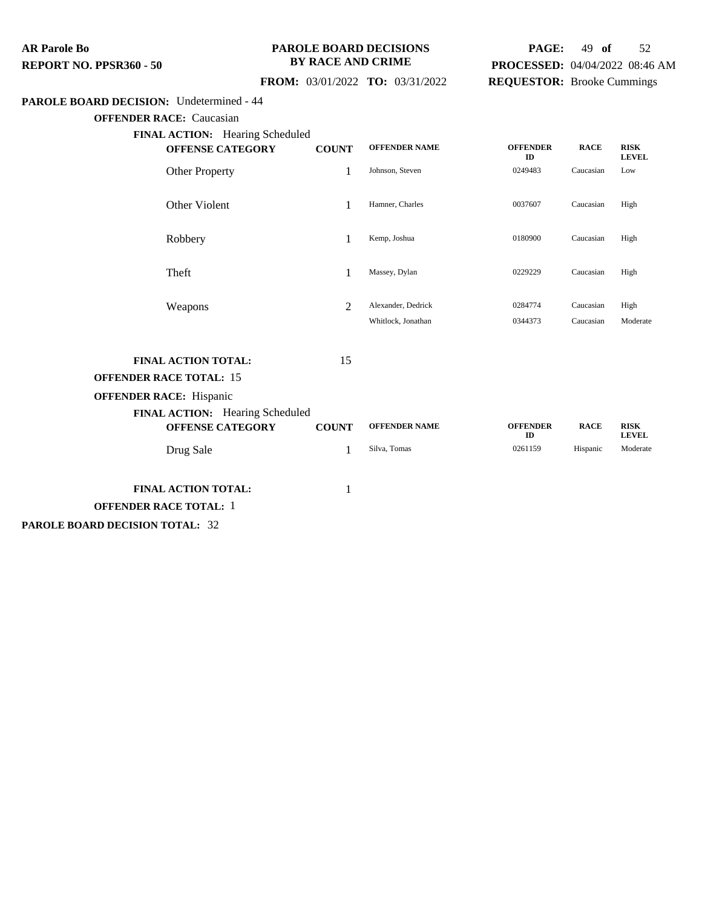**PAROLE BOARD DECISION:** Undetermined - 44

**OFFENDER RACE:** Caucasian

**FINAL ACTION:** Hearing Scheduled

| OFFENSE CATEGORY | COUNT | OFFENDER NAME | OFFENDER ID | RACE | RISK LEVEL |
|---|---|---|---|---|---|
| Other Property | 1 | Johnson, Steven | 0249483 | Caucasian | Low |
| Other Violent | 1 | Hamner, Charles | 0037607 | Caucasian | High |
| Robbery | 1 | Kemp, Joshua | 0180900 | Caucasian | High |
| Theft | 1 | Massey, Dylan | 0229229 | Caucasian | High |
| Weapons | 2 | Alexander, Dedrick | 0284774 | Caucasian | High |
| | | Whitlock, Jonathan | 0344373 | Caucasian | Moderate |

**FINAL ACTION TOTAL:** 15

**OFFENDER RACE TOTAL:** 15

**OFFENDER RACE:** Hispanic

**FINAL ACTION:** Hearing Scheduled

| OFFENSE CATEGORY | COUNT | OFFENDER NAME | OFFENDER ID | RACE | RISK LEVEL |
|---|---|---|---|---|---|
| Drug Sale | 1 | Silva, Tomas | 0261159 | Hispanic | Moderate |

**FINAL ACTION TOTAL:** 1

**OFFENDER RACE TOTAL:** 1

**PAROLE BOARD DECISION TOTAL:** 32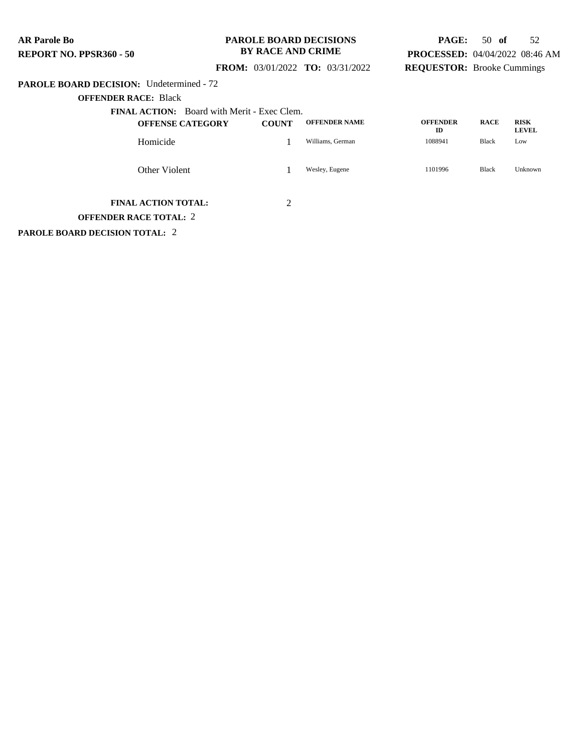**PAROLE BOARD DECISION:** Undetermined - 72

**OFFENDER RACE:** Black

**FINAL ACTION:** Board with Merit - Exec Clem.

| OFFENSE CATEGORY | COUNT | OFFENDER NAME | OFFENDER ID | RACE | RISK LEVEL |
|---|---|---|---|---|---|
| Homicide | 1 | Williams, German | 1088941 | Black | Low |
| Other Violent | 1 | Wesley, Eugene | 1101996 | Black | Unknown |

**FINAL ACTION TOTAL:** 2

**OFFENDER RACE TOTAL:** 2

**PAROLE BOARD DECISION TOTAL:** 2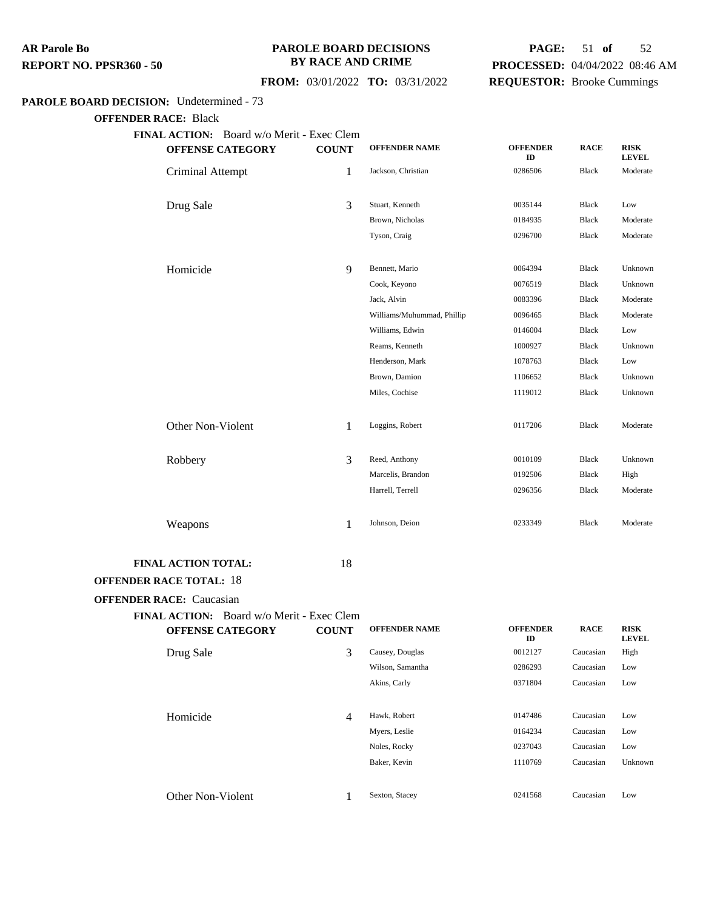**PAROLE BOARD DECISION:** Undetermined - 73

**OFFENDER RACE:** Black

**FINAL ACTION:** Board w/o Merit - Exec Clem

| OFFENSE CATEGORY | COUNT | OFFENDER NAME | OFFENDER ID | RACE | RISK LEVEL |
|---|---|---|---|---|---|
| Criminal Attempt | 1 | Jackson, Christian | 0286506 | Black | Moderate |
| Drug Sale | 3 | Stuart, Kenneth | 0035144 | Black | Low |
| | | Brown, Nicholas | 0184935 | Black | Moderate |
| | | Tyson, Craig | 0296700 | Black | Moderate |
| Homicide | 9 | Bennett, Mario | 0064394 | Black | Unknown |
| | | Cook, Keyono | 0076519 | Black | Unknown |
| | | Jack, Alvin | 0083396 | Black | Moderate |
| | | Williams/Muhummad, Phillip | 0096465 | Black | Moderate |
| | | Williams, Edwin | 0146004 | Black | Low |
| | | Reams, Kenneth | 1000927 | Black | Unknown |
| | | Henderson, Mark | 1078763 | Black | Low |
| | | Brown, Damion | 1106652 | Black | Unknown |
| | | Miles, Cochise | 1119012 | Black | Unknown |
| Other Non-Violent | 1 | Loggins, Robert | 0117206 | Black | Moderate |
| Robbery | 3 | Reed, Anthony | 0010109 | Black | Unknown |
| | | Marcelis, Brandon | 0192506 | Black | High |
| | | Harrell, Terrell | 0296356 | Black | Moderate |
| Weapons | 1 | Johnson, Deion | 0233349 | Black | Moderate |

**FINAL ACTION TOTAL:** 18

**OFFENDER RACE TOTAL:** 18

**OFFENDER RACE:** Caucasian

**FINAL ACTION:** Board w/o Merit - Exec Clem

| OFFENSE CATEGORY | COUNT | OFFENDER NAME | OFFENDER ID | RACE | RISK LEVEL |
|---|---|---|---|---|---|
| Drug Sale | 3 | Causey, Douglas | 0012127 | Caucasian | High |
| | | Wilson, Samantha | 0286293 | Caucasian | Low |
| | | Akins, Carly | 0371804 | Caucasian | Low |
| Homicide | 4 | Hawk, Robert | 0147486 | Caucasian | Low |
| | | Myers, Leslie | 0164234 | Caucasian | Low |
| | | Noles, Rocky | 0237043 | Caucasian | Low |
| | | Baker, Kevin | 1110769 | Caucasian | Unknown |
| Other Non-Violent | 1 | Sexton, Stacey | 0241568 | Caucasian | Low |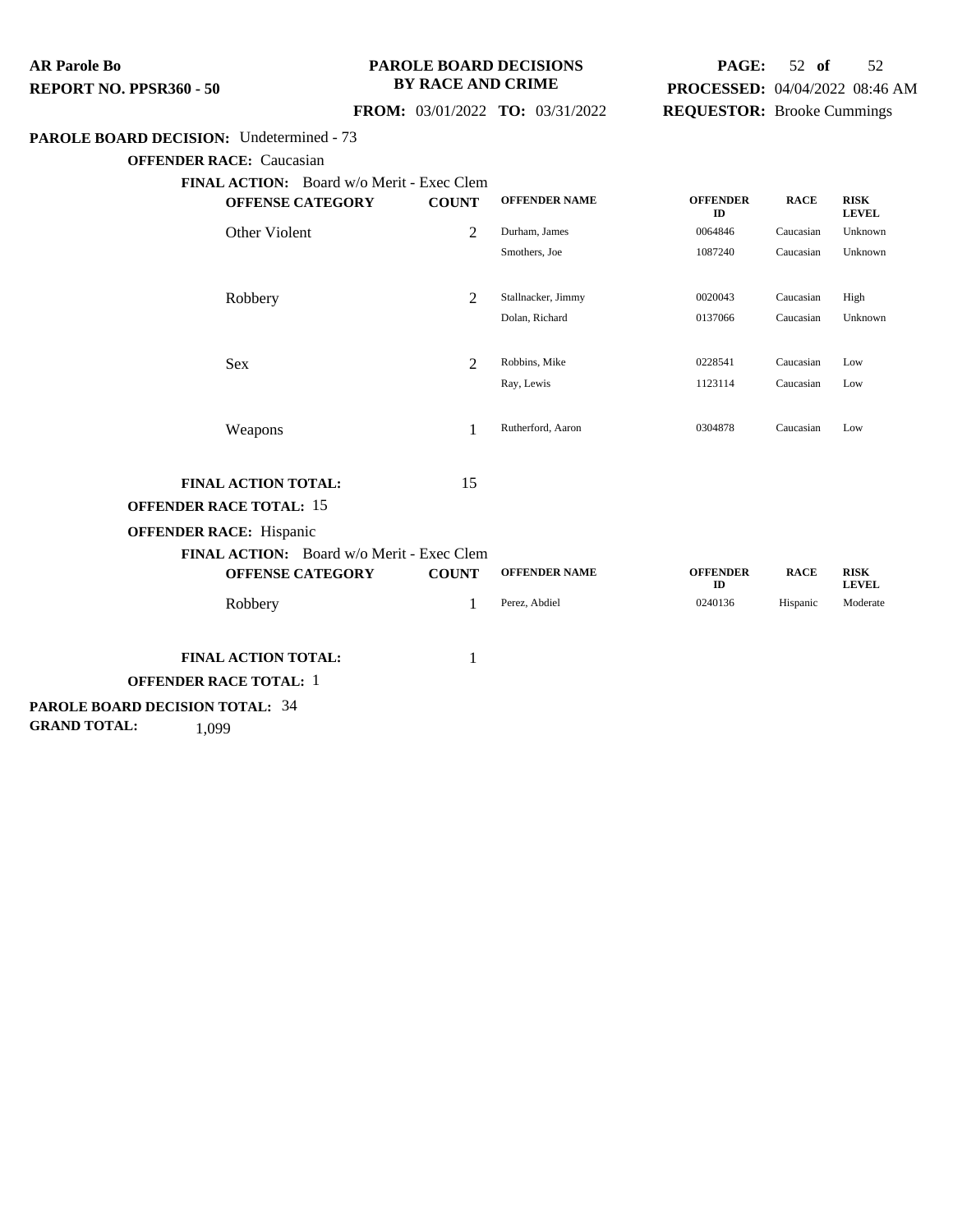**PAROLE BOARD DECISION:** Undetermined - 73

**OFFENDER RACE:** Caucasian

**FINAL ACTION:** Board w/o Merit - Exec Clem

| OFFENSE CATEGORY | COUNT | OFFENDER NAME | OFFENDER ID | RACE | RISK LEVEL |
|---|---|---|---|---|---|
| Other Violent | 2 | Durham, James | 0064846 | Caucasian | Unknown |
| | | Smothers, Joe | 1087240 | Caucasian | Unknown |
| Robbery | 2 | Stallnacker, Jimmy | 0020043 | Caucasian | High |
| | | Dolan, Richard | 0137066 | Caucasian | Unknown |
| Sex | 2 | Robbins, Mike | 0228541 | Caucasian | Low |
| | | Ray, Lewis | 1123114 | Caucasian | Low |
| Weapons | 1 | Rutherford, Aaron | 0304878 | Caucasian | Low |

**FINAL ACTION TOTAL:** 15

**OFFENDER RACE TOTAL:** 15

**OFFENDER RACE:** Hispanic

**FINAL ACTION:** Board w/o Merit - Exec Clem

| OFFENSE CATEGORY | COUNT | OFFENDER NAME | OFFENDER ID | RACE | RISK LEVEL |
|---|---|---|---|---|---|
| Robbery | 1 | Perez, Abdiel | 0240136 | Hispanic | Moderate |

**FINAL ACTION TOTAL:** 1

**OFFENDER RACE TOTAL:** 1

**PAROLE BOARD DECISION TOTAL:** 34

**GRAND TOTAL:** 1,099